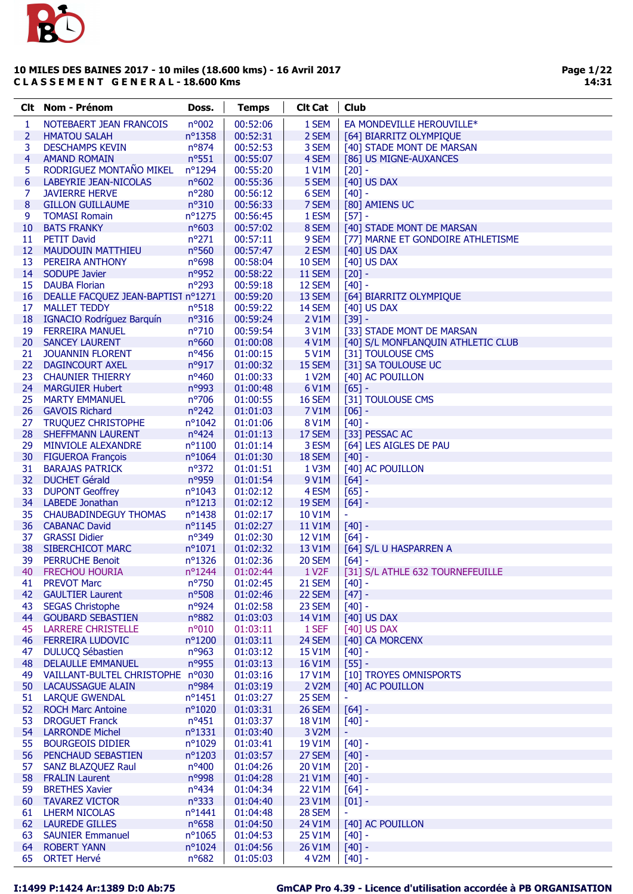# 10 MILES DES BAINES 2017 - 10 miles (18.600 kms) - 16 Avril 2017

**C L A S S E M E N T   G E N E R A L - 18.600 Kms**

| Clt | Nom - Prénom | Doss. | Temps | Clt Cat | Club |
|---|---|---|---|---|---|
| 1 | NOTEBAERT JEAN FRANCOIS | n°002 | 00:52:06 | 1 SEM | EA MONDEVILLE HEROUVILLE* |
| 2 | HMATOU SALAH | n°1358 | 00:52:31 | 2 SEM | [64] BIARRITZ OLYMPIQUE |
| 3 | DESCHAMPS KEVIN | n°874 | 00:52:53 | 3 SEM | [40] STADE MONT DE MARSAN |
| 4 | AMAND ROMAIN | n°551 | 00:55:07 | 4 SEM | [86] US MIGNE-AUXANCES |
| 5 | RODRIGUEZ MONTAÑO MIKEL | n°1294 | 00:55:20 | 1 V1M | [20] - |
| 6 | LABEYRIE JEAN-NICOLAS | n°602 | 00:55:36 | 5 SEM | [40] US DAX |
| 7 | JAVIERRE HERVE | n°280 | 00:56:12 | 6 SEM | [40] - |
| 8 | GILLON GUILLAUME | n°310 | 00:56:33 | 7 SEM | [80] AMIENS UC |
| 9 | TOMASI Romain | n°1275 | 00:56:45 | 1 ESM | [57] - |
| 10 | BATS FRANKY | n°603 | 00:57:02 | 8 SEM | [40] STADE MONT DE MARSAN |
| 11 | PETIT David | n°271 | 00:57:11 | 9 SEM | [77] MARNE ET GONDOIRE ATHLETISME |
| 12 | MAUDOUIN MATTHIEU | n°560 | 00:57:47 | 2 ESM | [40] US DAX |
| 13 | PEREIRA ANTHONY | n°698 | 00:58:04 | 10 SEM | [40] US DAX |
| 14 | SODUPE Javier | n°952 | 00:58:22 | 11 SEM | [20] - |
| 15 | DAUBA Florian | n°293 | 00:59:18 | 12 SEM | [40] - |
| 16 | DEALLE FACQUEZ JEAN-BAPTIST | n°1271 | 00:59:20 | 13 SEM | [64] BIARRITZ OLYMPIQUE |
| 17 | MALLET TEDDY | n°518 | 00:59:22 | 14 SEM | [40] US DAX |
| 18 | IGNACIO Rodríguez Barquín | n°316 | 00:59:24 | 2 V1M | [39] - |
| 19 | FERREIRA MANUEL | n°710 | 00:59:54 | 3 V1M | [33] STADE MONT DE MARSAN |
| 20 | SANCEY LAURENT | n°660 | 01:00:08 | 4 V1M | [40] S/L MONFLANQUIN ATHLETIC CLUB |
| 21 | JOUANNIN FLORENT | n°456 | 01:00:15 | 5 V1M | [31] TOULOUSE CMS |
| 22 | DAGINCOURT AXEL | n°917 | 01:00:32 | 15 SEM | [31] SA TOULOUSE UC |
| 23 | CHAUNIER THIERRY | n°460 | 01:00:33 | 1 V2M | [40] AC POUILLON |
| 24 | MARGUIER Hubert | n°993 | 01:00:48 | 6 V1M | [65] - |
| 25 | MARTY EMMANUEL | n°706 | 01:00:55 | 16 SEM | [31] TOULOUSE CMS |
| 26 | GAVOIS Richard | n°242 | 01:01:03 | 7 V1M | [06] - |
| 27 | TRUQUEZ CHRISTOPHE | n°1042 | 01:01:06 | 8 V1M | [40] - |
| 28 | SHEFFMANN LAURENT | n°424 | 01:01:13 | 17 SEM | [33] PESSAC AC |
| 29 | MINVIOLE ALEXANDRE | n°1100 | 01:01:14 | 3 ESM | [64] LES AIGLES DE PAU |
| 30 | FIGUEROA François | n°1064 | 01:01:30 | 18 SEM | [40] - |
| 31 | BARAJAS PATRICK | n°372 | 01:01:51 | 1 V3M | [40] AC POUILLON |
| 32 | DUCHET Gérald | n°959 | 01:01:54 | 9 V1M | [64] - |
| 33 | DUPONT Geoffrey | n°1043 | 01:02:12 | 4 ESM | [65] - |
| 34 | LABEDE Jonathan | n°1213 | 01:02:12 | 19 SEM | [64] - |
| 35 | CHAUBADINDEGUY THOMAS | n°1438 | 01:02:17 | 10 V1M | - |
| 36 | CABANAC David | n°1145 | 01:02:27 | 11 V1M | [40] - |
| 37 | GRASSI Didier | n°349 | 01:02:30 | 12 V1M | [64] - |
| 38 | SIBERCHICOT MARC | n°1071 | 01:02:32 | 13 V1M | [64] S/L U HASPARREN A |
| 39 | PERRUCHE Benoit | n°1326 | 01:02:36 | 20 SEM | [64] - |
| 40 | FRECHOU HOURIA | n°1244 | 01:02:44 | 1 V2F | [31] S/L ATHLE 632 TOURNEFEUILLE |
| 41 | PREVOT Marc | n°750 | 01:02:45 | 21 SEM | [40] - |
| 42 | GAULTIER Laurent | n°508 | 01:02:46 | 22 SEM | [47] - |
| 43 | SEGAS Christophe | n°924 | 01:02:58 | 23 SEM | [40] - |
| 44 | GOUBARD SEBASTIEN | n°882 | 01:03:03 | 14 V1M | [40] US DAX |
| 45 | LARRERE CHRISTELLE | n°010 | 01:03:11 | 1 SEF | [40] US DAX |
| 46 | FERREIRA LUDOVIC | n°1200 | 01:03:11 | 24 SEM | [40] CA MORCENX |
| 47 | DULUCQ Sébastien | n°963 | 01:03:12 | 15 V1M | [40] - |
| 48 | DELAULLE EMMANUEL | n°955 | 01:03:13 | 16 V1M | [55] - |
| 49 | VAILLANT-BULTEL CHRISTOPHE | n°030 | 01:03:16 | 17 V1M | [10] TROYES OMNISPORTS |
| 50 | LACAUSSAGUE ALAIN | n°984 | 01:03:19 | 2 V2M | [40] AC POUILLON |
| 51 | LARQUE GWENDAL | n°1451 | 01:03:27 | 25 SEM | - |
| 52 | ROCH Marc Antoine | n°1020 | 01:03:31 | 26 SEM | [64] - |
| 53 | DROGUET Franck | n°451 | 01:03:37 | 18 V1M | [40] - |
| 54 | LARRONDE Michel | n°1331 | 01:03:40 | 3 V2M | - |
| 55 | BOURGEOIS DIDIER | n°1029 | 01:03:41 | 19 V1M | [40] - |
| 56 | PENCHAUD SEBASTIEN | n°1203 | 01:03:57 | 27 SEM | [40] - |
| 57 | SANZ BLAZQUEZ Raul | n°400 | 01:04:26 | 20 V1M | [20] - |
| 58 | FRALIN Laurent | n°998 | 01:04:28 | 21 V1M | [40] - |
| 59 | BRETHES Xavier | n°434 | 01:04:34 | 22 V1M | [64] - |
| 60 | TAVAREZ VICTOR | n°333 | 01:04:40 | 23 V1M | [01] - |
| 61 | LHERM NICOLAS | n°1441 | 01:04:48 | 28 SEM | - |
| 62 | LAUREDE GILLES | n°658 | 01:04:50 | 24 V1M | [40] AC POUILLON |
| 63 | SAUNIER Emmanuel | n°1065 | 01:04:53 | 25 V1M | [40] - |
| 64 | ROBERT YANN | n°1024 | 01:04:56 | 26 V1M | [40] - |
| 65 | ORTET Hervé | n°682 | 01:05:03 | 4 V2M | [40] - |

I:1499 P:1424 Ar:1389 D:0 Ab:75

GmCAP Pro 4.39 - Licence d'utilisation accordée à PB ORGANISATION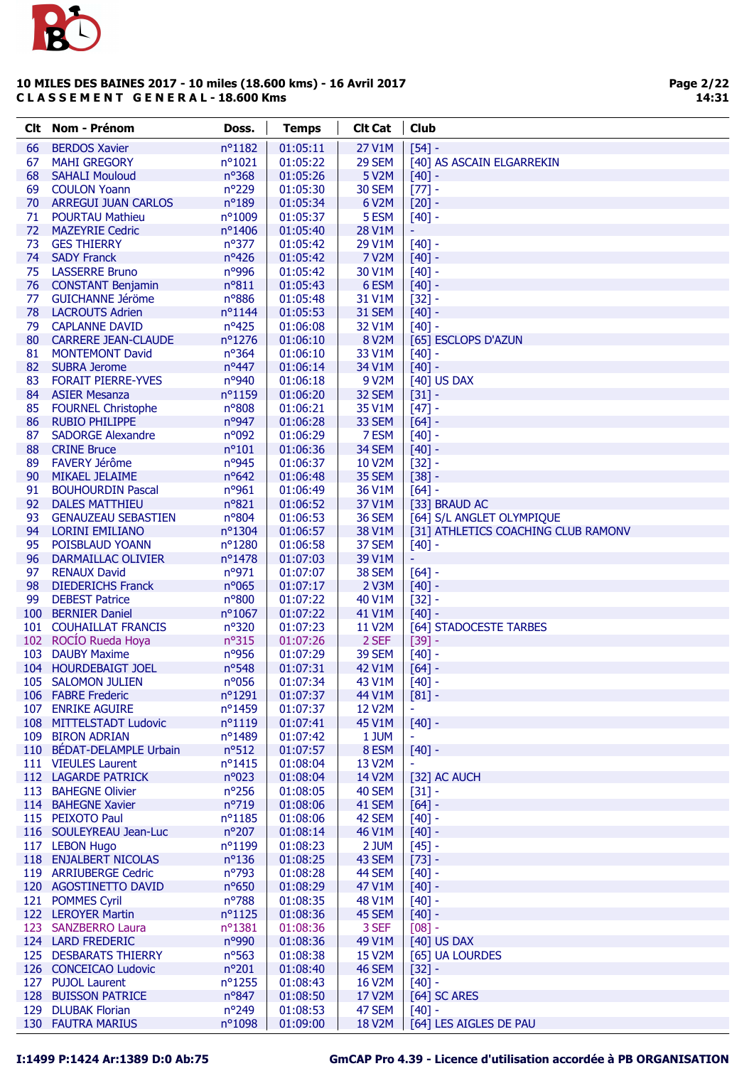**10 MILES DES BAINES 2017 - 10 miles (18.600 kms) - 16 Avril 2017**
**C L A S S E M E N T G E N E R A L - 18.600 Kms**

| Clt | Nom - Prénom | Doss. | Temps | Clt Cat | Club |
|---|---|---|---|---|---|
| 66 | BERDOS Xavier | n°1182 | 01:05:11 | 27 V1M | [54] - |
| 67 | MAHI GREGORY | n°1021 | 01:05:22 | 29 SEM | [40] AS ASCAIN ELGARREKIN |
| 68 | SAHALI Mouloud | n°368 | 01:05:26 | 5 V2M | [40] - |
| 69 | COULON Yoann | n°229 | 01:05:30 | 30 SEM | [77] - |
| 70 | ARREGUI JUAN CARLOS | n°189 | 01:05:34 | 6 V2M | [20] - |
| 71 | POURTAU Mathieu | n°1009 | 01:05:37 | 5 ESM | [40] - |
| 72 | MAZEYRIE Cedric | n°1406 | 01:05:40 | 28 V1M | - |
| 73 | GES THIERRY | n°377 | 01:05:42 | 29 V1M | [40] - |
| 74 | SADY Franck | n°426 | 01:05:42 | 7 V2M | [40] - |
| 75 | LASSERRE Bruno | n°996 | 01:05:42 | 30 V1M | [40] - |
| 76 | CONSTANT Benjamin | n°811 | 01:05:43 | 6 ESM | [40] - |
| 77 | GUICHANNE Jérôme | n°886 | 01:05:48 | 31 V1M | [32] - |
| 78 | LACROUTS Adrien | n°1144 | 01:05:53 | 31 SEM | [40] - |
| 79 | CAPLANNE DAVID | n°425 | 01:06:08 | 32 V1M | [40] - |
| 80 | CARRERE JEAN-CLAUDE | n°1276 | 01:06:10 | 8 V2M | [65] ESCLOPS D'AZUN |
| 81 | MONTEMONT David | n°364 | 01:06:10 | 33 V1M | [40] - |
| 82 | SUBRA Jerome | n°447 | 01:06:14 | 34 V1M | [40] - |
| 83 | FORAIT PIERRE-YVES | n°940 | 01:06:18 | 9 V2M | [40] US DAX |
| 84 | ASIER Mesanza | n°1159 | 01:06:20 | 32 SEM | [31] - |
| 85 | FOURNEL Christophe | n°808 | 01:06:21 | 35 V1M | [47] - |
| 86 | RUBIO PHILIPPE | n°947 | 01:06:28 | 33 SEM | [64] - |
| 87 | SADORGE Alexandre | n°092 | 01:06:29 | 7 ESM | [40] - |
| 88 | CRINE Bruce | n°101 | 01:06:36 | 34 SEM | [40] - |
| 89 | FAVERY Jérôme | n°945 | 01:06:37 | 10 V2M | [32] - |
| 90 | MIKAEL JELAIME | n°642 | 01:06:48 | 35 SEM | [38] - |
| 91 | BOUHOURDIN Pascal | n°961 | 01:06:49 | 36 V1M | [64] - |
| 92 | DALES MATTHIEU | n°821 | 01:06:52 | 37 V1M | [33] BRAUD AC |
| 93 | GENAUZEAU SEBASTIEN | n°804 | 01:06:53 | 36 SEM | [64] S/L ANGLET OLYMPIQUE |
| 94 | LORINI EMILIANO | n°1304 | 01:06:57 | 38 V1M | [31] ATHLETICS COACHING CLUB RAMONV |
| 95 | POISBLAUD YOANN | n°1280 | 01:06:58 | 37 SEM | [40] - |
| 96 | DARMAILLAC OLIVIER | n°1478 | 01:07:03 | 39 V1M | - |
| 97 | RENAUX David | n°971 | 01:07:07 | 38 SEM | [64] - |
| 98 | DIEDERICHS Franck | n°065 | 01:07:17 | 2 V3M | [40] - |
| 99 | DEBEST Patrice | n°800 | 01:07:22 | 40 V1M | [32] - |
| 100 | BERNIER Daniel | n°1067 | 01:07:22 | 41 V1M | [40] - |
| 101 | COUHAILLAT FRANCIS | n°320 | 01:07:23 | 11 V2M | [64] STADOCESTE TARBES |
| 102 | ROCÍO Rueda Hoya | n°315 | 01:07:26 | 2 SEF | [39] - |
| 103 | DAUBY Maxime | n°956 | 01:07:29 | 39 SEM | [40] - |
| 104 | HOURDEBAIGT JOEL | n°548 | 01:07:31 | 42 V1M | [64] - |
| 105 | SALOMON JULIEN | n°056 | 01:07:34 | 43 V1M | [40] - |
| 106 | FABRE Frederic | n°1291 | 01:07:37 | 44 V1M | [81] - |
| 107 | ENRIKE AGUIRE | n°1459 | 01:07:37 | 12 V2M | - |
| 108 | MITTELSTADT Ludovic | n°1119 | 01:07:41 | 45 V1M | [40] - |
| 109 | BIRON ADRIAN | n°1489 | 01:07:42 | 1 JUM | - |
| 110 | BÉDAT-DELAMPLE Urbain | n°512 | 01:07:57 | 8 ESM | [40] - |
| 111 | VIEULES Laurent | n°1415 | 01:08:04 | 13 V2M | - |
| 112 | LAGARDE PATRICK | n°023 | 01:08:04 | 14 V2M | [32] AC AUCH |
| 113 | BAHEGNE Olivier | n°256 | 01:08:05 | 40 SEM | [31] - |
| 114 | BAHEGNE Xavier | n°719 | 01:08:06 | 41 SEM | [64] - |
| 115 | PEIXOTO Paul | n°1185 | 01:08:06 | 42 SEM | [40] - |
| 116 | SOULEYREAU Jean-Luc | n°207 | 01:08:14 | 46 V1M | [40] - |
| 117 | LEBON Hugo | n°1199 | 01:08:23 | 2 JUM | [45] - |
| 118 | ENJALBERT NICOLAS | n°136 | 01:08:25 | 43 SEM | [73] - |
| 119 | ARRIUBERGE Cedric | n°793 | 01:08:28 | 44 SEM | [40] - |
| 120 | AGOSTINETTO DAVID | n°650 | 01:08:29 | 47 V1M | [40] - |
| 121 | POMMES Cyril | n°788 | 01:08:35 | 48 V1M | [40] - |
| 122 | LEROYER Martin | n°1125 | 01:08:36 | 45 SEM | [40] - |
| 123 | SANZBERRO Laura | n°1381 | 01:08:36 | 3 SEF | [08] - |
| 124 | LARD FREDERIC | n°990 | 01:08:36 | 49 V1M | [40] US DAX |
| 125 | DESBARATS THIERRY | n°563 | 01:08:38 | 15 V2M | [65] UA LOURDES |
| 126 | CONCEICAO Ludovic | n°201 | 01:08:40 | 46 SEM | [32] - |
| 127 | PUJOL Laurent | n°1255 | 01:08:43 | 16 V2M | [40] - |
| 128 | BUISSON PATRICE | n°847 | 01:08:50 | 17 V2M | [64] SC ARES |
| 129 | DLUBAK Florian | n°249 | 01:08:53 | 47 SEM | [40] - |
| 130 | FAUTRA MARIUS | n°1098 | 01:09:00 | 18 V2M | [64] LES AIGLES DE PAU |

I:1499 P:1424 Ar:1389 D:0 Ab:75

GmCAP Pro 4.39 - Licence d'utilisation accordée à PB ORGANISATION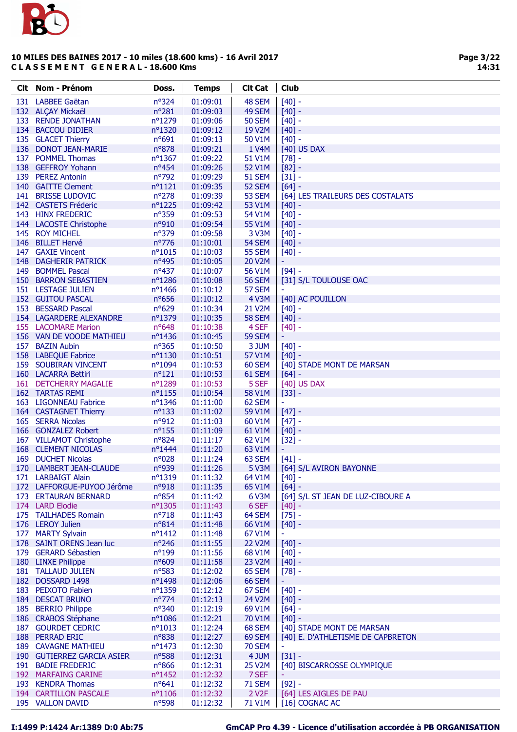**10 MILES DES BAINES 2017 - 10 miles (18.600 kms) - 16 Avril 2017**
**C L A S S E M E N T   G E N E R A L - 18.600 Kms**

| Clt | Nom - Prénom | Doss. | Temps | Clt Cat | Club |
|---|---|---|---|---|---|
| 131 | LABBEE Gaëtan | n°324 | 01:09:01 | 48 SEM | [40] - |
| 132 | ALÇAY Mickaël | n°281 | 01:09:03 | 49 SEM | [40] - |
| 133 | RENDE JONATHAN | n°1279 | 01:09:06 | 50 SEM | [40] - |
| 134 | BACCOU DIDIER | n°1320 | 01:09:12 | 19 V2M | [40] - |
| 135 | GLACET Thierry | n°691 | 01:09:13 | 50 V1M | [40] - |
| 136 | DONOT JEAN-MARIE | n°878 | 01:09:21 | 1 V4M | [40] US DAX |
| 137 | POMMEL Thomas | n°1367 | 01:09:22 | 51 V1M | [78] - |
| 138 | GEFFROY Yohann | n°454 | 01:09:26 | 52 V1M | [82] - |
| 139 | PEREZ Antonin | n°792 | 01:09:29 | 51 SEM | [31] - |
| 140 | GAITTE Clement | n°1121 | 01:09:35 | 52 SEM | [64] - |
| 141 | BRISSE LUDOVIC | n°278 | 01:09:39 | 53 SEM | [64] LES TRAILEURS DES COSTALATS |
| 142 | CASTETS Fréderic | n°1225 | 01:09:42 | 53 V1M | [40] - |
| 143 | HINX FREDERIC | n°359 | 01:09:53 | 54 V1M | [40] - |
| 144 | LACOSTE Christophe | n°910 | 01:09:54 | 55 V1M | [40] - |
| 145 | ROY MICHEL | n°379 | 01:09:58 | 3 V3M | [40] - |
| 146 | BILLET Hervé | n°776 | 01:10:01 | 54 SEM | [40] - |
| 147 | GAXIE Vincent | n°1015 | 01:10:03 | 55 SEM | [40] - |
| 148 | DAGHERIR PATRICK | n°495 | 01:10:05 | 20 V2M | - |
| 149 | BOMMEL Pascal | n°437 | 01:10:07 | 56 V1M | [94] - |
| 150 | BARRON SEBASTIEN | n°1286 | 01:10:08 | 56 SEM | [31] S/L TOULOUSE OAC |
| 151 | LESTAGE JULIEN | n°1466 | 01:10:12 | 57 SEM | - |
| 152 | GUITOU PASCAL | n°656 | 01:10:12 | 4 V3M | [40] AC POUILLON |
| 153 | BESSARD Pascal | n°629 | 01:10:34 | 21 V2M | [40] - |
| 154 | LAGARDERE ALEXANDRE | n°1379 | 01:10:35 | 58 SEM | [40] - |
| 155 | LACOMARE Marion | n°648 | 01:10:38 | 4 SEF | [40] - |
| 156 | VAN DE VOODE MATHIEU | n°1436 | 01:10:45 | 59 SEM | - |
| 157 | BAZIN Aubin | n°365 | 01:10:50 | 3 JUM | [40] - |
| 158 | LABEQUE Fabrice | n°1130 | 01:10:51 | 57 V1M | [40] - |
| 159 | SOUBIRAN VINCENT | n°1094 | 01:10:53 | 60 SEM | [40] STADE MONT DE MARSAN |
| 160 | LACARRA Bettiri | n°121 | 01:10:53 | 61 SEM | [64] - |
| 161 | DETCHERRY MAGALIE | n°1289 | 01:10:53 | 5 SEF | [40] US DAX |
| 162 | TARTAS REMI | n°1155 | 01:10:54 | 58 V1M | [33] - |
| 163 | LIGONNEAU Fabrice | n°1346 | 01:11:00 | 62 SEM | - |
| 164 | CASTAGNET Thierry | n°133 | 01:11:02 | 59 V1M | [47] - |
| 165 | SERRA Nicolas | n°912 | 01:11:03 | 60 V1M | [47] - |
| 166 | GONZALEZ Robert | n°155 | 01:11:09 | 61 V1M | [40] - |
| 167 | VILLAMOT Christophe | n°824 | 01:11:17 | 62 V1M | [32] - |
| 168 | CLEMENT NICOLAS | n°1444 | 01:11:20 | 63 V1M | - |
| 169 | DUCHET Nicolas | n°028 | 01:11:24 | 63 SEM | [41] - |
| 170 | LAMBERT JEAN-CLAUDE | n°939 | 01:11:26 | 5 V3M | [64] S/L AVIRON BAYONNE |
| 171 | LARBAIGT Alain | n°1319 | 01:11:32 | 64 V1M | [40] - |
| 172 | LAFFORGUE-PUYOO Jérôme | n°918 | 01:11:35 | 65 V1M | [64] - |
| 173 | ERTAURAN BERNARD | n°854 | 01:11:42 | 6 V3M | [64] S/L ST JEAN DE LUZ-CIBOURE A |
| 174 | LARD Elodie | n°1305 | 01:11:43 | 6 SEF | [40] - |
| 175 | TAILHADES Romain | n°718 | 01:11:43 | 64 SEM | [75] - |
| 176 | LEROY Julien | n°814 | 01:11:48 | 66 V1M | [40] - |
| 177 | MARTY Sylvain | n°1412 | 01:11:48 | 67 V1M | - |
| 178 | SAINT ORENS Jean luc | n°246 | 01:11:55 | 22 V2M | [40] - |
| 179 | GERARD Sébastien | n°199 | 01:11:56 | 68 V1M | [40] - |
| 180 | LINXE Philippe | n°609 | 01:11:58 | 23 V2M | [40] - |
| 181 | TALLAUD JULIEN | n°583 | 01:12:02 | 65 SEM | [78] - |
| 182 | DOSSARD 1498 | n°1498 | 01:12:06 | 66 SEM | - |
| 183 | PEIXOTO Fabien | n°1359 | 01:12:12 | 67 SEM | [40] - |
| 184 | DESCAT BRUNO | n°774 | 01:12:13 | 24 V2M | [40] - |
| 185 | BERRIO Philippe | n°340 | 01:12:19 | 69 V1M | [64] - |
| 186 | CRABOS Stéphane | n°1086 | 01:12:21 | 70 V1M | [40] - |
| 187 | GOURDET CEDRIC | n°1013 | 01:12:24 | 68 SEM | [40] STADE MONT DE MARSAN |
| 188 | PERRAD ERIC | n°838 | 01:12:27 | 69 SEM | [40] E. D'ATHLETISME DE CAPBRETON |
| 189 | CAVAGNE MATHIEU | n°1473 | 01:12:30 | 70 SEM | - |
| 190 | GUTIERREZ GARCIA ASIER | n°588 | 01:12:31 | 4 JUM | [31] - |
| 191 | BADIE FREDERIC | n°866 | 01:12:31 | 25 V2M | [40] BISCARROSSE OLYMPIQUE |
| 192 | MARFAING CARINE | n°1452 | 01:12:32 | 7 SEF | - |
| 193 | KENDRA Thomas | n°641 | 01:12:32 | 71 SEM | [92] - |
| 194 | CARTILLON PASCALE | n°1106 | 01:12:32 | 2 V2F | [64] LES AIGLES DE PAU |
| 195 | VALLON DAVID | n°598 | 01:12:32 | 71 V1M | [16] COGNAC AC |

I:1499 P:1424 Ar:1389 D:0 Ab:75 — GmCAP Pro 4.39 - Licence d'utilisation accordée à PB ORGANISATION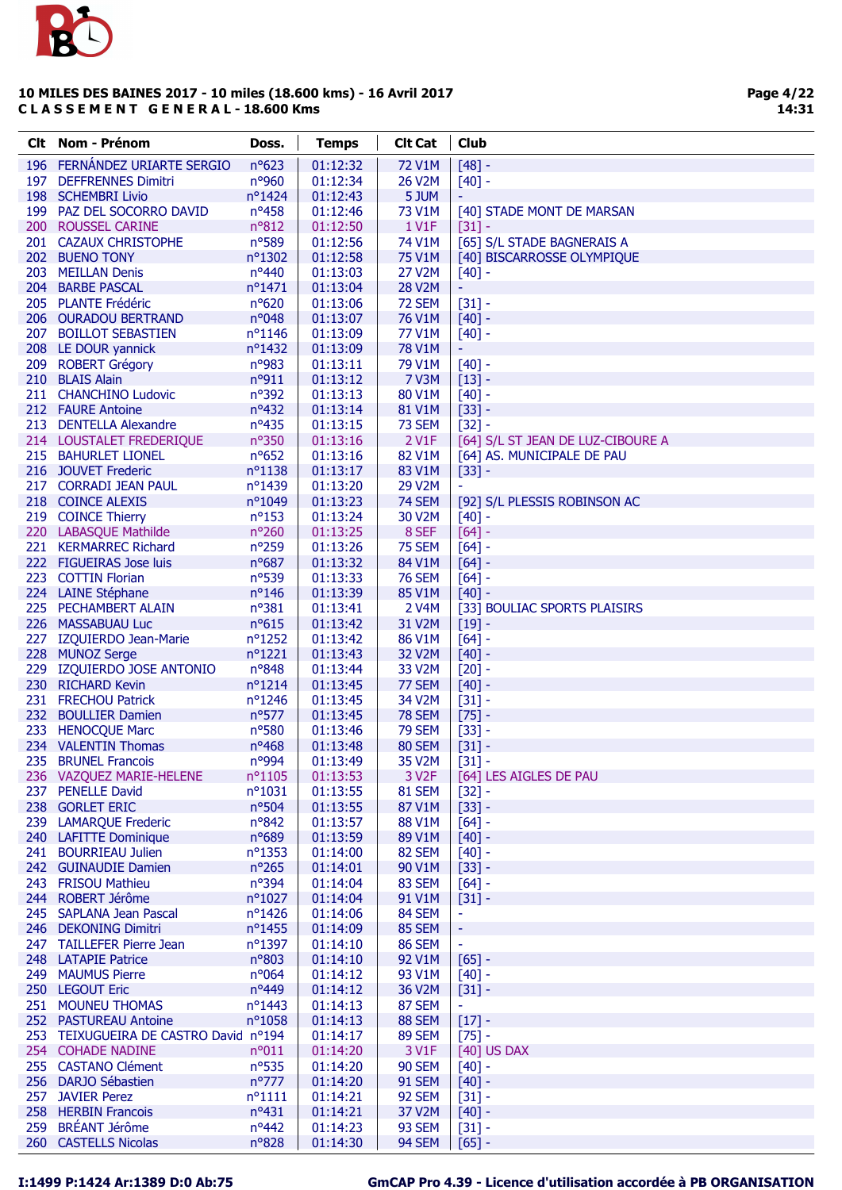**10 MILES DES BAINES 2017 - 10 miles (18.600 kms) - 16 Avril 2017**
**C L A S S E M E N T   G E N E R A L - 18.600 Kms**

| Clt | Nom - Prénom | Doss. | Temps | Clt Cat | Club |
|---|---|---|---|---|---|
| 196 | FERNÁNDEZ URIARTE SERGIO | n°623 | 01:12:32 | 72 V1M | [48] - |
| 197 | DEFFRENNES Dimitri | n°960 | 01:12:34 | 26 V2M | [40] - |
| 198 | SCHEMBRI Livio | n°1424 | 01:12:43 | 5 JUM | - |
| 199 | PAZ DEL SOCORRO DAVID | n°458 | 01:12:46 | 73 V1M | [40] STADE MONT DE MARSAN |
| 200 | ROUSSEL CARINE | n°812 | 01:12:50 | 1 V1F | [31] - |
| 201 | CAZAUX CHRISTOPHE | n°589 | 01:12:56 | 74 V1M | [65] S/L STADE BAGNERAIS A |
| 202 | BUENO TONY | n°1302 | 01:12:58 | 75 V1M | [40] BISCARROSSE OLYMPIQUE |
| 203 | MEILLAN Denis | n°440 | 01:13:03 | 27 V2M | [40] - |
| 204 | BARBE PASCAL | n°1471 | 01:13:04 | 28 V2M | - |
| 205 | PLANTE Frédéric | n°620 | 01:13:06 | 72 SEM | [31] - |
| 206 | OURADOU BERTRAND | n°048 | 01:13:07 | 76 V1M | [40] - |
| 207 | BOILLOT SEBASTIEN | n°1146 | 01:13:09 | 77 V1M | [40] - |
| 208 | LE DOUR yannick | n°1432 | 01:13:09 | 78 V1M | - |
| 209 | ROBERT Grégory | n°983 | 01:13:11 | 79 V1M | [40] - |
| 210 | BLAIS Alain | n°911 | 01:13:12 | 7 V3M | [13] - |
| 211 | CHANCHINO Ludovic | n°392 | 01:13:13 | 80 V1M | [40] - |
| 212 | FAURE Antoine | n°432 | 01:13:14 | 81 V1M | [33] - |
| 213 | DENTELLA Alexandre | n°435 | 01:13:15 | 73 SEM | [32] - |
| 214 | LOUSTALET FREDERIQUE | n°350 | 01:13:16 | 2 V1F | [64] S/L ST JEAN DE LUZ-CIBOURE A |
| 215 | BAHURLET LIONEL | n°652 | 01:13:16 | 82 V1M | [64] AS. MUNICIPALE DE PAU |
| 216 | JOUVET Frederic | n°1138 | 01:13:17 | 83 V1M | [33] - |
| 217 | CORRADI JEAN PAUL | n°1439 | 01:13:20 | 29 V2M | - |
| 218 | COINCE ALEXIS | n°1049 | 01:13:23 | 74 SEM | [92] S/L PLESSIS ROBINSON AC |
| 219 | COINCE Thierry | n°153 | 01:13:24 | 30 V2M | [40] - |
| 220 | LABASQUE Mathilde | n°260 | 01:13:25 | 8 SEF | [64] - |
| 221 | KERMARREC Richard | n°259 | 01:13:26 | 75 SEM | [64] - |
| 222 | FIGUEIRAS Jose luis | n°687 | 01:13:32 | 84 V1M | [64] - |
| 223 | COTTIN Florian | n°539 | 01:13:33 | 76 SEM | [64] - |
| 224 | LAINE Stéphane | n°146 | 01:13:39 | 85 V1M | [40] - |
| 225 | PECHAMBERT ALAIN | n°381 | 01:13:41 | 2 V4M | [33] BOULIAC SPORTS PLAISIRS |
| 226 | MASSABUAU Luc | n°615 | 01:13:42 | 31 V2M | [19] - |
| 227 | IZQUIERDO Jean-Marie | n°1252 | 01:13:42 | 86 V1M | [64] - |
| 228 | MUNOZ Serge | n°1221 | 01:13:43 | 32 V2M | [40] - |
| 229 | IZQUIERDO JOSE ANTONIO | n°848 | 01:13:44 | 33 V2M | [20] - |
| 230 | RICHARD Kevin | n°1214 | 01:13:45 | 77 SEM | [40] - |
| 231 | FRECHOU Patrick | n°1246 | 01:13:45 | 34 V2M | [31] - |
| 232 | BOULLIER Damien | n°577 | 01:13:45 | 78 SEM | [75] - |
| 233 | HENOCQUE Marc | n°580 | 01:13:46 | 79 SEM | [33] - |
| 234 | VALENTIN Thomas | n°468 | 01:13:48 | 80 SEM | [31] - |
| 235 | BRUNEL Francois | n°994 | 01:13:49 | 35 V2M | [31] - |
| 236 | VAZQUEZ MARIE-HELENE | n°1105 | 01:13:53 | 3 V2F | [64] LES AIGLES DE PAU |
| 237 | PENELLE David | n°1031 | 01:13:55 | 81 SEM | [32] - |
| 238 | GORLET ERIC | n°504 | 01:13:55 | 87 V1M | [33] - |
| 239 | LAMARQUE Frederic | n°842 | 01:13:57 | 88 V1M | [64] - |
| 240 | LAFITTE Dominique | n°689 | 01:13:59 | 89 V1M | [40] - |
| 241 | BOURRIEAU Julien | n°1353 | 01:14:00 | 82 SEM | [40] - |
| 242 | GUINAUDIE Damien | n°265 | 01:14:01 | 90 V1M | [33] - |
| 243 | FRISOU Mathieu | n°394 | 01:14:04 | 83 SEM | [64] - |
| 244 | ROBERT Jérôme | n°1027 | 01:14:04 | 91 V1M | [31] - |
| 245 | SAPLANA Jean Pascal | n°1426 | 01:14:06 | 84 SEM | - |
| 246 | DEKONING Dimitri | n°1455 | 01:14:09 | 85 SEM | - |
| 247 | TAILLEFER Pierre Jean | n°1397 | 01:14:10 | 86 SEM | - |
| 248 | LATAPIE Patrice | n°803 | 01:14:10 | 92 V1M | [65] - |
| 249 | MAUMUS Pierre | n°064 | 01:14:12 | 93 V1M | [40] - |
| 250 | LEGOUT Eric | n°449 | 01:14:12 | 36 V2M | [31] - |
| 251 | MOUNEU THOMAS | n°1443 | 01:14:13 | 87 SEM | - |
| 252 | PASTUREAU Antoine | n°1058 | 01:14:13 | 88 SEM | [17] - |
| 253 | TEIXUGUEIRA DE CASTRO David | n°194 | 01:14:17 | 89 SEM | [75] - |
| 254 | COHADE NADINE | n°011 | 01:14:20 | 3 V1F | [40] US DAX |
| 255 | CASTANO Clément | n°535 | 01:14:20 | 90 SEM | [40] - |
| 256 | DARJO Sébastien | n°777 | 01:14:20 | 91 SEM | [40] - |
| 257 | JAVIER Perez | n°1111 | 01:14:21 | 92 SEM | [31] - |
| 258 | HERBIN Francois | n°431 | 01:14:21 | 37 V2M | [40] - |
| 259 | BRÉANT Jérôme | n°442 | 01:14:23 | 93 SEM | [31] - |
| 260 | CASTELLS Nicolas | n°828 | 01:14:30 | 94 SEM | [65] - |

I:1499 P:1424 Ar:1389 D:0 Ab:75

GmCAP Pro 4.39 - Licence d'utilisation accordée à PB ORGANISATION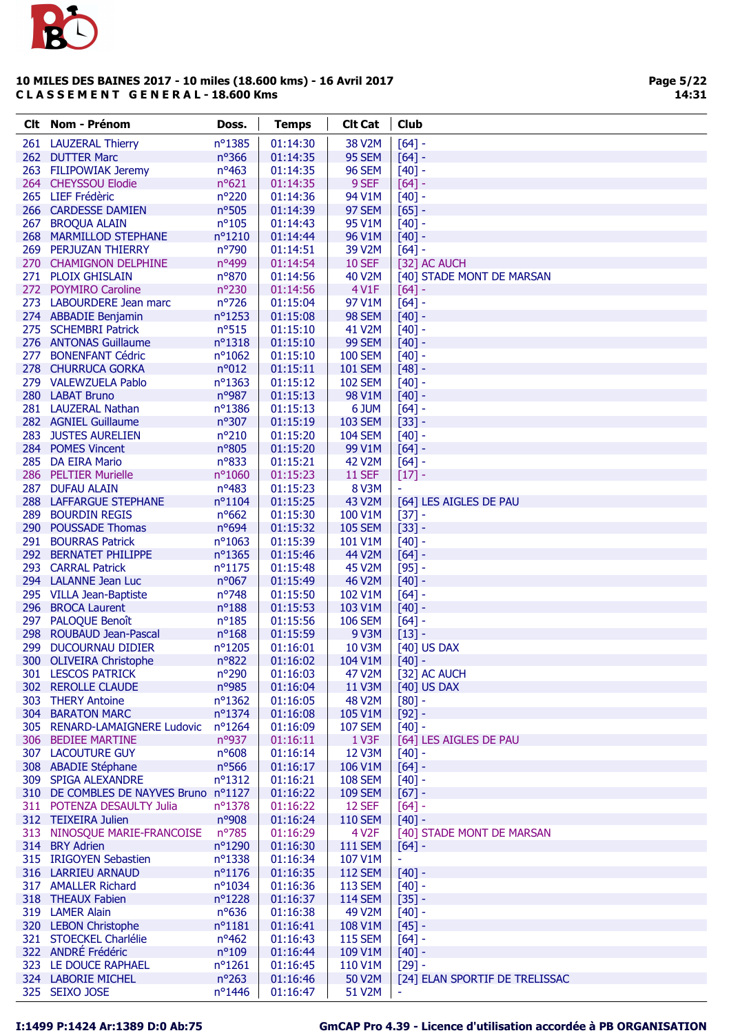**10 MILES DES BAINES 2017 - 10 miles (18.600 kms) - 16 Avril 2017**
**C L A S S E M E N T   G E N E R A L - 18.600 Kms**

| Clt | Nom - Prénom | Doss. | Temps | Clt Cat | Club |
|---|---|---|---|---|---|
| 261 | LAUZERAL Thierry | n°1385 | 01:14:30 | 38 V2M | [64] - |
| 262 | DUTTER Marc | n°366 | 01:14:35 | 95 SEM | [64] - |
| 263 | FILIPOWIAK Jeremy | n°463 | 01:14:35 | 96 SEM | [40] - |
| 264 | CHEYSSOU Elodie | n°621 | 01:14:35 | 9 SEF | [64] - |
| 265 | LIEF Frédèric | n°220 | 01:14:36 | 94 V1M | [40] - |
| 266 | CARDESSE DAMIEN | n°505 | 01:14:39 | 97 SEM | [65] - |
| 267 | BROQUA ALAIN | n°105 | 01:14:43 | 95 V1M | [40] - |
| 268 | MARMILLOD STEPHANE | n°1210 | 01:14:44 | 96 V1M | [40] - |
| 269 | PERJUZAN THIERRY | n°790 | 01:14:51 | 39 V2M | [64] - |
| 270 | CHAMIGNON DELPHINE | n°499 | 01:14:54 | 10 SEF | [32] AC AUCH |
| 271 | PLOIX GHISLAIN | n°870 | 01:14:56 | 40 V2M | [40] STADE MONT DE MARSAN |
| 272 | POYMIRO Caroline | n°230 | 01:14:56 | 4 V1F | [64] - |
| 273 | LABOURDERE Jean marc | n°726 | 01:15:04 | 97 V1M | [64] - |
| 274 | ABBADIE Benjamin | n°1253 | 01:15:08 | 98 SEM | [40] - |
| 275 | SCHEMBRI Patrick | n°515 | 01:15:10 | 41 V2M | [40] - |
| 276 | ANTONAS Guillaume | n°1318 | 01:15:10 | 99 SEM | [40] - |
| 277 | BONENFANT Cédric | n°1062 | 01:15:10 | 100 SEM | [40] - |
| 278 | CHURRUCA GORKA | n°012 | 01:15:11 | 101 SEM | [48] - |
| 279 | VALEWZUELA Pablo | n°1363 | 01:15:12 | 102 SEM | [40] - |
| 280 | LABAT Bruno | n°987 | 01:15:13 | 98 V1M | [40] - |
| 281 | LAUZERAL Nathan | n°1386 | 01:15:13 | 6 JUM | [64] - |
| 282 | AGNIEL Guillaume | n°307 | 01:15:19 | 103 SEM | [33] - |
| 283 | JUSTES AURELIEN | n°210 | 01:15:20 | 104 SEM | [40] - |
| 284 | POMES Vincent | n°805 | 01:15:20 | 99 V1M | [64] - |
| 285 | DA EIRA Mario | n°833 | 01:15:21 | 42 V2M | [64] - |
| 286 | PELTIER Murielle | n°1060 | 01:15:23 | 11 SEF | [17] - |
| 287 | DUFAU ALAIN | n°483 | 01:15:23 | 8 V3M | - |
| 288 | LAFFARGUE STEPHANE | n°1104 | 01:15:25 | 43 V2M | [64] LES AIGLES DE PAU |
| 289 | BOURDIN REGIS | n°662 | 01:15:30 | 100 V1M | [37] - |
| 290 | POUSSADE Thomas | n°694 | 01:15:32 | 105 SEM | [33] - |
| 291 | BOURRAS Patrick | n°1063 | 01:15:39 | 101 V1M | [40] - |
| 292 | BERNATET PHILIPPE | n°1365 | 01:15:46 | 44 V2M | [64] - |
| 293 | CARRAL Patrick | n°1175 | 01:15:48 | 45 V2M | [95] - |
| 294 | LALANNE Jean Luc | n°067 | 01:15:49 | 46 V2M | [40] - |
| 295 | VILLA Jean-Baptiste | n°748 | 01:15:50 | 102 V1M | [64] - |
| 296 | BROCA Laurent | n°188 | 01:15:53 | 103 V1M | [40] - |
| 297 | PALOQUE Benoît | n°185 | 01:15:56 | 106 SEM | [64] - |
| 298 | ROUBAUD Jean-Pascal | n°168 | 01:15:59 | 9 V3M | [13] - |
| 299 | DUCOURNAU DIDIER | n°1205 | 01:16:01 | 10 V3M | [40] US DAX |
| 300 | OLIVEIRA Christophe | n°822 | 01:16:02 | 104 V1M | [40] - |
| 301 | LESCOS PATRICK | n°290 | 01:16:03 | 47 V2M | [32] AC AUCH |
| 302 | REROLLE CLAUDE | n°985 | 01:16:04 | 11 V3M | [40] US DAX |
| 303 | THERY Antoine | n°1362 | 01:16:05 | 48 V2M | [80] - |
| 304 | BARATON MARC | n°1374 | 01:16:08 | 105 V1M | [92] - |
| 305 | RENARD-LAMAIGNERE Ludovic | n°1264 | 01:16:09 | 107 SEM | [40] - |
| 306 | BEDIEE MARTINE | n°937 | 01:16:11 | 1 V3F | [64] LES AIGLES DE PAU |
| 307 | LACOUTURE GUY | n°608 | 01:16:14 | 12 V3M | [40] - |
| 308 | ABADIE Stéphane | n°566 | 01:16:17 | 106 V1M | [64] - |
| 309 | SPIGA ALEXANDRE | n°1312 | 01:16:21 | 108 SEM | [40] - |
| 310 | DE COMBLES DE NAYVES Bruno | n°1127 | 01:16:22 | 109 SEM | [67] - |
| 311 | POTENZA DESAULTY Julia | n°1378 | 01:16:22 | 12 SEF | [64] - |
| 312 | TEIXEIRA Julien | n°908 | 01:16:24 | 110 SEM | [40] - |
| 313 | NINOSQUE MARIE-FRANCOISE | n°785 | 01:16:29 | 4 V2F | [40] STADE MONT DE MARSAN |
| 314 | BRY Adrien | n°1290 | 01:16:30 | 111 SEM | [64] - |
| 315 | IRIGOYEN Sebastien | n°1338 | 01:16:34 | 107 V1M | - |
| 316 | LARRIEU ARNAUD | n°1176 | 01:16:35 | 112 SEM | [40] - |
| 317 | AMALLER Richard | n°1034 | 01:16:36 | 113 SEM | [40] - |
| 318 | THEAUX Fabien | n°1228 | 01:16:37 | 114 SEM | [35] - |
| 319 | LAMER Alain | n°636 | 01:16:38 | 49 V2M | [40] - |
| 320 | LEBON Christophe | n°1181 | 01:16:41 | 108 V1M | [45] - |
| 321 | STOECKEL Charlélie | n°462 | 01:16:43 | 115 SEM | [64] - |
| 322 | ANDRÉ Frédéric | n°109 | 01:16:44 | 109 V1M | [40] - |
| 323 | LE DOUCE RAPHAEL | n°1261 | 01:16:45 | 110 V1M | [29] - |
| 324 | LABORIE MICHEL | n°263 | 01:16:46 | 50 V2M | [24] ELAN SPORTIF DE TRELISSAC |
| 325 | SEIXO JOSE | n°1446 | 01:16:47 | 51 V2M | - |

I:1499 P:1424 Ar:1389 D:0 Ab:75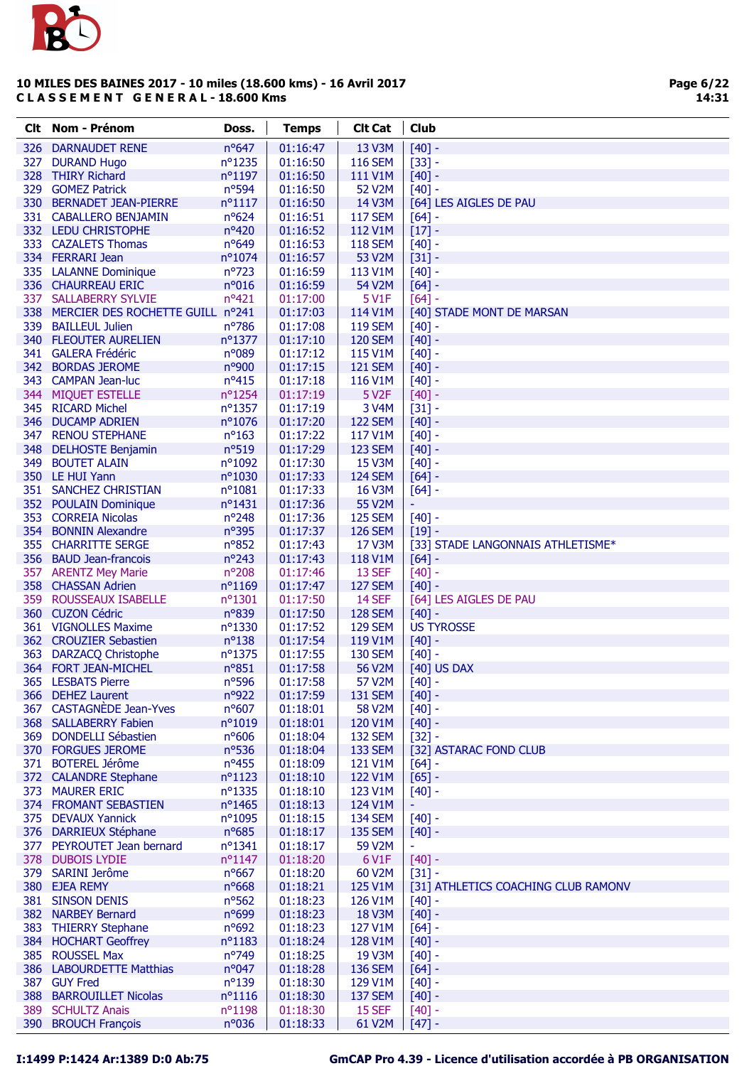**10 MILES DES BAINES 2017 - 10 miles (18.600 kms) - 16 Avril 2017**
**C L A S S E M E N T   G E N E R A L - 18.600 Kms**

| Clt | Nom - Prénom | Doss. | Temps | Clt Cat | Club |
|---|---|---|---|---|---|
| 326 | DARNAUDET RENE | n°647 | 01:16:47 | 13 V3M | [40] - |
| 327 | DURAND Hugo | n°1235 | 01:16:50 | 116 SEM | [33] - |
| 328 | THIRY Richard | n°1197 | 01:16:50 | 111 V1M | [40] - |
| 329 | GOMEZ Patrick | n°594 | 01:16:50 | 52 V2M | [40] - |
| 330 | BERNADET JEAN-PIERRE | n°1117 | 01:16:50 | 14 V3M | [64] LES AIGLES DE PAU |
| 331 | CABALLERO BENJAMIN | n°624 | 01:16:51 | 117 SEM | [64] - |
| 332 | LEDU CHRISTOPHE | n°420 | 01:16:52 | 112 V1M | [17] - |
| 333 | CAZALETS Thomas | n°649 | 01:16:53 | 118 SEM | [40] - |
| 334 | FERRARI Jean | n°1074 | 01:16:57 | 53 V2M | [31] - |
| 335 | LALANNE Dominique | n°723 | 01:16:59 | 113 V1M | [40] - |
| 336 | CHAURREAU ERIC | n°016 | 01:16:59 | 54 V2M | [64] - |
| 337 | SALLABERRY SYLVIE | n°421 | 01:17:00 | 5 V1F | [64] - |
| 338 | MERCIER DES ROCHETTE GUILL | n°241 | 01:17:03 | 114 V1M | [40] STADE MONT DE MARSAN |
| 339 | BAILLEUL Julien | n°786 | 01:17:08 | 119 SEM | [40] - |
| 340 | FLEOUTER AURELIEN | n°1377 | 01:17:10 | 120 SEM | [40] - |
| 341 | GALERA Frédéric | n°089 | 01:17:12 | 115 V1M | [40] - |
| 342 | BORDAS JEROME | n°900 | 01:17:15 | 121 SEM | [40] - |
| 343 | CAMPAN Jean-luc | n°415 | 01:17:18 | 116 V1M | [40] - |
| 344 | MIQUET ESTELLE | n°1254 | 01:17:19 | 5 V2F | [40] - |
| 345 | RICARD Michel | n°1357 | 01:17:19 | 3 V4M | [31] - |
| 346 | DUCAMP ADRIEN | n°1076 | 01:17:20 | 122 SEM | [40] - |
| 347 | RENOU STEPHANE | n°163 | 01:17:22 | 117 V1M | [40] - |
| 348 | DELHOSTE Benjamin | n°519 | 01:17:29 | 123 SEM | [40] - |
| 349 | BOUTET ALAIN | n°1092 | 01:17:30 | 15 V3M | [40] - |
| 350 | LE HUI Yann | n°1030 | 01:17:33 | 124 SEM | [64] - |
| 351 | SANCHEZ CHRISTIAN | n°1081 | 01:17:33 | 16 V3M | [64] - |
| 352 | POULAIN Dominique | n°1431 | 01:17:36 | 55 V2M | - |
| 353 | CORREIA Nicolas | n°248 | 01:17:36 | 125 SEM | [40] - |
| 354 | BONNIN Alexandre | n°395 | 01:17:37 | 126 SEM | [19] - |
| 355 | CHARRITTE SERGE | n°852 | 01:17:43 | 17 V3M | [33] STADE LANGONNAIS ATHLETISME* |
| 356 | BAUD Jean-francois | n°243 | 01:17:43 | 118 V1M | [64] - |
| 357 | ARENTZ Mey Marie | n°208 | 01:17:46 | 13 SEF | [40] - |
| 358 | CHASSAN Adrien | n°1169 | 01:17:47 | 127 SEM | [40] - |
| 359 | ROUSSEAUX ISABELLE | n°1301 | 01:17:50 | 14 SEF | [64] LES AIGLES DE PAU |
| 360 | CUZON Cédric | n°839 | 01:17:50 | 128 SEM | [40] - |
| 361 | VIGNOLLES Maxime | n°1330 | 01:17:52 | 129 SEM | US TYROSSE |
| 362 | CROUZIER Sebastien | n°138 | 01:17:54 | 119 V1M | [40] - |
| 363 | DARZACQ Christophe | n°1375 | 01:17:55 | 130 SEM | [40] - |
| 364 | FORT JEAN-MICHEL | n°851 | 01:17:58 | 56 V2M | [40] US DAX |
| 365 | LESBATS Pierre | n°596 | 01:17:58 | 57 V2M | [40] - |
| 366 | DEHEZ Laurent | n°922 | 01:17:59 | 131 SEM | [40] - |
| 367 | CASTAGNÈDE Jean-Yves | n°607 | 01:18:01 | 58 V2M | [40] - |
| 368 | SALLABERRY Fabien | n°1019 | 01:18:01 | 120 V1M | [40] - |
| 369 | DONDELLI Sébastien | n°606 | 01:18:04 | 132 SEM | [32] - |
| 370 | FORGUES JEROME | n°536 | 01:18:04 | 133 SEM | [32] ASTARAC FOND CLUB |
| 371 | BOTEREL Jérôme | n°455 | 01:18:09 | 121 V1M | [64] - |
| 372 | CALANDRE Stephane | n°1123 | 01:18:10 | 122 V1M | [65] - |
| 373 | MAURER ERIC | n°1335 | 01:18:10 | 123 V1M | [40] - |
| 374 | FROMANT SEBASTIEN | n°1465 | 01:18:13 | 124 V1M | - |
| 375 | DEVAUX Yannick | n°1095 | 01:18:15 | 134 SEM | [40] - |
| 376 | DARRIEUX Stéphane | n°685 | 01:18:17 | 135 SEM | [40] - |
| 377 | PEYROUTET Jean bernard | n°1341 | 01:18:17 | 59 V2M | - |
| 378 | DUBOIS LYDIE | n°1147 | 01:18:20 | 6 V1F | [40] - |
| 379 | SARINI Jerôme | n°667 | 01:18:20 | 60 V2M | [31] - |
| 380 | EJEA REMY | n°668 | 01:18:21 | 125 V1M | [31] ATHLETICS COACHING CLUB RAMONV |
| 381 | SINSON DENIS | n°562 | 01:18:23 | 126 V1M | [40] - |
| 382 | NARBEY Bernard | n°699 | 01:18:23 | 18 V3M | [40] - |
| 383 | THIERRY Stephane | n°692 | 01:18:23 | 127 V1M | [64] - |
| 384 | HOCHART Geoffrey | n°1183 | 01:18:24 | 128 V1M | [40] - |
| 385 | ROUSSEL Max | n°749 | 01:18:25 | 19 V3M | [40] - |
| 386 | LABOURDETTE Matthias | n°047 | 01:18:28 | 136 SEM | [64] - |
| 387 | GUY Fred | n°139 | 01:18:30 | 129 V1M | [40] - |
| 388 | BARROUILLET Nicolas | n°1116 | 01:18:30 | 137 SEM | [40] - |
| 389 | SCHULTZ Anais | n°1198 | 01:18:30 | 15 SEF | [40] - |
| 390 | BROUCH François | n°036 | 01:18:33 | 61 V2M | [47] - |

I:1499 P:1424 Ar:1389 D:0 Ab:75

GmCAP Pro 4.39 - Licence d'utilisation accordée à PB ORGANISATION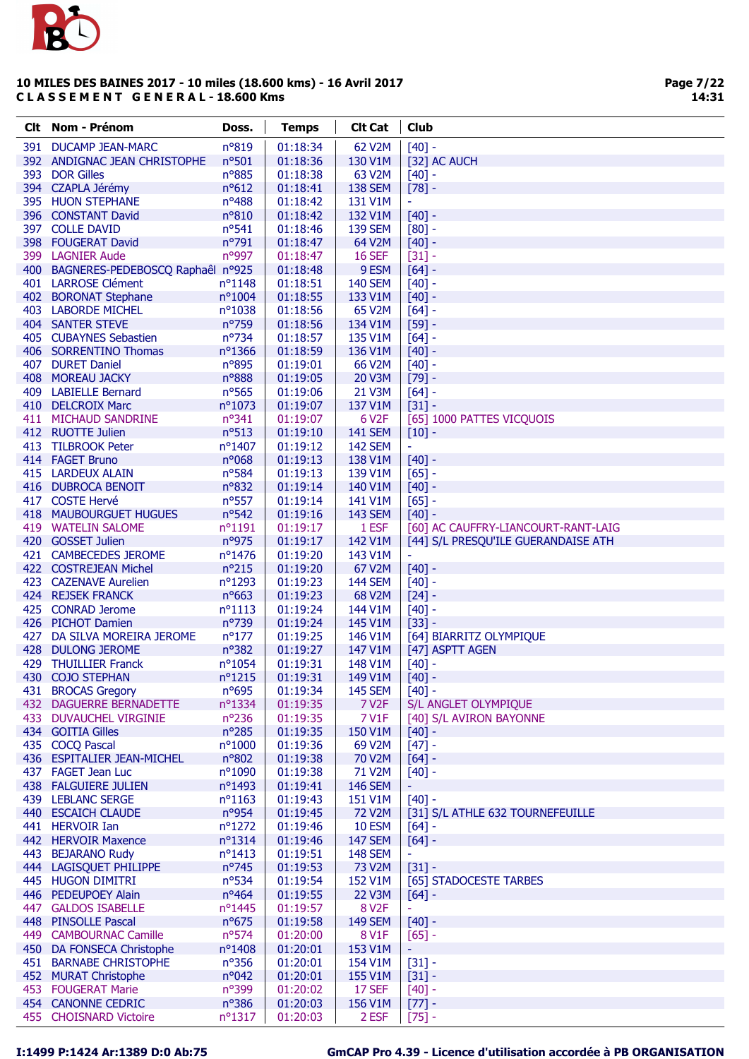**10 MILES DES BAINES 2017 - 10 miles (18.600 kms) - 16 Avril 2017**
**C L A S S E M E N T   G E N E R A L - 18.600 Kms**

| Clt | Nom - Prénom | Doss. | Temps | Clt Cat | Club |
|---|---|---|---|---|---|
| 391 | DUCAMP JEAN-MARC | n°819 | 01:18:34 | 62 V2M | [40] - |
| 392 | ANDIGNAC JEAN CHRISTOPHE | n°501 | 01:18:36 | 130 V1M | [32] AC AUCH |
| 393 | DOR Gilles | n°885 | 01:18:38 | 63 V2M | [40] - |
| 394 | CZAPLA Jérémy | n°612 | 01:18:41 | 138 SEM | [78] - |
| 395 | HUON STEPHANE | n°488 | 01:18:42 | 131 V1M | - |
| 396 | CONSTANT David | n°810 | 01:18:42 | 132 V1M | [40] - |
| 397 | COLLE DAVID | n°541 | 01:18:46 | 139 SEM | [80] - |
| 398 | FOUGERAT David | n°791 | 01:18:47 | 64 V2M | [40] - |
| 399 | LAGNIER Aude | n°997 | 01:18:47 | 16 SEF | [31] - |
| 400 | BAGNERES-PEDEBOSCQ Raphaêl | n°925 | 01:18:48 | 9 ESM | [64] - |
| 401 | LARROSE Clément | n°1148 | 01:18:51 | 140 SEM | [40] - |
| 402 | BORONAT Stephane | n°1004 | 01:18:55 | 133 V1M | [40] - |
| 403 | LABORDE MICHEL | n°1038 | 01:18:56 | 65 V2M | [64] - |
| 404 | SANTER STEVE | n°759 | 01:18:56 | 134 V1M | [59] - |
| 405 | CUBAYNES Sebastien | n°734 | 01:18:57 | 135 V1M | [64] - |
| 406 | SORRENTINO Thomas | n°1366 | 01:18:59 | 136 V1M | [40] - |
| 407 | DURET Daniel | n°895 | 01:19:01 | 66 V2M | [40] - |
| 408 | MOREAU JACKY | n°888 | 01:19:05 | 20 V3M | [79] - |
| 409 | LABIELLE Bernard | n°565 | 01:19:06 | 21 V3M | [64] - |
| 410 | DELCROIX Marc | n°1073 | 01:19:07 | 137 V1M | [31] - |
| 411 | MICHAUD SANDRINE | n°341 | 01:19:07 | 6 V2F | [65] 1000 PATTES VICQUOIS |
| 412 | RUOTTE Julien | n°513 | 01:19:10 | 141 SEM | [10] - |
| 413 | TILBROOK Peter | n°1407 | 01:19:12 | 142 SEM | - |
| 414 | FAGET Bruno | n°068 | 01:19:13 | 138 V1M | [40] - |
| 415 | LARDEUX ALAIN | n°584 | 01:19:13 | 139 V1M | [65] - |
| 416 | DUBROCA BENOIT | n°832 | 01:19:14 | 140 V1M | [40] - |
| 417 | COSTE Hervé | n°557 | 01:19:14 | 141 V1M | [65] - |
| 418 | MAUBOURGUET HUGUES | n°542 | 01:19:16 | 143 SEM | [40] - |
| 419 | WATELIN SALOME | n°1191 | 01:19:17 | 1 ESF | [60] AC CAUFFRY-LIANCOURT-RANT-LAIG |
| 420 | GOSSET Julien | n°975 | 01:19:17 | 142 V1M | [44] S/L PRESQU'ILE GUERANDAISE ATH |
| 421 | CAMBECEDES JEROME | n°1476 | 01:19:20 | 143 V1M | - |
| 422 | COSTREJEAN Michel | n°215 | 01:19:20 | 67 V2M | [40] - |
| 423 | CAZENAVE Aurelien | n°1293 | 01:19:23 | 144 SEM | [40] - |
| 424 | REJSEK FRANCK | n°663 | 01:19:23 | 68 V2M | [24] - |
| 425 | CONRAD Jerome | n°1113 | 01:19:24 | 144 V1M | [40] - |
| 426 | PICHOT Damien | n°739 | 01:19:24 | 145 V1M | [33] - |
| 427 | DA SILVA MOREIRA JEROME | n°177 | 01:19:25 | 146 V1M | [64] BIARRITZ OLYMPIQUE |
| 428 | DULONG JEROME | n°382 | 01:19:27 | 147 V1M | [47] ASPTT AGEN |
| 429 | THUILLIER Franck | n°1054 | 01:19:31 | 148 V1M | [40] - |
| 430 | COJO STEPHAN | n°1215 | 01:19:31 | 149 V1M | [40] - |
| 431 | BROCAS Gregory | n°695 | 01:19:34 | 145 SEM | [40] - |
| 432 | DAGUERRE BERNADETTE | n°1334 | 01:19:35 | 7 V2F | S/L ANGLET OLYMPIQUE |
| 433 | DUVAUCHEL VIRGINIE | n°236 | 01:19:35 | 7 V1F | [40] S/L AVIRON BAYONNE |
| 434 | GOITIA Gilles | n°285 | 01:19:35 | 150 V1M | [40] - |
| 435 | COCQ Pascal | n°1000 | 01:19:36 | 69 V2M | [47] - |
| 436 | ESPITALIER JEAN-MICHEL | n°802 | 01:19:38 | 70 V2M | [64] - |
| 437 | FAGET Jean Luc | n°1090 | 01:19:38 | 71 V2M | [40] - |
| 438 | FALGUIERE JULIEN | n°1493 | 01:19:41 | 146 SEM | - |
| 439 | LEBLANC SERGE | n°1163 | 01:19:43 | 151 V1M | [40] - |
| 440 | ESCAICH CLAUDE | n°954 | 01:19:45 | 72 V2M | [31] S/L ATHLE 632 TOURNEFEUILLE |
| 441 | HERVOIR Ian | n°1272 | 01:19:46 | 10 ESM | [64] - |
| 442 | HERVOIR Maxence | n°1314 | 01:19:46 | 147 SEM | [64] - |
| 443 | BEJARANO Rudy | n°1413 | 01:19:51 | 148 SEM | - |
| 444 | LAGISQUET PHILIPPE | n°745 | 01:19:53 | 73 V2M | [31] - |
| 445 | HUGON DIMITRI | n°534 | 01:19:54 | 152 V1M | [65] STADOCESTE TARBES |
| 446 | PEDEUPOEY Alain | n°464 | 01:19:55 | 22 V3M | [64] - |
| 447 | GALDOS ISABELLE | n°1445 | 01:19:57 | 8 V2F | - |
| 448 | PINSOLLE Pascal | n°675 | 01:19:58 | 149 SEM | [40] - |
| 449 | CAMBOURNAC Camille | n°574 | 01:20:00 | 8 V1F | [65] - |
| 450 | DA FONSECA Christophe | n°1408 | 01:20:01 | 153 V1M | - |
| 451 | BARNABE CHRISTOPHE | n°356 | 01:20:01 | 154 V1M | [31] - |
| 452 | MURAT Christophe | n°042 | 01:20:01 | 155 V1M | [31] - |
| 453 | FOUGERAT Marie | n°399 | 01:20:02 | 17 SEF | [40] - |
| 454 | CANONNE CEDRIC | n°386 | 01:20:03 | 156 V1M | [77] - |
| 455 | CHOISNARD Victoire | n°1317 | 01:20:03 | 2 ESF | [75] - |

I:1499 P:1424 Ar:1389 D:0 Ab:75

GmCAP Pro 4.39 - Licence d'utilisation accordée à PB ORGANISATION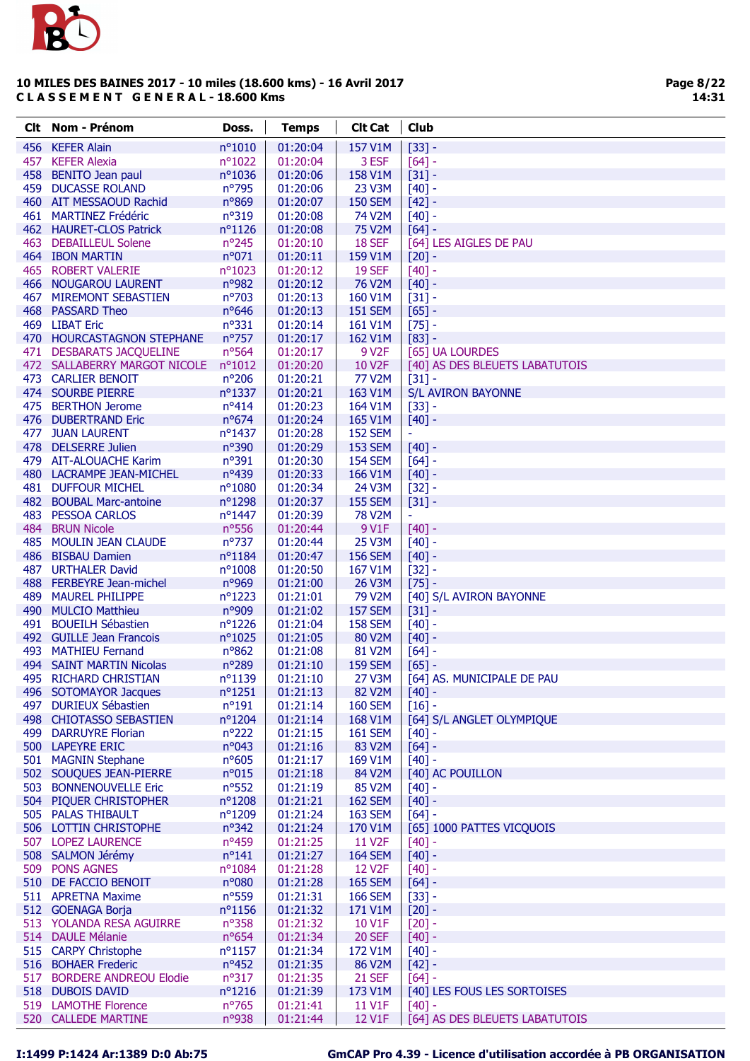## 10 MILES DES BAINES 2017 - 10 miles (18.600 kms) - 16 Avril 2017

**C L A S S E M E N T G E N E R A L - 18.600 Kms**

| Clt | Nom - Prénom | Doss. | Temps | Clt Cat | Club |
|---|---|---|---|---|---|
| 456 | KEFER Alain | n°1010 | 01:20:04 | 157 V1M | [33] - |
| 457 | KEFER Alexia | n°1022 | 01:20:04 | 3 ESF | [64] - |
| 458 | BENITO Jean paul | n°1036 | 01:20:06 | 158 V1M | [31] - |
| 459 | DUCASSE ROLAND | n°795 | 01:20:06 | 23 V3M | [40] - |
| 460 | AIT MESSAOUD Rachid | n°869 | 01:20:07 | 150 SEM | [42] - |
| 461 | MARTINEZ Frédéric | n°319 | 01:20:08 | 74 V2M | [40] - |
| 462 | HAURET-CLOS Patrick | n°1126 | 01:20:08 | 75 V2M | [64] - |
| 463 | DEBAILLEUL Solene | n°245 | 01:20:10 | 18 SEF | [64] LES AIGLES DE PAU |
| 464 | IBON MARTIN | n°071 | 01:20:11 | 159 V1M | [20] - |
| 465 | ROBERT VALERIE | n°1023 | 01:20:12 | 19 SEF | [40] - |
| 466 | NOUGAROU LAURENT | n°982 | 01:20:12 | 76 V2M | [40] - |
| 467 | MIREMONT SEBASTIEN | n°703 | 01:20:13 | 160 V1M | [31] - |
| 468 | PASSARD Theo | n°646 | 01:20:13 | 151 SEM | [65] - |
| 469 | LIBAT Eric | n°331 | 01:20:14 | 161 V1M | [75] - |
| 470 | HOURCASTAGNON STEPHANE | n°757 | 01:20:17 | 162 V1M | [83] - |
| 471 | DESBARATS JACQUELINE | n°564 | 01:20:17 | 9 V2F | [65] UA LOURDES |
| 472 | SALLABERRY MARGOT NICOLE | n°1012 | 01:20:20 | 10 V2F | [40] AS DES BLEUETS LABATUTOIS |
| 473 | CARLIER BENOIT | n°206 | 01:20:21 | 77 V2M | [31] - |
| 474 | SOURBE PIERRE | n°1337 | 01:20:21 | 163 V1M | S/L AVIRON BAYONNE |
| 475 | BERTHON Jerome | n°414 | 01:20:23 | 164 V1M | [33] - |
| 476 | DUBERTRAND Eric | n°674 | 01:20:24 | 165 V1M | [40] - |
| 477 | JUAN LAURENT | n°1437 | 01:20:28 | 152 SEM | - |
| 478 | DELSERRE Julien | n°390 | 01:20:29 | 153 SEM | [40] - |
| 479 | AIT-ALOUACHE Karim | n°391 | 01:20:30 | 154 SEM | [64] - |
| 480 | LACRAMPE JEAN-MICHEL | n°439 | 01:20:33 | 166 V1M | [40] - |
| 481 | DUFFOUR MICHEL | n°1080 | 01:20:34 | 24 V3M | [32] - |
| 482 | BOUBAL Marc-antoine | n°1298 | 01:20:37 | 155 SEM | [31] - |
| 483 | PESSOA CARLOS | n°1447 | 01:20:39 | 78 V2M | - |
| 484 | BRUN Nicole | n°556 | 01:20:44 | 9 V1F | [40] - |
| 485 | MOULIN JEAN CLAUDE | n°737 | 01:20:44 | 25 V3M | [40] - |
| 486 | BISBAU Damien | n°1184 | 01:20:47 | 156 SEM | [40] - |
| 487 | URTHALER David | n°1008 | 01:20:50 | 167 V1M | [32] - |
| 488 | FERBEYRE Jean-michel | n°969 | 01:21:00 | 26 V3M | [75] - |
| 489 | MAUREL PHILIPPE | n°1223 | 01:21:01 | 79 V2M | [40] S/L AVIRON BAYONNE |
| 490 | MULCIO Matthieu | n°909 | 01:21:02 | 157 SEM | [31] - |
| 491 | BOUEILH Sébastien | n°1226 | 01:21:04 | 158 SEM | [40] - |
| 492 | GUILLE Jean Francois | n°1025 | 01:21:05 | 80 V2M | [40] - |
| 493 | MATHIEU Fernand | n°862 | 01:21:08 | 81 V2M | [64] - |
| 494 | SAINT MARTIN Nicolas | n°289 | 01:21:10 | 159 SEM | [65] - |
| 495 | RICHARD CHRISTIAN | n°1139 | 01:21:10 | 27 V3M | [64] AS. MUNICIPALE DE PAU |
| 496 | SOTOMAYOR Jacques | n°1251 | 01:21:13 | 82 V2M | [40] - |
| 497 | DURIEUX Sébastien | n°191 | 01:21:14 | 160 SEM | [16] - |
| 498 | CHIOTASSO SEBASTIEN | n°1204 | 01:21:14 | 168 V1M | [64] S/L ANGLET OLYMPIQUE |
| 499 | DARRUYRE Florian | n°222 | 01:21:15 | 161 SEM | [40] - |
| 500 | LAPEYRE ERIC | n°043 | 01:21:16 | 83 V2M | [64] - |
| 501 | MAGNIN Stephane | n°605 | 01:21:17 | 169 V1M | [40] - |
| 502 | SOUQUES JEAN-PIERRE | n°015 | 01:21:18 | 84 V2M | [40] AC POUILLON |
| 503 | BONNENOUVELLE Eric | n°552 | 01:21:19 | 85 V2M | [40] - |
| 504 | PIQUER CHRISTOPHER | n°1208 | 01:21:21 | 162 SEM | [40] - |
| 505 | PALAS THIBAULT | n°1209 | 01:21:24 | 163 SEM | [64] - |
| 506 | LOTTIN CHRISTOPHE | n°342 | 01:21:24 | 170 V1M | [65] 1000 PATTES VICQUOIS |
| 507 | LOPEZ LAURENCE | n°459 | 01:21:25 | 11 V2F | [40] - |
| 508 | SALMON Jérémy | n°141 | 01:21:27 | 164 SEM | [40] - |
| 509 | PONS AGNES | n°1084 | 01:21:28 | 12 V2F | [40] - |
| 510 | DE FACCIO BENOIT | n°080 | 01:21:28 | 165 SEM | [64] - |
| 511 | APRETNA Maxime | n°559 | 01:21:31 | 166 SEM | [33] - |
| 512 | GOENAGA Borja | n°1156 | 01:21:32 | 171 V1M | [20] - |
| 513 | YOLANDA RESA AGUIRRE | n°358 | 01:21:32 | 10 V1F | [20] - |
| 514 | DAULE Mélanie | n°654 | 01:21:34 | 20 SEF | [40] - |
| 515 | CARPY Christophe | n°1157 | 01:21:34 | 172 V1M | [40] - |
| 516 | BOHAER Frederic | n°452 | 01:21:35 | 86 V2M | [42] - |
| 517 | BORDERE ANDREOU Elodie | n°317 | 01:21:35 | 21 SEF | [64] - |
| 518 | DUBOIS DAVID | n°1216 | 01:21:39 | 173 V1M | [40] LES FOUS LES SORTOISES |
| 519 | LAMOTHE Florence | n°765 | 01:21:41 | 11 V1F | [40] - |
| 520 | CALLEDE MARTINE | n°938 | 01:21:44 | 12 V1F | [64] AS DES BLEUETS LABATUTOIS |

I:1499 P:1424 Ar:1389 D:0 Ab:75 GmCAP Pro 4.39 - Licence d'utilisation accordée à PB ORGANISATION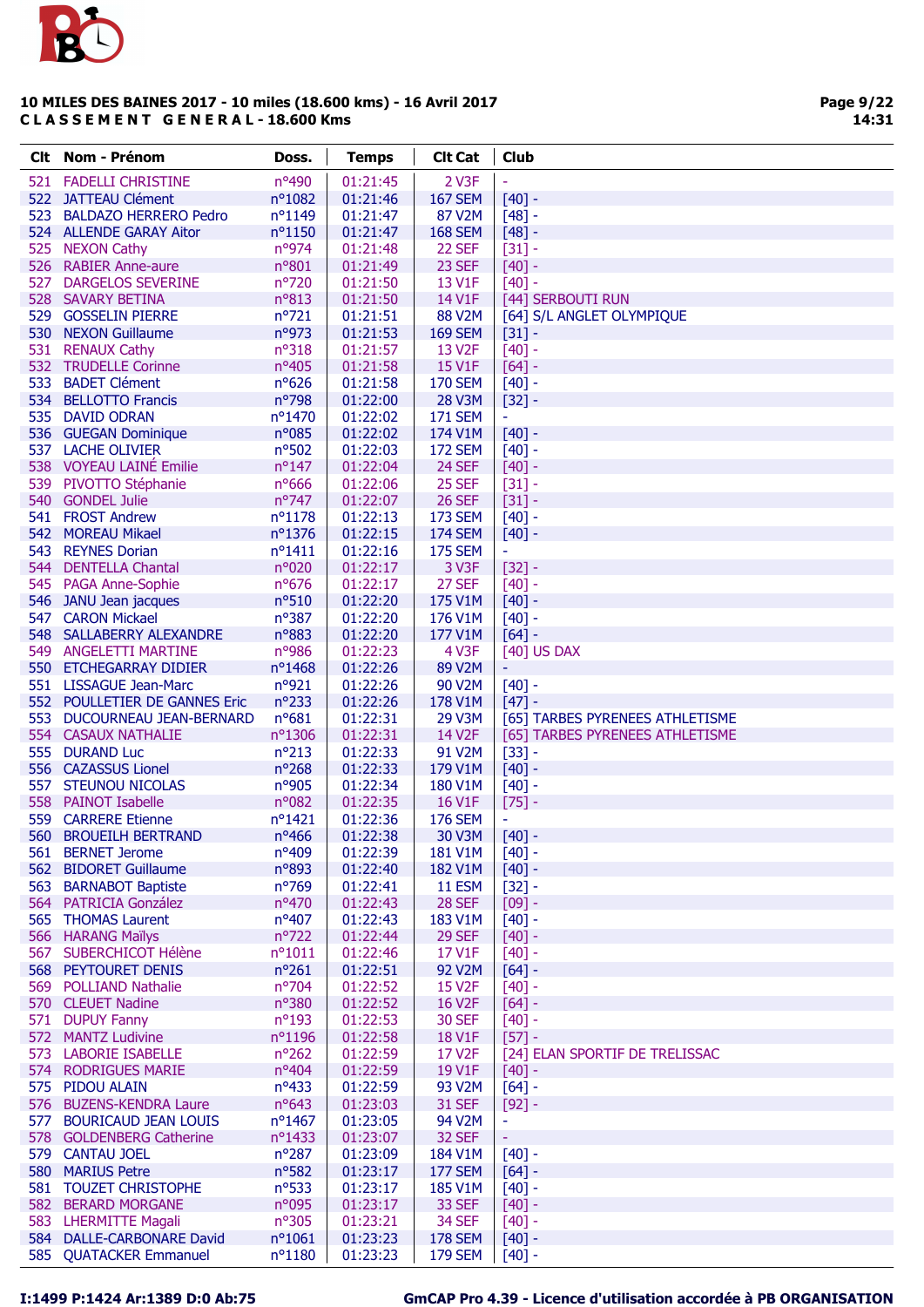**10 MILES DES BAINES 2017 - 10 miles (18.600 kms) - 16 Avril 2017**
**C L A S S E M E N T G E N E R A L - 18.600 Kms**

| Clt | Nom - Prénom | Doss. | Temps | Clt Cat | Club |
|---|---|---|---|---|---|
| 521 | FADELLI CHRISTINE | n°490 | 01:21:45 | 2 V3F | - |
| 522 | JATTEAU Clément | n°1082 | 01:21:46 | 167 SEM | [40] - |
| 523 | BALDAZO HERRERO Pedro | n°1149 | 01:21:47 | 87 V2M | [48] - |
| 524 | ALLENDE GARAY Aitor | n°1150 | 01:21:47 | 168 SEM | [48] - |
| 525 | NEXON Cathy | n°974 | 01:21:48 | 22 SEF | [31] - |
| 526 | RABIER Anne-aure | n°801 | 01:21:49 | 23 SEF | [40] - |
| 527 | DARGELOS SEVERINE | n°720 | 01:21:50 | 13 V1F | [40] - |
| 528 | SAVARY BETINA | n°813 | 01:21:50 | 14 V1F | [44] SERBOUTI RUN |
| 529 | GOSSELIN PIERRE | n°721 | 01:21:51 | 88 V2M | [64] S/L ANGLET OLYMPIQUE |
| 530 | NEXON Guillaume | n°973 | 01:21:53 | 169 SEM | [31] - |
| 531 | RENAUX Cathy | n°318 | 01:21:57 | 13 V2F | [40] - |
| 532 | TRUDELLE Corinne | n°405 | 01:21:58 | 15 V1F | [64] - |
| 533 | BADET Clément | n°626 | 01:21:58 | 170 SEM | [40] - |
| 534 | BELLOTTO Francis | n°798 | 01:22:00 | 28 V3M | [32] - |
| 535 | DAVID ODRAN | n°1470 | 01:22:02 | 171 SEM | - |
| 536 | GUEGAN Dominique | n°085 | 01:22:02 | 174 V1M | [40] - |
| 537 | LACHE OLIVIER | n°502 | 01:22:03 | 172 SEM | [40] - |
| 538 | VOYEAU LAINÉ Emilie | n°147 | 01:22:04 | 24 SEF | [40] - |
| 539 | PIVOTTO Stéphanie | n°666 | 01:22:06 | 25 SEF | [31] - |
| 540 | GONDEL Julie | n°747 | 01:22:07 | 26 SEF | [31] - |
| 541 | FROST Andrew | n°1178 | 01:22:13 | 173 SEM | [40] - |
| 542 | MOREAU Mikael | n°1376 | 01:22:15 | 174 SEM | [40] - |
| 543 | REYNES Dorian | n°1411 | 01:22:16 | 175 SEM | - |
| 544 | DENTELLA Chantal | n°020 | 01:22:17 | 3 V3F | [32] - |
| 545 | PAGA Anne-Sophie | n°676 | 01:22:17 | 27 SEF | [40] - |
| 546 | JANU Jean jacques | n°510 | 01:22:20 | 175 V1M | [40] - |
| 547 | CARON Mickael | n°387 | 01:22:20 | 176 V1M | [40] - |
| 548 | SALLABERRY ALEXANDRE | n°883 | 01:22:20 | 177 V1M | [64] - |
| 549 | ANGELETTI MARTINE | n°986 | 01:22:23 | 4 V3F | [40] US DAX |
| 550 | ETCHEGARRAY DIDIER | n°1468 | 01:22:26 | 89 V2M | - |
| 551 | LISSAGUE Jean-Marc | n°921 | 01:22:26 | 90 V2M | [40] - |
| 552 | POULLETIER DE GANNES Eric | n°233 | 01:22:26 | 178 V1M | [47] - |
| 553 | DUCOURNEAU JEAN-BERNARD | n°681 | 01:22:31 | 29 V3M | [65] TARBES PYRENEES ATHLETISME |
| 554 | CASAUX NATHALIE | n°1306 | 01:22:31 | 14 V2F | [65] TARBES PYRENEES ATHLETISME |
| 555 | DURAND Luc | n°213 | 01:22:33 | 91 V2M | [33] - |
| 556 | CAZASSUS Lionel | n°268 | 01:22:33 | 179 V1M | [40] - |
| 557 | STEUNOU NICOLAS | n°905 | 01:22:34 | 180 V1M | [40] - |
| 558 | PAINOT Isabelle | n°082 | 01:22:35 | 16 V1F | [75] - |
| 559 | CARRERE Etienne | n°1421 | 01:22:36 | 176 SEM | - |
| 560 | BROUEILH BERTRAND | n°466 | 01:22:38 | 30 V3M | [40] - |
| 561 | BERNET Jerome | n°409 | 01:22:39 | 181 V1M | [40] - |
| 562 | BIDORET Guillaume | n°893 | 01:22:40 | 182 V1M | [40] - |
| 563 | BARNABOT Baptiste | n°769 | 01:22:41 | 11 ESM | [32] - |
| 564 | PATRICIA González | n°470 | 01:22:43 | 28 SEF | [09] - |
| 565 | THOMAS Laurent | n°407 | 01:22:43 | 183 V1M | [40] - |
| 566 | HARANG Maïlys | n°722 | 01:22:44 | 29 SEF | [40] - |
| 567 | SUBERCHICOT Hélène | n°1011 | 01:22:46 | 17 V1F | [40] - |
| 568 | PEYTOURET DENIS | n°261 | 01:22:51 | 92 V2M | [64] - |
| 569 | POLLIAND Nathalie | n°704 | 01:22:52 | 15 V2F | [40] - |
| 570 | CLEUET Nadine | n°380 | 01:22:52 | 16 V2F | [64] - |
| 571 | DUPUY Fanny | n°193 | 01:22:53 | 30 SEF | [40] - |
| 572 | MANTZ Ludivine | n°1196 | 01:22:58 | 18 V1F | [57] - |
| 573 | LABORIE ISABELLE | n°262 | 01:22:59 | 17 V2F | [24] ELAN SPORTIF DE TRELISSAC |
| 574 | RODRIGUES MARIE | n°404 | 01:22:59 | 19 V1F | [40] - |
| 575 | PIDOU ALAIN | n°433 | 01:22:59 | 93 V2M | [64] - |
| 576 | BUZENS-KENDRA Laure | n°643 | 01:23:03 | 31 SEF | [92] - |
| 577 | BOURICAUD JEAN LOUIS | n°1467 | 01:23:05 | 94 V2M | - |
| 578 | GOLDENBERG Catherine | n°1433 | 01:23:07 | 32 SEF | - |
| 579 | CANTAU JOEL | n°287 | 01:23:09 | 184 V1M | [40] - |
| 580 | MARIUS Petre | n°582 | 01:23:17 | 177 SEM | [64] - |
| 581 | TOUZET CHRISTOPHE | n°533 | 01:23:17 | 185 V1M | [40] - |
| 582 | BERARD MORGANE | n°095 | 01:23:17 | 33 SEF | [40] - |
| 583 | LHERMITTE Magali | n°305 | 01:23:21 | 34 SEF | [40] - |
| 584 | DALLE-CARBONARE David | n°1061 | 01:23:23 | 178 SEM | [40] - |
| 585 | QUATACKER Emmanuel | n°1180 | 01:23:23 | 179 SEM | [40] - |

I:1499 P:1424 Ar:1389 D:0 Ab:75 — GmCAP Pro 4.39 - Licence d'utilisation accordée à PB ORGANISATION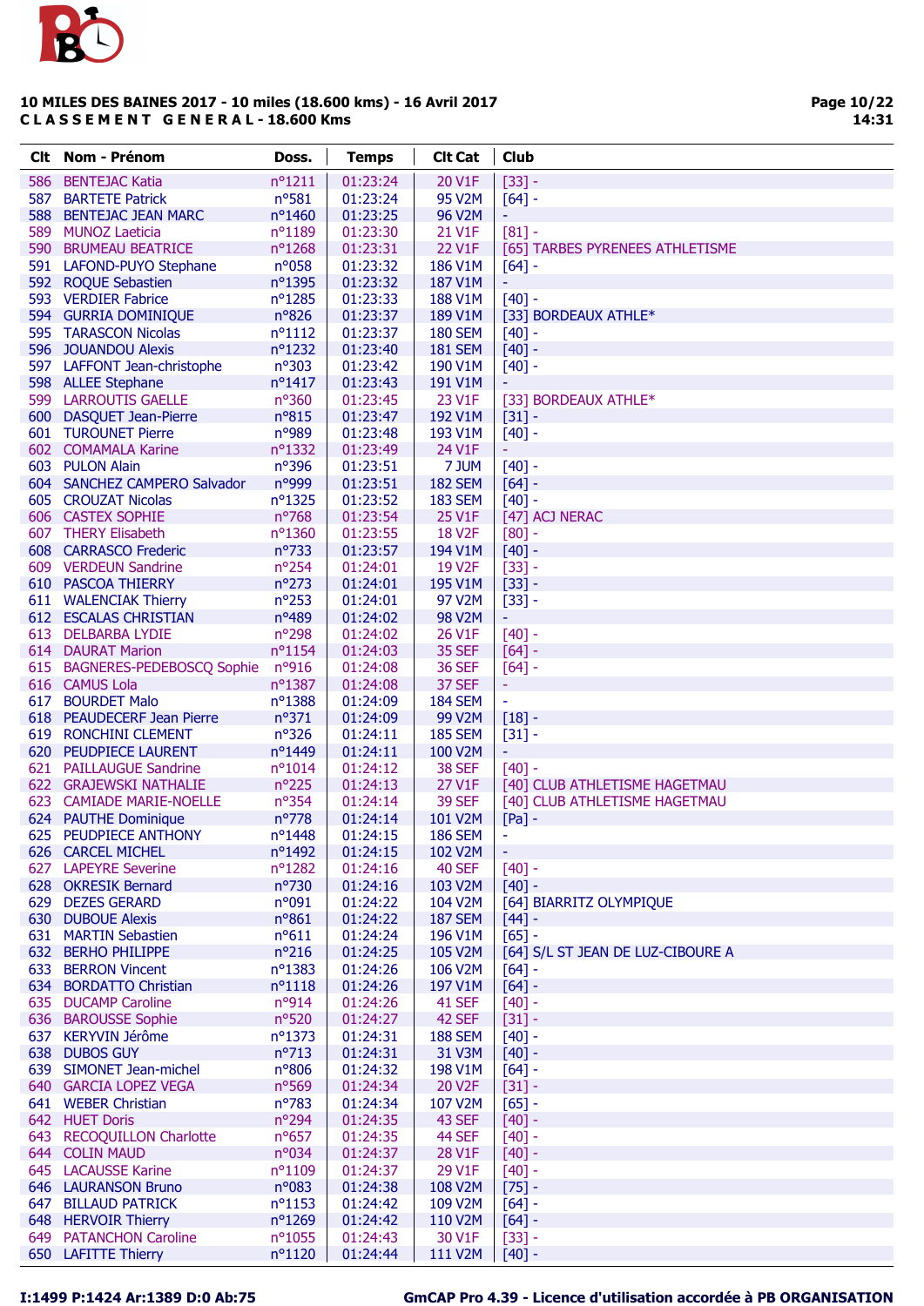**10 MILES DES BAINES 2017 - 10 miles (18.600 kms) - 16 Avril 2017**
**C L A S S E M E N T G E N E R A L - 18.600 Kms**

| Clt | Nom - Prénom | Doss. | Temps | Clt Cat | Club |
|---|---|---|---|---|---|
| 586 | BENTEJAC Katia | n°1211 | 01:23:24 | 20 V1F | [33] - |
| 587 | BARTETE Patrick | n°581 | 01:23:24 | 95 V2M | [64] - |
| 588 | BENTEJAC JEAN MARC | n°1460 | 01:23:25 | 96 V2M | - |
| 589 | MUNOZ Laeticia | n°1189 | 01:23:30 | 21 V1F | [81] - |
| 590 | BRUMEAU BEATRICE | n°1268 | 01:23:31 | 22 V1F | [65] TARBES PYRENEES ATHLETISME |
| 591 | LAFOND-PUYO Stephane | n°058 | 01:23:32 | 186 V1M | [64] - |
| 592 | ROQUE Sebastien | n°1395 | 01:23:32 | 187 V1M | - |
| 593 | VERDIER Fabrice | n°1285 | 01:23:33 | 188 V1M | [40] - |
| 594 | GURRIA DOMINIQUE | n°826 | 01:23:37 | 189 V1M | [33] BORDEAUX ATHLE* |
| 595 | TARASCON Nicolas | n°1112 | 01:23:37 | 180 SEM | [40] - |
| 596 | JOUANDOU Alexis | n°1232 | 01:23:40 | 181 SEM | [40] - |
| 597 | LAFFONT Jean-christophe | n°303 | 01:23:42 | 190 V1M | [40] - |
| 598 | ALLEE Stephane | n°1417 | 01:23:43 | 191 V1M | - |
| 599 | LARROUTIS GAELLE | n°360 | 01:23:45 | 23 V1F | [33] BORDEAUX ATHLE* |
| 600 | DASQUET Jean-Pierre | n°815 | 01:23:47 | 192 V1M | [31] - |
| 601 | TUROUNET Pierre | n°989 | 01:23:48 | 193 V1M | [40] - |
| 602 | COMAMALA Karine | n°1332 | 01:23:49 | 24 V1F | - |
| 603 | PULON Alain | n°396 | 01:23:51 | 7 JUM | [40] - |
| 604 | SANCHEZ CAMPERO Salvador | n°999 | 01:23:51 | 182 SEM | [64] - |
| 605 | CROUZAT Nicolas | n°1325 | 01:23:52 | 183 SEM | [40] - |
| 606 | CASTEX SOPHIE | n°768 | 01:23:54 | 25 V1F | [47] ACJ NERAC |
| 607 | THERY Elisabeth | n°1360 | 01:23:55 | 18 V2F | [80] - |
| 608 | CARRASCO Frederic | n°733 | 01:23:57 | 194 V1M | [40] - |
| 609 | VERDEUN Sandrine | n°254 | 01:24:01 | 19 V2F | [33] - |
| 610 | PASCOA THIERRY | n°273 | 01:24:01 | 195 V1M | [33] - |
| 611 | WALENCIAK Thierry | n°253 | 01:24:01 | 97 V2M | [33] - |
| 612 | ESCALAS CHRISTIAN | n°489 | 01:24:02 | 98 V2M | - |
| 613 | DELBARBA LYDIE | n°298 | 01:24:02 | 26 V1F | [40] - |
| 614 | DAURAT Marion | n°1154 | 01:24:03 | 35 SEF | [64] - |
| 615 | BAGNERES-PEDEBOSCQ Sophie | n°916 | 01:24:08 | 36 SEF | [64] - |
| 616 | CAMUS Lola | n°1387 | 01:24:08 | 37 SEF | - |
| 617 | BOURDET Malo | n°1388 | 01:24:09 | 184 SEM | - |
| 618 | PEAUDECERF Jean Pierre | n°371 | 01:24:09 | 99 V2M | [18] - |
| 619 | RONCHINI CLEMENT | n°326 | 01:24:11 | 185 SEM | [31] - |
| 620 | PEUDPIECE LAURENT | n°1449 | 01:24:11 | 100 V2M | - |
| 621 | PAILLAUGUE Sandrine | n°1014 | 01:24:12 | 38 SEF | [40] - |
| 622 | GRAJEWSKI NATHALIE | n°225 | 01:24:13 | 27 V1F | [40] CLUB ATHLETISME HAGETMAU |
| 623 | CAMIADE MARIE-NOELLE | n°354 | 01:24:14 | 39 SEF | [40] CLUB ATHLETISME HAGETMAU |
| 624 | PAUTHE Dominique | n°778 | 01:24:14 | 101 V2M | [Pa] - |
| 625 | PEUDPIECE ANTHONY | n°1448 | 01:24:15 | 186 SEM | - |
| 626 | CARCEL MICHEL | n°1492 | 01:24:15 | 102 V2M | - |
| 627 | LAPEYRE Severine | n°1282 | 01:24:16 | 40 SEF | [40] - |
| 628 | OKRESIK Bernard | n°730 | 01:24:16 | 103 V2M | [40] - |
| 629 | DEZES GERARD | n°091 | 01:24:22 | 104 V2M | [64] BIARRITZ OLYMPIQUE |
| 630 | DUBOUE Alexis | n°861 | 01:24:22 | 187 SEM | [44] - |
| 631 | MARTIN Sebastien | n°611 | 01:24:24 | 196 V1M | [65] - |
| 632 | BERHO PHILIPPE | n°216 | 01:24:25 | 105 V2M | [64] S/L ST JEAN DE LUZ-CIBOURE A |
| 633 | BERRON Vincent | n°1383 | 01:24:26 | 106 V2M | [64] - |
| 634 | BORDATTO Christian | n°1118 | 01:24:26 | 197 V1M | [64] - |
| 635 | DUCAMP Caroline | n°914 | 01:24:26 | 41 SEF | [40] - |
| 636 | BAROUSSE Sophie | n°520 | 01:24:27 | 42 SEF | [31] - |
| 637 | KERYVIN Jérôme | n°1373 | 01:24:31 | 188 SEM | [40] - |
| 638 | DUBOS GUY | n°713 | 01:24:31 | 31 V3M | [40] - |
| 639 | SIMONET Jean-michel | n°806 | 01:24:32 | 198 V1M | [64] - |
| 640 | GARCIA LOPEZ VEGA | n°569 | 01:24:34 | 20 V2F | [31] - |
| 641 | WEBER Christian | n°783 | 01:24:34 | 107 V2M | [65] - |
| 642 | HUET Doris | n°294 | 01:24:35 | 43 SEF | [40] - |
| 643 | RECOQUILLON Charlotte | n°657 | 01:24:35 | 44 SEF | [40] - |
| 644 | COLIN MAUD | n°034 | 01:24:37 | 28 V1F | [40] - |
| 645 | LACAUSSE Karine | n°1109 | 01:24:37 | 29 V1F | [40] - |
| 646 | LAURANSON Bruno | n°083 | 01:24:38 | 108 V2M | [75] - |
| 647 | BILLAUD PATRICK | n°1153 | 01:24:42 | 109 V2M | [64] - |
| 648 | HERVOIR Thierry | n°1269 | 01:24:42 | 110 V2M | [64] - |
| 649 | PATANCHON Caroline | n°1055 | 01:24:43 | 30 V1F | [33] - |
| 650 | LAFITTE Thierry | n°1120 | 01:24:44 | 111 V2M | [40] - |

I:1499 P:1424 Ar:1389 D:0 Ab:75 — GmCAP Pro 4.39 - Licence d'utilisation accordée à PB ORGANISATION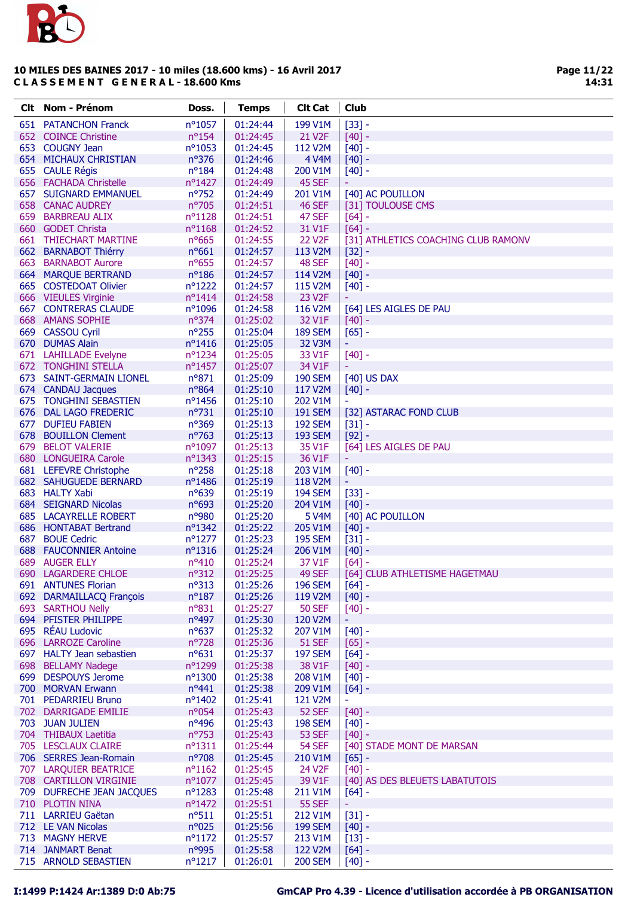**10 MILES DES BAINES 2017 - 10 miles (18.600 kms) - 16 Avril 2017**
**C L A S S E M E N T   G E N E R A L - 18.600 Kms**

| Clt | Nom - Prénom | Doss. | Temps | Clt Cat | Club |
|---|---|---|---|---|---|
| 651 | PATANCHON Franck | n°1057 | 01:24:44 | 199 V1M | [33] - |
| 652 | COINCE Christine | n°154 | 01:24:45 | 21 V2F | [40] - |
| 653 | COUGNY Jean | n°1053 | 01:24:45 | 112 V2M | [40] - |
| 654 | MICHAUX CHRISTIAN | n°376 | 01:24:46 | 4 V4M | [40] - |
| 655 | CAULE Régis | n°184 | 01:24:48 | 200 V1M | [40] - |
| 656 | FACHADA Christelle | n°1427 | 01:24:49 | 45 SEF | - |
| 657 | SUIGNARD EMMANUEL | n°752 | 01:24:49 | 201 V1M | [40] AC POUILLON |
| 658 | CANAC AUDREY | n°705 | 01:24:51 | 46 SEF | [31] TOULOUSE CMS |
| 659 | BARBREAU ALIX | n°1128 | 01:24:51 | 47 SEF | [64] - |
| 660 | GODET Christa | n°1168 | 01:24:52 | 31 V1F | [64] - |
| 661 | THIECHART MARTINE | n°665 | 01:24:55 | 22 V2F | [31] ATHLETICS COACHING CLUB RAMONV |
| 662 | BARNABOT Thiérry | n°661 | 01:24:57 | 113 V2M | [32] - |
| 663 | BARNABOT Aurore | n°655 | 01:24:57 | 48 SEF | [40] - |
| 664 | MARQUE BERTRAND | n°186 | 01:24:57 | 114 V2M | [40] - |
| 665 | COSTEDOAT Olivier | n°1222 | 01:24:57 | 115 V2M | [40] - |
| 666 | VIEULES Virginie | n°1414 | 01:24:58 | 23 V2F | - |
| 667 | CONTRERAS CLAUDE | n°1096 | 01:24:58 | 116 V2M | [64] LES AIGLES DE PAU |
| 668 | AMANS SOPHIE | n°374 | 01:25:02 | 32 V1F | [40] - |
| 669 | CASSOU Cyril | n°255 | 01:25:04 | 189 SEM | [65] - |
| 670 | DUMAS Alain | n°1416 | 01:25:05 | 32 V3M | - |
| 671 | LAHILLADE Evelyne | n°1234 | 01:25:05 | 33 V1F | [40] - |
| 672 | TONGHINI STELLA | n°1457 | 01:25:07 | 34 V1F | - |
| 673 | SAINT-GERMAIN LIONEL | n°871 | 01:25:09 | 190 SEM | [40] US DAX |
| 674 | CANDAU Jacques | n°864 | 01:25:10 | 117 V2M | [40] - |
| 675 | TONGHINI SEBASTIEN | n°1456 | 01:25:10 | 202 V1M | - |
| 676 | DAL LAGO FREDERIC | n°731 | 01:25:10 | 191 SEM | [32] ASTARAC FOND CLUB |
| 677 | DUFIEU FABIEN | n°369 | 01:25:13 | 192 SEM | [31] - |
| 678 | BOUILLON Clement | n°763 | 01:25:13 | 193 SEM | [92] - |
| 679 | BELOT VALERIE | n°1097 | 01:25:13 | 35 V1F | [64] LES AIGLES DE PAU |
| 680 | LONGUEIRA Carole | n°1343 | 01:25:15 | 36 V1F | - |
| 681 | LEFEVRE Christophe | n°258 | 01:25:18 | 203 V1M | [40] - |
| 682 | SAHUGUEDE BERNARD | n°1486 | 01:25:19 | 118 V2M | - |
| 683 | HALTY Xabi | n°639 | 01:25:19 | 194 SEM | [33] - |
| 684 | SEIGNARD Nicolas | n°693 | 01:25:20 | 204 V1M | [40] - |
| 685 | LACAYRELLE ROBERT | n°980 | 01:25:20 | 5 V4M | [40] AC POUILLON |
| 686 | HONTABAT Bertrand | n°1342 | 01:25:22 | 205 V1M | [40] - |
| 687 | BOUE Cedric | n°1277 | 01:25:23 | 195 SEM | [31] - |
| 688 | FAUCONNIER Antoine | n°1316 | 01:25:24 | 206 V1M | [40] - |
| 689 | AUGER ELLY | n°410 | 01:25:24 | 37 V1F | [64] - |
| 690 | LAGARDERE CHLOE | n°312 | 01:25:25 | 49 SEF | [64] CLUB ATHLETISME HAGETMAU |
| 691 | ANTUNES Florian | n°313 | 01:25:26 | 196 SEM | [64] - |
| 692 | DARMAILLACQ François | n°187 | 01:25:26 | 119 V2M | [40] - |
| 693 | SARTHOU Nelly | n°831 | 01:25:27 | 50 SEF | [40] - |
| 694 | PFISTER PHILIPPE | n°497 | 01:25:30 | 120 V2M | - |
| 695 | RÉAU Ludovic | n°637 | 01:25:32 | 207 V1M | [40] - |
| 696 | LARROZE Caroline | n°728 | 01:25:36 | 51 SEF | [65] - |
| 697 | HALTY Jean sebastien | n°631 | 01:25:37 | 197 SEM | [64] - |
| 698 | BELLAMY Nadege | n°1299 | 01:25:38 | 38 V1F | [40] - |
| 699 | DESPOUYS Jerome | n°1300 | 01:25:38 | 208 V1M | [40] - |
| 700 | MORVAN Erwann | n°441 | 01:25:38 | 209 V1M | [64] - |
| 701 | PEDARRIEU Bruno | n°1402 | 01:25:41 | 121 V2M | - |
| 702 | DARRIGADE EMILIE | n°054 | 01:25:43 | 52 SEF | [40] - |
| 703 | JUAN JULIEN | n°496 | 01:25:43 | 198 SEM | [40] - |
| 704 | THIBAUX Laetitia | n°753 | 01:25:43 | 53 SEF | [40] - |
| 705 | LESCLAUX CLAIRE | n°1311 | 01:25:44 | 54 SEF | [40] STADE MONT DE MARSAN |
| 706 | SERRES Jean-Romain | n°708 | 01:25:45 | 210 V1M | [65] - |
| 707 | LARQUIER BEATRICE | n°1162 | 01:25:45 | 24 V2F | [40] - |
| 708 | CARTILLON VIRGINIE | n°1077 | 01:25:45 | 39 V1F | [40] AS DES BLEUETS LABATUTOIS |
| 709 | DUFRECHE JEAN JACQUES | n°1283 | 01:25:48 | 211 V1M | [64] - |
| 710 | PLOTIN NINA | n°1472 | 01:25:51 | 55 SEF | - |
| 711 | LARRIEU Gaëtan | n°511 | 01:25:51 | 212 V1M | [31] - |
| 712 | LE VAN Nicolas | n°025 | 01:25:56 | 199 SEM | [40] - |
| 713 | MAGNY HERVE | n°1172 | 01:25:57 | 213 V1M | [13] - |
| 714 | JANMART Benat | n°995 | 01:25:58 | 122 V2M | [64] - |
| 715 | ARNOLD SEBASTIEN | n°1217 | 01:26:01 | 200 SEM | [40] - |

I:1499 P:1424 Ar:1389 D:0 Ab:75 — GmCAP Pro 4.39 - Licence d'utilisation accordée à PB ORGANISATION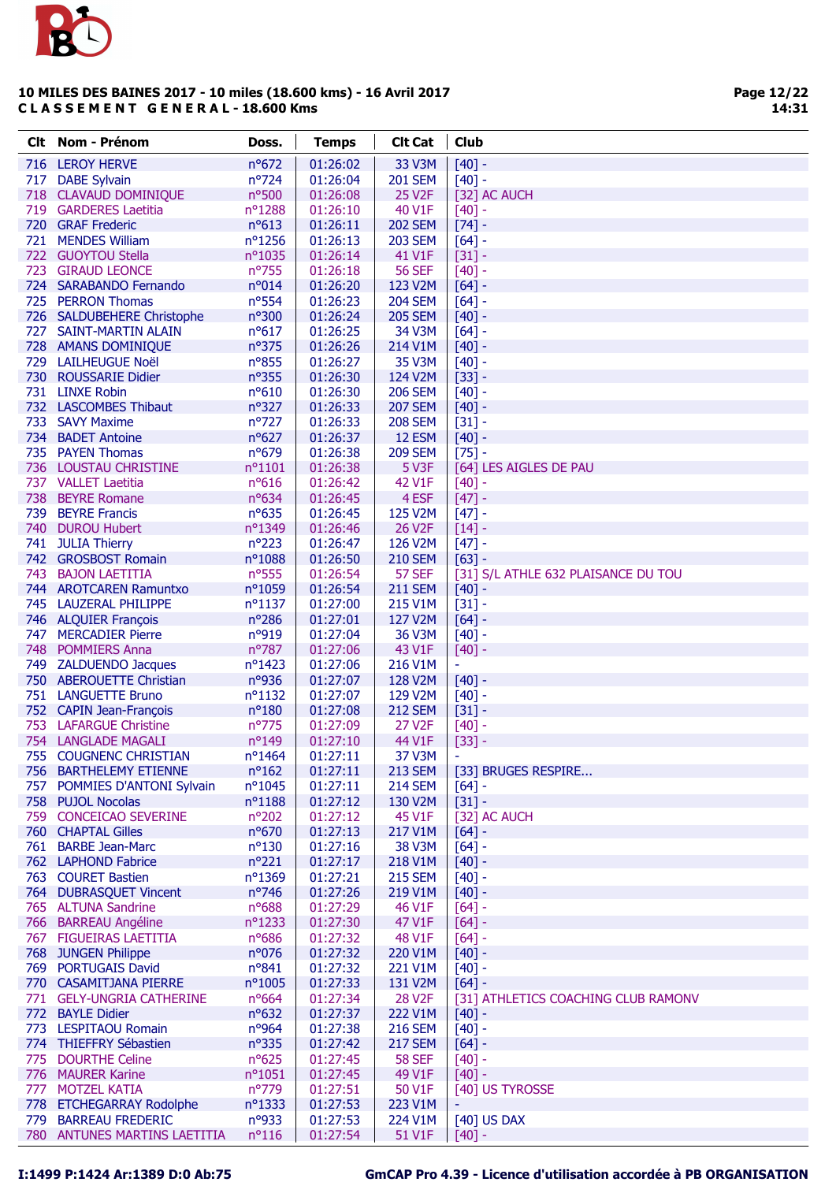## 10 MILES DES BAINES 2017 - 10 miles (18.600 kms) - 16 Avril 2017
**C L A S S E M E N T   G E N E R A L - 18.600 Kms**

| Clt | Nom - Prénom | Doss. | Temps | Clt Cat | Club |
|---|---|---|---|---|---|
| 716 | LEROY HERVE | n°672 | 01:26:02 | 33 V3M | [40] - |
| 717 | DABE Sylvain | n°724 | 01:26:04 | 201 SEM | [40] - |
| 718 | CLAVAUD DOMINIQUE | n°500 | 01:26:08 | 25 V2F | [32] AC AUCH |
| 719 | GARDERES Laetitia | n°1288 | 01:26:10 | 40 V1F | [40] - |
| 720 | GRAF Frederic | n°613 | 01:26:11 | 202 SEM | [74] - |
| 721 | MENDES William | n°1256 | 01:26:13 | 203 SEM | [64] - |
| 722 | GUOYTOU Stella | n°1035 | 01:26:14 | 41 V1F | [31] - |
| 723 | GIRAUD LEONCE | n°755 | 01:26:18 | 56 SEF | [40] - |
| 724 | SARABANDO Fernando | n°014 | 01:26:20 | 123 V2M | [64] - |
| 725 | PERRON Thomas | n°554 | 01:26:23 | 204 SEM | [64] - |
| 726 | SALDUBEHERE Christophe | n°300 | 01:26:24 | 205 SEM | [40] - |
| 727 | SAINT-MARTIN ALAIN | n°617 | 01:26:25 | 34 V3M | [64] - |
| 728 | AMANS DOMINIQUE | n°375 | 01:26:26 | 214 V1M | [40] - |
| 729 | LAILHEUGUE Noël | n°855 | 01:26:27 | 35 V3M | [40] - |
| 730 | ROUSSARIE Didier | n°355 | 01:26:30 | 124 V2M | [33] - |
| 731 | LINXE Robin | n°610 | 01:26:30 | 206 SEM | [40] - |
| 732 | LASCOMBES Thibaut | n°327 | 01:26:33 | 207 SEM | [40] - |
| 733 | SAVY Maxime | n°727 | 01:26:33 | 208 SEM | [31] - |
| 734 | BADET Antoine | n°627 | 01:26:37 | 12 ESM | [40] - |
| 735 | PAYEN Thomas | n°679 | 01:26:38 | 209 SEM | [75] - |
| 736 | LOUSTAU CHRISTINE | n°1101 | 01:26:38 | 5 V3F | [64] LES AIGLES DE PAU |
| 737 | VALLET Laetitia | n°616 | 01:26:42 | 42 V1F | [40] - |
| 738 | BEYRE Romane | n°634 | 01:26:45 | 4 ESF | [47] - |
| 739 | BEYRE Francis | n°635 | 01:26:45 | 125 V2M | [47] - |
| 740 | DUROU Hubert | n°1349 | 01:26:46 | 26 V2F | [14] - |
| 741 | JULIA Thierry | n°223 | 01:26:47 | 126 V2M | [47] - |
| 742 | GROSBOST Romain | n°1088 | 01:26:50 | 210 SEM | [63] - |
| 743 | BAJON LAETITIA | n°555 | 01:26:54 | 57 SEF | [31] S/L ATHLE 632 PLAISANCE DU TOU |
| 744 | AROTCAREN Ramuntxo | n°1059 | 01:26:54 | 211 SEM | [40] - |
| 745 | LAUZERAL PHILIPPE | n°1137 | 01:27:00 | 215 V1M | [31] - |
| 746 | ALQUIER François | n°286 | 01:27:01 | 127 V2M | [64] - |
| 747 | MERCADIER Pierre | n°919 | 01:27:04 | 36 V3M | [40] - |
| 748 | POMMIERS Anna | n°787 | 01:27:06 | 43 V1F | [40] - |
| 749 | ZALDUENDO Jacques | n°1423 | 01:27:06 | 216 V1M | - |
| 750 | ABEROUETTE Christian | n°936 | 01:27:07 | 128 V2M | [40] - |
| 751 | LANGUETTE Bruno | n°1132 | 01:27:07 | 129 V2M | [40] - |
| 752 | CAPIN Jean-François | n°180 | 01:27:08 | 212 SEM | [31] - |
| 753 | LAFARGUE Christine | n°775 | 01:27:09 | 27 V2F | [40] - |
| 754 | LANGLADE MAGALI | n°149 | 01:27:10 | 44 V1F | [33] - |
| 755 | COUGNENC CHRISTIAN | n°1464 | 01:27:11 | 37 V3M | - |
| 756 | BARTHELEMY ETIENNE | n°162 | 01:27:11 | 213 SEM | [33] BRUGES RESPIRE... |
| 757 | POMMIES D'ANTONI Sylvain | n°1045 | 01:27:11 | 214 SEM | [64] - |
| 758 | PUJOL Nocolas | n°1188 | 01:27:12 | 130 V2M | [31] - |
| 759 | CONCEICAO SEVERINE | n°202 | 01:27:12 | 45 V1F | [32] AC AUCH |
| 760 | CHAPTAL Gilles | n°670 | 01:27:13 | 217 V1M | [64] - |
| 761 | BARBE Jean-Marc | n°130 | 01:27:16 | 38 V3M | [64] - |
| 762 | LAPHOND Fabrice | n°221 | 01:27:17 | 218 V1M | [40] - |
| 763 | COURET Bastien | n°1369 | 01:27:21 | 215 SEM | [40] - |
| 764 | DUBRASQUET Vincent | n°746 | 01:27:26 | 219 V1M | [40] - |
| 765 | ALTUNA Sandrine | n°688 | 01:27:29 | 46 V1F | [64] - |
| 766 | BARREAU Angéline | n°1233 | 01:27:30 | 47 V1F | [64] - |
| 767 | FIGUEIRAS LAETITIA | n°686 | 01:27:32 | 48 V1F | [64] - |
| 768 | JUNGEN Philippe | n°076 | 01:27:32 | 220 V1M | [40] - |
| 769 | PORTUGAIS David | n°841 | 01:27:32 | 221 V1M | [40] - |
| 770 | CASAMITJANA PIERRE | n°1005 | 01:27:33 | 131 V2M | [64] - |
| 771 | GELY-UNGRIA CATHERINE | n°664 | 01:27:34 | 28 V2F | [31] ATHLETICS COACHING CLUB RAMONV |
| 772 | BAYLE Didier | n°632 | 01:27:37 | 222 V1M | [40] - |
| 773 | LESPITAOU Romain | n°964 | 01:27:38 | 216 SEM | [40] - |
| 774 | THIEFFRY Sébastien | n°335 | 01:27:42 | 217 SEM | [64] - |
| 775 | DOURTHE Celine | n°625 | 01:27:45 | 58 SEF | [40] - |
| 776 | MAURER Karine | n°1051 | 01:27:45 | 49 V1F | [40] - |
| 777 | MOTZEL KATIA | n°779 | 01:27:51 | 50 V1F | [40] US TYROSSE |
| 778 | ETCHEGARRAY Rodolphe | n°1333 | 01:27:53 | 223 V1M | - |
| 779 | BARREAU FREDERIC | n°933 | 01:27:53 | 224 V1M | [40] US DAX |
| 780 | ANTUNES MARTINS LAETITIA | n°116 | 01:27:54 | 51 V1F | [40] - |

I:1499 P:1424 Ar:1389 D:0 Ab:75

GmCAP Pro 4.39 - Licence d'utilisation accordée à PB ORGANISATION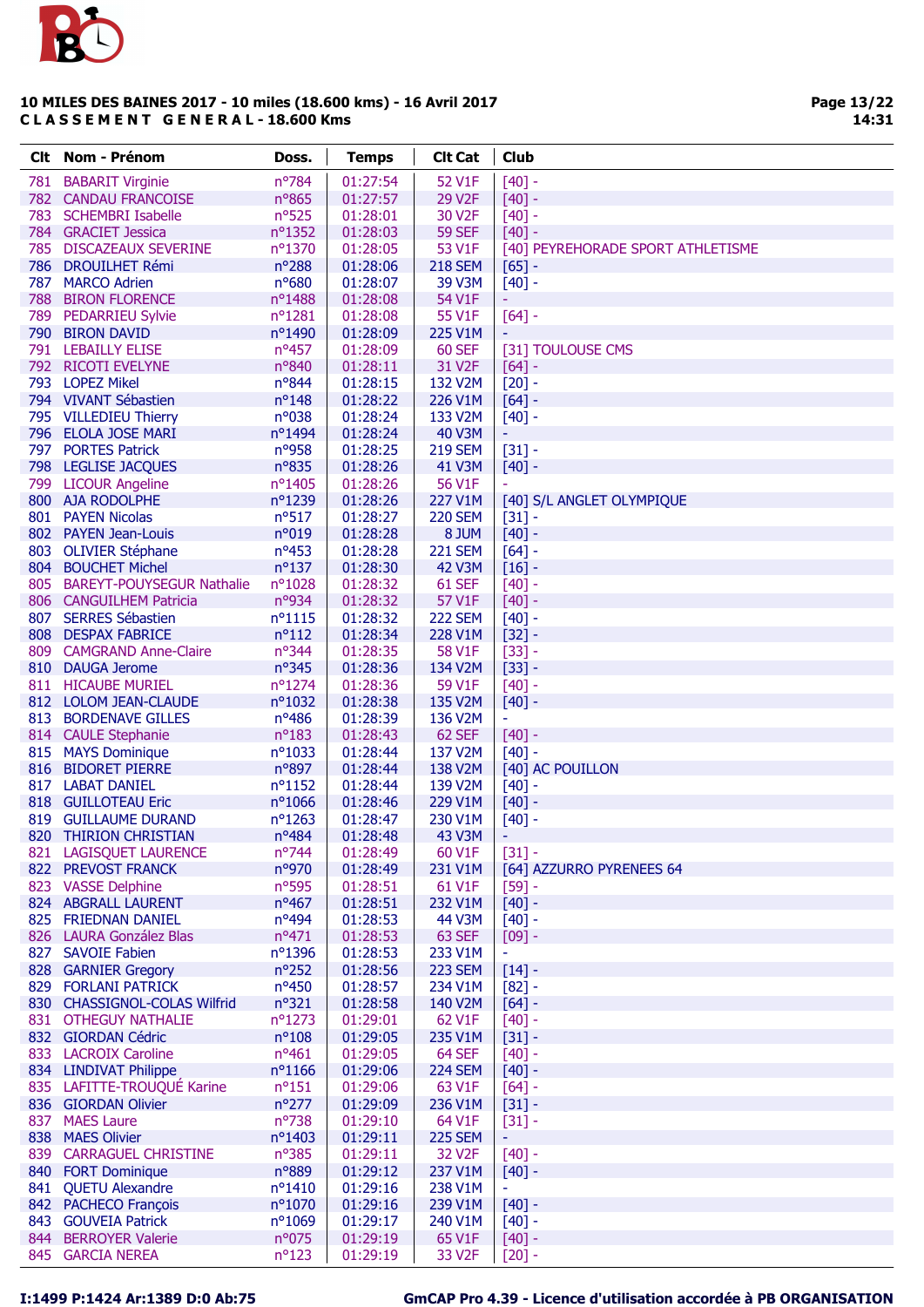**10 MILES DES BAINES 2017 - 10 miles (18.600 kms) - 16 Avril 2017**
**C L A S S E M E N T  G E N E R A L - 18.600 Kms**

| Clt | Nom - Prénom | Doss. | Temps | Clt Cat | Club |
|---|---|---|---|---|---|
| 781 | BABARIT Virginie | n°784 | 01:27:54 | 52 V1F | [40] - |
| 782 | CANDAU FRANCOISE | n°865 | 01:27:57 | 29 V2F | [40] - |
| 783 | SCHEMBRI Isabelle | n°525 | 01:28:01 | 30 V2F | [40] - |
| 784 | GRACIET Jessica | n°1352 | 01:28:03 | 59 SEF | [40] - |
| 785 | DISCAZEAUX SEVERINE | n°1370 | 01:28:05 | 53 V1F | [40] PEYREHORADE SPORT ATHLETISME |
| 786 | DROUILHET Rémi | n°288 | 01:28:06 | 218 SEM | [65] - |
| 787 | MARCO Adrien | n°680 | 01:28:07 | 39 V3M | [40] - |
| 788 | BIRON FLORENCE | n°1488 | 01:28:08 | 54 V1F | - |
| 789 | PEDARRIEU Sylvie | n°1281 | 01:28:08 | 55 V1F | [64] - |
| 790 | BIRON DAVID | n°1490 | 01:28:09 | 225 V1M | - |
| 791 | LEBAILLY ELISE | n°457 | 01:28:09 | 60 SEF | [31] TOULOUSE CMS |
| 792 | RICOTI EVELYNE | n°840 | 01:28:11 | 31 V2F | [64] - |
| 793 | LOPEZ Mikel | n°844 | 01:28:15 | 132 V2M | [20] - |
| 794 | VIVANT Sébastien | n°148 | 01:28:22 | 226 V1M | [64] - |
| 795 | VILLEDIEU Thierry | n°038 | 01:28:24 | 133 V2M | [40] - |
| 796 | ELOLA JOSE MARI | n°1494 | 01:28:24 | 40 V3M | - |
| 797 | PORTES Patrick | n°958 | 01:28:25 | 219 SEM | [31] - |
| 798 | LEGLISE JACQUES | n°835 | 01:28:26 | 41 V3M | [40] - |
| 799 | LICOUR Angeline | n°1405 | 01:28:26 | 56 V1F | - |
| 800 | AJA RODOLPHE | n°1239 | 01:28:26 | 227 V1M | [40] S/L ANGLET OLYMPIQUE |
| 801 | PAYEN Nicolas | n°517 | 01:28:27 | 220 SEM | [31] - |
| 802 | PAYEN Jean-Louis | n°019 | 01:28:28 | 8 JUM | [40] - |
| 803 | OLIVIER Stéphane | n°453 | 01:28:28 | 221 SEM | [64] - |
| 804 | BOUCHET Michel | n°137 | 01:28:30 | 42 V3M | [16] - |
| 805 | BAREYT-POUYSEGUR Nathalie | n°1028 | 01:28:32 | 61 SEF | [40] - |
| 806 | CANGUILHEM Patricia | n°934 | 01:28:32 | 57 V1F | [40] - |
| 807 | SERRES Sébastien | n°1115 | 01:28:32 | 222 SEM | [40] - |
| 808 | DESPAX FABRICE | n°112 | 01:28:34 | 228 V1M | [32] - |
| 809 | CAMGRAND Anne-Claire | n°344 | 01:28:35 | 58 V1F | [33] - |
| 810 | DAUGA Jerome | n°345 | 01:28:36 | 134 V2M | [33] - |
| 811 | HICAUBE MURIEL | n°1274 | 01:28:36 | 59 V1F | [40] - |
| 812 | LOLOM JEAN-CLAUDE | n°1032 | 01:28:38 | 135 V2M | [40] - |
| 813 | BORDENAVE GILLES | n°486 | 01:28:39 | 136 V2M | - |
| 814 | CAULE Stephanie | n°183 | 01:28:43 | 62 SEF | [40] - |
| 815 | MAYS Dominique | n°1033 | 01:28:44 | 137 V2M | [40] - |
| 816 | BIDORET PIERRE | n°897 | 01:28:44 | 138 V2M | [40] AC POUILLON |
| 817 | LABAT DANIEL | n°1152 | 01:28:44 | 139 V2M | [40] - |
| 818 | GUILLOTEAU Eric | n°1066 | 01:28:46 | 229 V1M | [40] - |
| 819 | GUILLAUME DURAND | n°1263 | 01:28:47 | 230 V1M | [40] - |
| 820 | THIRION CHRISTIAN | n°484 | 01:28:48 | 43 V3M | - |
| 821 | LAGISQUET LAURENCE | n°744 | 01:28:49 | 60 V1F | [31] - |
| 822 | PREVOST FRANCK | n°970 | 01:28:49 | 231 V1M | [64] AZZURRO PYRENEES 64 |
| 823 | VASSE Delphine | n°595 | 01:28:51 | 61 V1F | [59] - |
| 824 | ABGRALL LAURENT | n°467 | 01:28:51 | 232 V1M | [40] - |
| 825 | FRIEDNAN DANIEL | n°494 | 01:28:53 | 44 V3M | [40] - |
| 826 | LAURA González Blas | n°471 | 01:28:53 | 63 SEF | [09] - |
| 827 | SAVOIE Fabien | n°1396 | 01:28:53 | 233 V1M | - |
| 828 | GARNIER Gregory | n°252 | 01:28:56 | 223 SEM | [14] - |
| 829 | FORLANI PATRICK | n°450 | 01:28:57 | 234 V1M | [82] - |
| 830 | CHASSIGNOL-COLAS Wilfrid | n°321 | 01:28:58 | 140 V2M | [64] - |
| 831 | OTHEGUY NATHALIE | n°1273 | 01:29:01 | 62 V1F | [40] - |
| 832 | GIORDAN Cédric | n°108 | 01:29:05 | 235 V1M | [31] - |
| 833 | LACROIX Caroline | n°461 | 01:29:05 | 64 SEF | [40] - |
| 834 | LINDIVAT Philippe | n°1166 | 01:29:06 | 224 SEM | [40] - |
| 835 | LAFITTE-TROUQUÉ Karine | n°151 | 01:29:06 | 63 V1F | [64] - |
| 836 | GIORDAN Olivier | n°277 | 01:29:09 | 236 V1M | [31] - |
| 837 | MAES Laure | n°738 | 01:29:10 | 64 V1F | [31] - |
| 838 | MAES Olivier | n°1403 | 01:29:11 | 225 SEM | - |
| 839 | CARRAGUEL CHRISTINE | n°385 | 01:29:11 | 32 V2F | [40] - |
| 840 | FORT Dominique | n°889 | 01:29:12 | 237 V1M | [40] - |
| 841 | QUETU Alexandre | n°1410 | 01:29:16 | 238 V1M | - |
| 842 | PACHECO François | n°1070 | 01:29:16 | 239 V1M | [40] - |
| 843 | GOUVEIA Patrick | n°1069 | 01:29:17 | 240 V1M | [40] - |
| 844 | BERROYER Valerie | n°075 | 01:29:19 | 65 V1F | [40] - |
| 845 | GARCIA NEREA | n°123 | 01:29:19 | 33 V2F | [20] - |

I:1499 P:1424 Ar:1389 D:0 Ab:75 — GmCAP Pro 4.39 - Licence d'utilisation accordée à PB ORGANISATION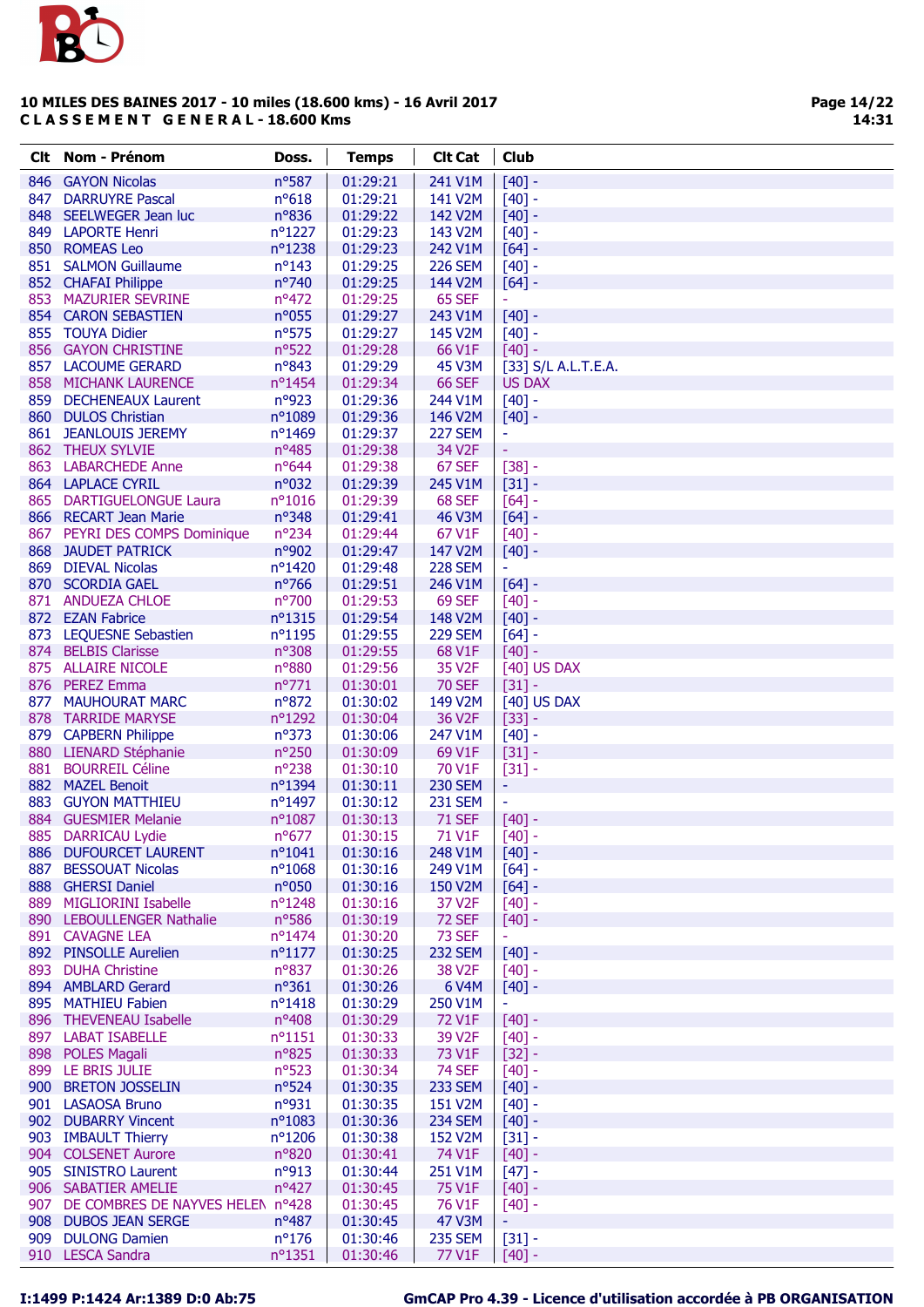**10 MILES DES BAINES 2017 - 10 miles (18.600 kms) - 16 Avril 2017**
**C L A S S E M E N T   G E N E R A L - 18.600 Kms**

| Clt | Nom - Prénom | Doss. | Temps | Clt Cat | Club |
|---|---|---|---|---|---|
| 846 | GAYON Nicolas | n°587 | 01:29:21 | 241 V1M | [40] - |
| 847 | DARRUYRE Pascal | n°618 | 01:29:21 | 141 V2M | [40] - |
| 848 | SEELWEGER Jean luc | n°836 | 01:29:22 | 142 V2M | [40] - |
| 849 | LAPORTE Henri | n°1227 | 01:29:23 | 143 V2M | [40] - |
| 850 | ROMEAS Leo | n°1238 | 01:29:23 | 242 V1M | [64] - |
| 851 | SALMON Guillaume | n°143 | 01:29:25 | 226 SEM | [40] - |
| 852 | CHAFAI Philippe | n°740 | 01:29:25 | 144 V2M | [64] - |
| 853 | MAZURIER SEVRINE | n°472 | 01:29:25 | 65 SEF | - |
| 854 | CARON SEBASTIEN | n°055 | 01:29:27 | 243 V1M | [40] - |
| 855 | TOUYA Didier | n°575 | 01:29:27 | 145 V2M | [40] - |
| 856 | GAYON CHRISTINE | n°522 | 01:29:28 | 66 V1F | [40] - |
| 857 | LACOUME GERARD | n°843 | 01:29:29 | 45 V3M | [33] S/L A.L.T.E.A. |
| 858 | MICHANK LAURENCE | n°1454 | 01:29:34 | 66 SEF | US DAX |
| 859 | DECHENEAUX Laurent | n°923 | 01:29:36 | 244 V1M | [40] - |
| 860 | DULOS Christian | n°1089 | 01:29:36 | 146 V2M | [40] - |
| 861 | JEANLOUIS JEREMY | n°1469 | 01:29:37 | 227 SEM | - |
| 862 | THEUX SYLVIE | n°485 | 01:29:38 | 34 V2F | - |
| 863 | LABARCHEDE Anne | n°644 | 01:29:38 | 67 SEF | [38] - |
| 864 | LAPLACE CYRIL | n°032 | 01:29:39 | 245 V1M | [31] - |
| 865 | DARTIGUELONGUE Laura | n°1016 | 01:29:39 | 68 SEF | [64] - |
| 866 | RECART Jean Marie | n°348 | 01:29:41 | 46 V3M | [64] - |
| 867 | PEYRI DES COMPS Dominique | n°234 | 01:29:44 | 67 V1F | [40] - |
| 868 | JAUDET PATRICK | n°902 | 01:29:47 | 147 V2M | [40] - |
| 869 | DIEVAL Nicolas | n°1420 | 01:29:48 | 228 SEM | - |
| 870 | SCORDIA GAEL | n°766 | 01:29:51 | 246 V1M | [64] - |
| 871 | ANDUEZA CHLOE | n°700 | 01:29:53 | 69 SEF | [40] - |
| 872 | EZAN Fabrice | n°1315 | 01:29:54 | 148 V2M | [40] - |
| 873 | LEQUESNE Sebastien | n°1195 | 01:29:55 | 229 SEM | [64] - |
| 874 | BELBIS Clarisse | n°308 | 01:29:55 | 68 V1F | [40] - |
| 875 | ALLAIRE NICOLE | n°880 | 01:29:56 | 35 V2F | [40] US DAX |
| 876 | PEREZ Emma | n°771 | 01:30:01 | 70 SEF | [31] - |
| 877 | MAUHOURAT MARC | n°872 | 01:30:02 | 149 V2M | [40] US DAX |
| 878 | TARRIDE MARYSE | n°1292 | 01:30:04 | 36 V2F | [33] - |
| 879 | CAPBERN Philippe | n°373 | 01:30:06 | 247 V1M | [40] - |
| 880 | LIENARD Stéphanie | n°250 | 01:30:09 | 69 V1F | [31] - |
| 881 | BOURREIL Céline | n°238 | 01:30:10 | 70 V1F | [31] - |
| 882 | MAZEL Benoit | n°1394 | 01:30:11 | 230 SEM | - |
| 883 | GUYON MATTHIEU | n°1497 | 01:30:12 | 231 SEM | - |
| 884 | GUESMIER Melanie | n°1087 | 01:30:13 | 71 SEF | [40] - |
| 885 | DARRICAU Lydie | n°677 | 01:30:15 | 71 V1F | [40] - |
| 886 | DUFOURCET LAURENT | n°1041 | 01:30:16 | 248 V1M | [40] - |
| 887 | BESSOUAT Nicolas | n°1068 | 01:30:16 | 249 V1M | [64] - |
| 888 | GHERSI Daniel | n°050 | 01:30:16 | 150 V2M | [64] - |
| 889 | MIGLIORINI Isabelle | n°1248 | 01:30:16 | 37 V2F | [40] - |
| 890 | LEBOULLENGER Nathalie | n°586 | 01:30:19 | 72 SEF | [40] - |
| 891 | CAVAGNE LEA | n°1474 | 01:30:20 | 73 SEF | - |
| 892 | PINSOLLE Aurelien | n°1177 | 01:30:25 | 232 SEM | [40] - |
| 893 | DUHA Christine | n°837 | 01:30:26 | 38 V2F | [40] - |
| 894 | AMBLARD Gerard | n°361 | 01:30:26 | 6 V4M | [40] - |
| 895 | MATHIEU Fabien | n°1418 | 01:30:29 | 250 V1M | - |
| 896 | THEVENEAU Isabelle | n°408 | 01:30:29 | 72 V1F | [40] - |
| 897 | LABAT ISABELLE | n°1151 | 01:30:33 | 39 V2F | [40] - |
| 898 | POLES Magali | n°825 | 01:30:33 | 73 V1F | [32] - |
| 899 | LE BRIS JULIE | n°523 | 01:30:34 | 74 SEF | [40] - |
| 900 | BRETON JOSSELIN | n°524 | 01:30:35 | 233 SEM | [40] - |
| 901 | LASAOSA Bruno | n°931 | 01:30:35 | 151 V2M | [40] - |
| 902 | DUBARRY Vincent | n°1083 | 01:30:36 | 234 SEM | [40] - |
| 903 | IMBAULT Thierry | n°1206 | 01:30:38 | 152 V2M | [31] - |
| 904 | COLSENET Aurore | n°820 | 01:30:41 | 74 V1F | [40] - |
| 905 | SINISTRO Laurent | n°913 | 01:30:44 | 251 V1M | [47] - |
| 906 | SABATIER AMELIE | n°427 | 01:30:45 | 75 V1F | [40] - |
| 907 | DE COMBRES DE NAYVES HELEN | n°428 | 01:30:45 | 76 V1F | [40] - |
| 908 | DUBOS JEAN SERGE | n°487 | 01:30:45 | 47 V3M | - |
| 909 | DULONG Damien | n°176 | 01:30:46 | 235 SEM | [31] - |
| 910 | LESCA Sandra | n°1351 | 01:30:46 | 77 V1F | [40] - |

I:1499 P:1424 Ar:1389 D:0 Ab:75

GmCAP Pro 4.39 - Licence d'utilisation accordée à PB ORGANISATION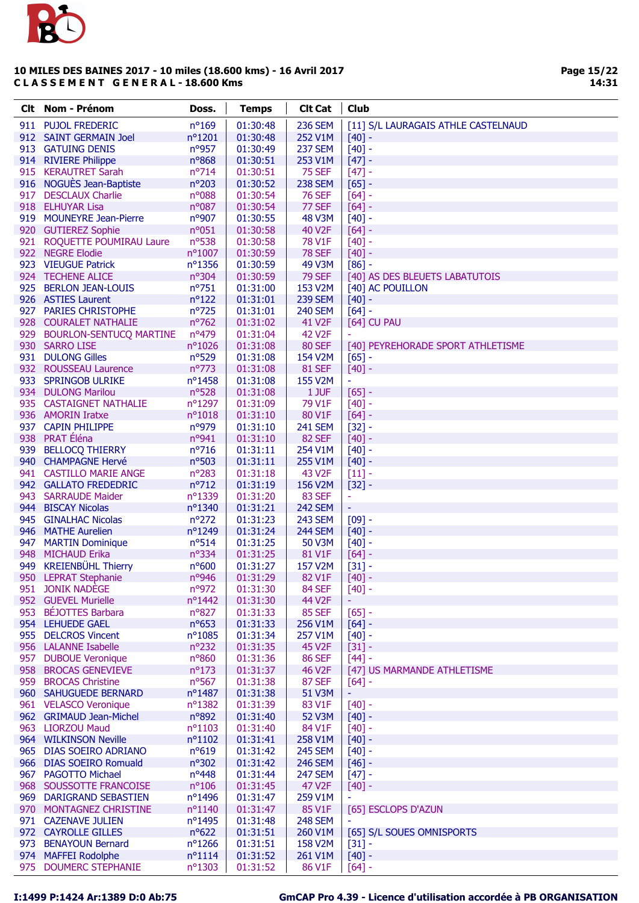## 10 MILES DES BAINES 2017 - 10 miles (18.600 kms) - 16 Avril 2017

**C L A S S E M E N T   G E N E R A L - 18.600 Kms**

| Clt | Nom - Prénom | Doss. | Temps | Clt Cat | Club |
|---|---|---|---|---|---|
| 911 | PUJOL FREDERIC | n°169 | 01:30:48 | 236 SEM | [11] S/L LAURAGAIS ATHLE CASTELNAUD |
| 912 | SAINT GERMAIN Joel | n°1201 | 01:30:48 | 252 V1M | [40] - |
| 913 | GATUING DENIS | n°957 | 01:30:49 | 237 SEM | [40] - |
| 914 | RIVIERE Philippe | n°868 | 01:30:51 | 253 V1M | [47] - |
| 915 | KERAUTRET Sarah | n°714 | 01:30:51 | 75 SEF | [47] - |
| 916 | NOGUÈS Jean-Baptiste | n°203 | 01:30:52 | 238 SEM | [65] - |
| 917 | DESCLAUX Charlie | n°088 | 01:30:54 | 76 SEF | [64] - |
| 918 | ELHUYAR Lisa | n°087 | 01:30:54 | 77 SEF | [64] - |
| 919 | MOUNEYRE Jean-Pierre | n°907 | 01:30:55 | 48 V3M | [40] - |
| 920 | GUTIEREZ Sophie | n°051 | 01:30:58 | 40 V2F | [64] - |
| 921 | ROQUETTE POUMIRAU Laure | n°538 | 01:30:58 | 78 V1F | [40] - |
| 922 | NEGRE Elodie | n°1007 | 01:30:59 | 78 SEF | [40] - |
| 923 | VIEUGUE Patrick | n°1356 | 01:30:59 | 49 V3M | [86] - |
| 924 | TECHENE ALICE | n°304 | 01:30:59 | 79 SEF | [40] AS DES BLEUETS LABATUTOIS |
| 925 | BERLON JEAN-LOUIS | n°751 | 01:31:00 | 153 V2M | [40] AC POUILLON |
| 926 | ASTIES Laurent | n°122 | 01:31:01 | 239 SEM | [40] - |
| 927 | PARIES CHRISTOPHE | n°725 | 01:31:01 | 240 SEM | [64] - |
| 928 | COURALET NATHALIE | n°762 | 01:31:02 | 41 V2F | [64] CU PAU |
| 929 | BOURLON-SENTUCQ MARTINE | n°479 | 01:31:04 | 42 V2F | - |
| 930 | SARRO LISE | n°1026 | 01:31:08 | 80 SEF | [40] PEYREHORADE SPORT ATHLETISME |
| 931 | DULONG Gilles | n°529 | 01:31:08 | 154 V2M | [65] - |
| 932 | ROUSSEAU Laurence | n°773 | 01:31:08 | 81 SEF | [40] - |
| 933 | SPRINGOB ULRIKE | n°1458 | 01:31:08 | 155 V2M | - |
| 934 | DULONG Marilou | n°528 | 01:31:08 | 1 JUF | [65] - |
| 935 | CASTAIGNET NATHALIE | n°1297 | 01:31:09 | 79 V1F | [40] - |
| 936 | AMORIN Iratxe | n°1018 | 01:31:10 | 80 V1F | [64] - |
| 937 | CAPIN PHILIPPE | n°979 | 01:31:10 | 241 SEM | [32] - |
| 938 | PRAT Éléna | n°941 | 01:31:10 | 82 SEF | [40] - |
| 939 | BELLOCQ THIERRY | n°716 | 01:31:11 | 254 V1M | [40] - |
| 940 | CHAMPAGNE Hervé | n°503 | 01:31:11 | 255 V1M | [40] - |
| 941 | CASTILLO MARIE ANGE | n°283 | 01:31:18 | 43 V2F | [11] - |
| 942 | GALLATO FREDEDRIC | n°712 | 01:31:19 | 156 V2M | [32] - |
| 943 | SARRAUDE Maider | n°1339 | 01:31:20 | 83 SEF | - |
| 944 | BISCAY Nicolas | n°1340 | 01:31:21 | 242 SEM | - |
| 945 | GINALHAC Nicolas | n°272 | 01:31:23 | 243 SEM | [09] - |
| 946 | MATHE Aurelien | n°1249 | 01:31:24 | 244 SEM | [40] - |
| 947 | MARTIN Dominique | n°514 | 01:31:25 | 50 V3M | [40] - |
| 948 | MICHAUD Erika | n°334 | 01:31:25 | 81 V1F | [64] - |
| 949 | KREIENBÜHL Thierry | n°600 | 01:31:27 | 157 V2M | [31] - |
| 950 | LEPRAT Stephanie | n°946 | 01:31:29 | 82 V1F | [40] - |
| 951 | JONIK NADEGE | n°972 | 01:31:30 | 84 SEF | [40] - |
| 952 | GUEVEL Murielle | n°1442 | 01:31:30 | 44 V2F | - |
| 953 | BÉJOTTES Barbara | n°827 | 01:31:33 | 85 SEF | [65] - |
| 954 | LEHUEDE GAEL | n°653 | 01:31:33 | 256 V1M | [64] - |
| 955 | DELCROS Vincent | n°1085 | 01:31:34 | 257 V1M | [40] - |
| 956 | LALANNE Isabelle | n°232 | 01:31:35 | 45 V2F | [31] - |
| 957 | DUBOUE Veronique | n°860 | 01:31:36 | 86 SEF | [44] - |
| 958 | BROCAS GENEVIEVE | n°173 | 01:31:37 | 46 V2F | [47] US MARMANDE ATHLETISME |
| 959 | BROCAS Christine | n°567 | 01:31:38 | 87 SEF | [64] - |
| 960 | SAHUGUEDE BERNARD | n°1487 | 01:31:38 | 51 V3M | - |
| 961 | VELASCO Veronique | n°1382 | 01:31:39 | 83 V1F | [40] - |
| 962 | GRIMAUD Jean-Michel | n°892 | 01:31:40 | 52 V3M | [40] - |
| 963 | LIORZOU Maud | n°1103 | 01:31:40 | 84 V1F | [40] - |
| 964 | WILKINSON Neville | n°1102 | 01:31:41 | 258 V1M | [40] - |
| 965 | DIAS SOEIRO ADRIANO | n°619 | 01:31:42 | 245 SEM | [40] - |
| 966 | DIAS SOEIRO Romuald | n°302 | 01:31:42 | 246 SEM | [46] - |
| 967 | PAGOTTO Michael | n°448 | 01:31:44 | 247 SEM | [47] - |
| 968 | SOUSSOTTE FRANCOISE | n°106 | 01:31:45 | 47 V2F | [40] - |
| 969 | DARIGRAND SEBASTIEN | n°1496 | 01:31:47 | 259 V1M | - |
| 970 | MONTAGNEZ CHRISTINE | n°1140 | 01:31:47 | 85 V1F | [65] ESCLOPS D'AZUN |
| 971 | CAZENAVE JULIEN | n°1495 | 01:31:48 | 248 SEM | - |
| 972 | CAYROLLE GILLES | n°622 | 01:31:51 | 260 V1M | [65] S/L SOUES OMNISPORTS |
| 973 | BENAYOUN Bernard | n°1266 | 01:31:51 | 158 V2M | [31] - |
| 974 | MAFFEI Rodolphe | n°1114 | 01:31:52 | 261 V1M | [40] - |
| 975 | DOUMERC STEPHANIE | n°1303 | 01:31:52 | 86 V1F | [64] - |

I:1499 P:1424 Ar:1389 D:0 Ab:75 — GmCAP Pro 4.39 - Licence d'utilisation accordée à PB ORGANISATION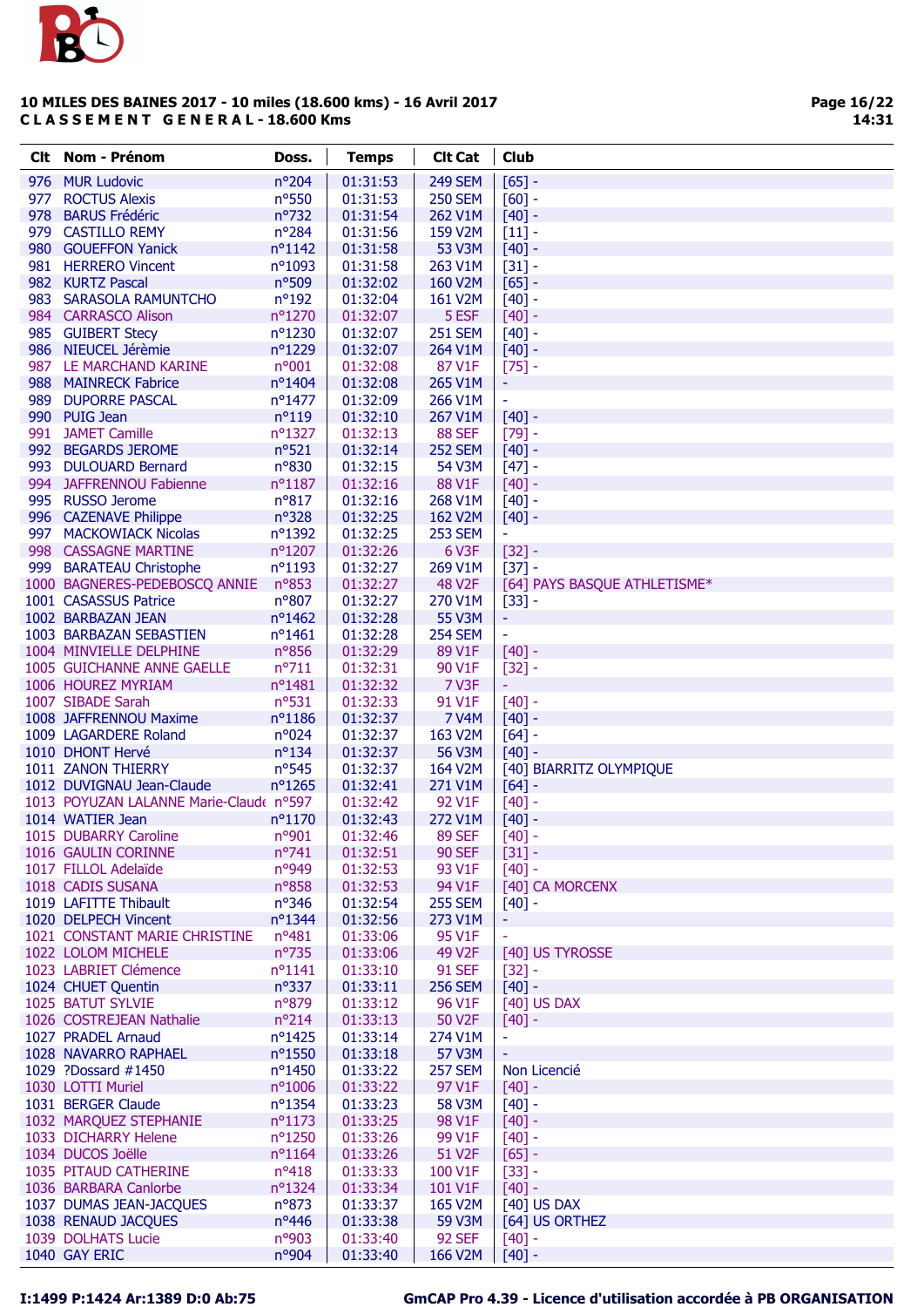**10 MILES DES BAINES 2017 - 10 miles (18.600 kms) - 16 Avril 2017**
**C L A S S E M E N T G E N E R A L - 18.600 Kms**

| Clt | Nom - Prénom | Doss. | Temps | Clt Cat | Club |
|---|---|---|---|---|---|
| 976 | MUR Ludovic | n°204 | 01:31:53 | 249 SEM | [65] - |
| 977 | ROCTUS Alexis | n°550 | 01:31:53 | 250 SEM | [60] - |
| 978 | BARUS Frédéric | n°732 | 01:31:54 | 262 V1M | [40] - |
| 979 | CASTILLO REMY | n°284 | 01:31:56 | 159 V2M | [11] - |
| 980 | GOUEFFON Yanick | n°1142 | 01:31:58 | 53 V3M | [40] - |
| 981 | HERRERO Vincent | n°1093 | 01:31:58 | 263 V1M | [31] - |
| 982 | KURTZ Pascal | n°509 | 01:32:02 | 160 V2M | [65] - |
| 983 | SARASOLA RAMUNTCHO | n°192 | 01:32:04 | 161 V2M | [40] - |
| 984 | CARRASCO Alison | n°1270 | 01:32:07 | 5 ESF | [40] - |
| 985 | GUIBERT Stecy | n°1230 | 01:32:07 | 251 SEM | [40] - |
| 986 | NIEUCEL Jérèmie | n°1229 | 01:32:07 | 264 V1M | [40] - |
| 987 | LE MARCHAND KARINE | n°001 | 01:32:08 | 87 V1F | [75] - |
| 988 | MAINRECK Fabrice | n°1404 | 01:32:08 | 265 V1M | - |
| 989 | DUPORRE PASCAL | n°1477 | 01:32:09 | 266 V1M | - |
| 990 | PUIG Jean | n°119 | 01:32:10 | 267 V1M | [40] - |
| 991 | JAMET Camille | n°1327 | 01:32:13 | 88 SEF | [79] - |
| 992 | BEGARDS JEROME | n°521 | 01:32:14 | 252 SEM | [40] - |
| 993 | DULOUARD Bernard | n°830 | 01:32:15 | 54 V3M | [47] - |
| 994 | JAFFRENNOU Fabienne | n°1187 | 01:32:16 | 88 V1F | [40] - |
| 995 | RUSSO Jerome | n°817 | 01:32:16 | 268 V1M | [40] - |
| 996 | CAZENAVE Philippe | n°328 | 01:32:25 | 162 V2M | [40] - |
| 997 | MACKOWIACK Nicolas | n°1392 | 01:32:25 | 253 SEM | - |
| 998 | CASSAGNE MARTINE | n°1207 | 01:32:26 | 6 V3F | [32] - |
| 999 | BARATEAU Christophe | n°1193 | 01:32:27 | 269 V1M | [37] - |
| 1000 | BAGNERES-PEDEBOSCQ ANNIE | n°853 | 01:32:27 | 48 V2F | [64] PAYS BASQUE ATHLETISME* |
| 1001 | CASASSUS Patrice | n°807 | 01:32:27 | 270 V1M | [33] - |
| 1002 | BARBAZAN JEAN | n°1462 | 01:32:28 | 55 V3M | - |
| 1003 | BARBAZAN SEBASTIEN | n°1461 | 01:32:28 | 254 SEM | - |
| 1004 | MINVIELLE DELPHINE | n°856 | 01:32:29 | 89 V1F | [40] - |
| 1005 | GUICHANNE ANNE GAELLE | n°711 | 01:32:31 | 90 V1F | [32] - |
| 1006 | HOUREZ MYRIAM | n°1481 | 01:32:32 | 7 V3F | - |
| 1007 | SIBADE Sarah | n°531 | 01:32:33 | 91 V1F | [40] - |
| 1008 | JAFFRENNOU Maxime | n°1186 | 01:32:37 | 7 V4M | [40] - |
| 1009 | LAGARDERE Roland | n°024 | 01:32:37 | 163 V2M | [64] - |
| 1010 | DHONT Hervé | n°134 | 01:32:37 | 56 V3M | [40] - |
| 1011 | ZANON THIERRY | n°545 | 01:32:37 | 164 V2M | [40] BIARRITZ OLYMPIQUE |
| 1012 | DUVIGNAU Jean-Claude | n°1265 | 01:32:41 | 271 V1M | [64] - |
| 1013 | POYUZAN LALANNE Marie-Claude | n°597 | 01:32:42 | 92 V1F | [40] - |
| 1014 | WATIER Jean | n°1170 | 01:32:43 | 272 V1M | [40] - |
| 1015 | DUBARRY Caroline | n°901 | 01:32:46 | 89 SEF | [40] - |
| 1016 | GAULIN CORINNE | n°741 | 01:32:51 | 90 SEF | [31] - |
| 1017 | FILLOL Adelaïde | n°949 | 01:32:53 | 93 V1F | [40] - |
| 1018 | CADIS SUSANA | n°858 | 01:32:53 | 94 V1F | [40] CA MORCENX |
| 1019 | LAFITTE Thibault | n°346 | 01:32:54 | 255 SEM | [40] - |
| 1020 | DELPECH Vincent | n°1344 | 01:32:56 | 273 V1M | - |
| 1021 | CONSTANT MARIE CHRISTINE | n°481 | 01:33:06 | 95 V1F | - |
| 1022 | LOLOM MICHELE | n°735 | 01:33:06 | 49 V2F | [40] US TYROSSE |
| 1023 | LABRIET Clémence | n°1141 | 01:33:10 | 91 SEF | [32] - |
| 1024 | CHUET Quentin | n°337 | 01:33:11 | 256 SEM | [40] - |
| 1025 | BATUT SYLVIE | n°879 | 01:33:12 | 96 V1F | [40] US DAX |
| 1026 | COSTREJEAN Nathalie | n°214 | 01:33:13 | 50 V2F | [40] - |
| 1027 | PRADEL Arnaud | n°1425 | 01:33:14 | 274 V1M | - |
| 1028 | NAVARRO RAPHAEL | n°1550 | 01:33:18 | 57 V3M | - |
| 1029 | ?Dossard #1450 | n°1450 | 01:33:22 | 257 SEM | Non Licencié |
| 1030 | LOTTI Muriel | n°1006 | 01:33:22 | 97 V1F | [40] - |
| 1031 | BERGER Claude | n°1354 | 01:33:23 | 58 V3M | [40] - |
| 1032 | MARQUEZ STEPHANIE | n°1173 | 01:33:25 | 98 V1F | [40] - |
| 1033 | DICHARRY Helene | n°1250 | 01:33:26 | 99 V1F | [40] - |
| 1034 | DUCOS Joëlle | n°1164 | 01:33:26 | 51 V2F | [65] - |
| 1035 | PITAUD CATHERINE | n°418 | 01:33:33 | 100 V1F | [33] - |
| 1036 | BARBARA Canlorbe | n°1324 | 01:33:34 | 101 V1F | [40] - |
| 1037 | DUMAS JEAN-JACQUES | n°873 | 01:33:37 | 165 V2M | [40] US DAX |
| 1038 | RENAUD JACQUES | n°446 | 01:33:38 | 59 V3M | [64] US ORTHEZ |
| 1039 | DOLHATS Lucie | n°903 | 01:33:40 | 92 SEF | [40] - |
| 1040 | GAY ERIC | n°904 | 01:33:40 | 166 V2M | [40] - |

I:1499 P:1424 Ar:1389 D:0 Ab:75 GmCAP Pro 4.39 - Licence d'utilisation accordée à PB ORGANISATION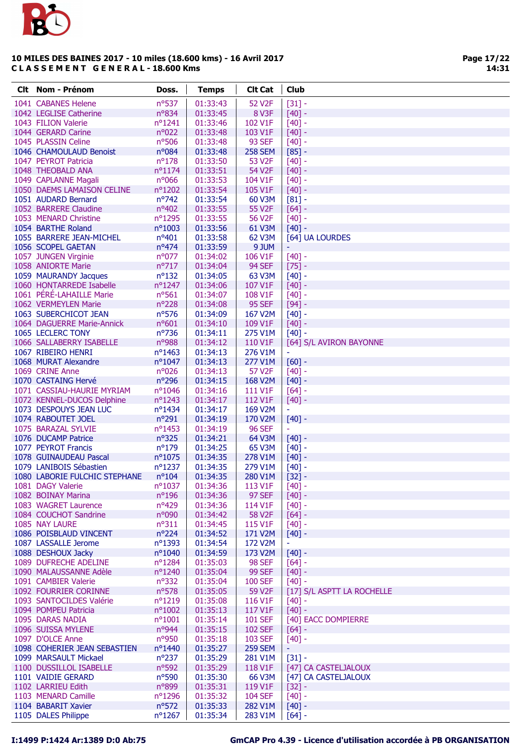**10 MILES DES BAINES 2017 - 10 miles (18.600 kms) - 16 Avril 2017**
**CLASSEMENT GENERAL - 18.600 Kms**

| Clt | Nom - Prénom | Doss. | Temps | Clt Cat | Club |
|---|---|---|---|---|---|
| 1041 | CABANES Helene | n°537 | 01:33:43 | 52 V2F | [31] - |
| 1042 | LEGLISE Catherine | n°834 | 01:33:45 | 8 V3F | [40] - |
| 1043 | FILION Valerie | n°1241 | 01:33:46 | 102 V1F | [40] - |
| 1044 | GERARD Carine | n°022 | 01:33:48 | 103 V1F | [40] - |
| 1045 | PLASSIN Celine | n°506 | 01:33:48 | 93 SEF | [40] - |
| 1046 | CHAMOULAUD Benoist | n°084 | 01:33:48 | 258 SEM | [85] - |
| 1047 | PEYROT Patricia | n°178 | 01:33:50 | 53 V2F | [40] - |
| 1048 | THEOBALD ANA | n°1174 | 01:33:51 | 54 V2F | [40] - |
| 1049 | CAPLANNE Magali | n°066 | 01:33:53 | 104 V1F | [40] - |
| 1050 | DAEMS LAMAISON CELINE | n°1202 | 01:33:54 | 105 V1F | [40] - |
| 1051 | AUDARD Bernard | n°742 | 01:33:54 | 60 V3M | [81] - |
| 1052 | BARRERE Claudine | n°402 | 01:33:55 | 55 V2F | [64] - |
| 1053 | MENARD Christine | n°1295 | 01:33:55 | 56 V2F | [40] - |
| 1054 | BARTHE Roland | n°1003 | 01:33:56 | 61 V3M | [40] - |
| 1055 | BARRERE JEAN-MICHEL | n°401 | 01:33:58 | 62 V3M | [64] UA LOURDES |
| 1056 | SCOPEL GAETAN | n°474 | 01:33:59 | 9 JUM | - |
| 1057 | JUNGEN Virginie | n°077 | 01:34:02 | 106 V1F | [40] - |
| 1058 | ANIORTE Marie | n°717 | 01:34:04 | 94 SEF | [75] - |
| 1059 | MAURANDY Jacques | n°132 | 01:34:05 | 63 V3M | [40] - |
| 1060 | HONTARREDE Isabelle | n°1247 | 01:34:06 | 107 V1F | [40] - |
| 1061 | PÉRÉ-LAHAILLE Marie | n°561 | 01:34:07 | 108 V1F | [40] - |
| 1062 | VERMEYLEN Marie | n°228 | 01:34:08 | 95 SEF | [94] - |
| 1063 | SUBERCHICOT JEAN | n°576 | 01:34:09 | 167 V2M | [40] - |
| 1064 | DAGUERRE Marie-Annick | n°601 | 01:34:10 | 109 V1F | [40] - |
| 1065 | LECLERC TONY | n°736 | 01:34:11 | 275 V1M | [40] - |
| 1066 | SALLABERRY ISABELLE | n°988 | 01:34:12 | 110 V1F | [64] S/L AVIRON BAYONNE |
| 1067 | RIBEIRO HENRI | n°1463 | 01:34:13 | 276 V1M | - |
| 1068 | MURAT Alexandre | n°1047 | 01:34:13 | 277 V1M | [60] - |
| 1069 | CRINE Anne | n°026 | 01:34:13 | 57 V2F | [40] - |
| 1070 | CASTAING Hervé | n°296 | 01:34:15 | 168 V2M | [40] - |
| 1071 | CASSIAU-HAURIE MYRIAM | n°1046 | 01:34:16 | 111 V1F | [64] - |
| 1072 | KENNEL-DUCOS Delphine | n°1243 | 01:34:17 | 112 V1F | [40] - |
| 1073 | DESPOUYS JEAN LUC | n°1434 | 01:34:17 | 169 V2M | - |
| 1074 | RABOUTET JOEL | n°291 | 01:34:19 | 170 V2M | [40] - |
| 1075 | BARAZAL SYLVIE | n°1453 | 01:34:19 | 96 SEF | - |
| 1076 | DUCAMP Patrice | n°325 | 01:34:21 | 64 V3M | [40] - |
| 1077 | PEYROT Francis | n°179 | 01:34:25 | 65 V3M | [40] - |
| 1078 | GUINAUDEAU Pascal | n°1075 | 01:34:35 | 278 V1M | [40] - |
| 1079 | LANIBOIS Sébastien | n°1237 | 01:34:35 | 279 V1M | [40] - |
| 1080 | LABORIE FULCHIC STEPHANE | n°104 | 01:34:35 | 280 V1M | [32] - |
| 1081 | DAGY Valerie | n°1037 | 01:34:36 | 113 V1F | [40] - |
| 1082 | BOINAY Marina | n°196 | 01:34:36 | 97 SEF | [40] - |
| 1083 | WAGRET Laurence | n°429 | 01:34:36 | 114 V1F | [40] - |
| 1084 | COUCHOT Sandrine | n°090 | 01:34:42 | 58 V2F | [64] - |
| 1085 | NAY LAURE | n°311 | 01:34:45 | 115 V1F | [40] - |
| 1086 | POISBLAUD VINCENT | n°224 | 01:34:52 | 171 V2M | [40] - |
| 1087 | LASSALLE Jerome | n°1393 | 01:34:54 | 172 V2M | - |
| 1088 | DESHOUX Jacky | n°1040 | 01:34:59 | 173 V2M | [40] - |
| 1089 | DUFRECHE ADELINE | n°1284 | 01:35:03 | 98 SEF | [64] - |
| 1090 | MALAUSSANNE Adèle | n°1240 | 01:35:04 | 99 SEF | [40] - |
| 1091 | CAMBIER Valerie | n°332 | 01:35:04 | 100 SEF | [40] - |
| 1092 | FOURRIER CORINNE | n°578 | 01:35:05 | 59 V2F | [17] S/L ASPTT LA ROCHELLE |
| 1093 | SANTOCILDES Valérie | n°1219 | 01:35:08 | 116 V1F | [40] - |
| 1094 | POMPEU Patricia | n°1002 | 01:35:13 | 117 V1F | [40] - |
| 1095 | DARAS NADIA | n°1001 | 01:35:14 | 101 SEF | [40] EACC DOMPIERRE |
| 1096 | SUISSA MYLENE | n°944 | 01:35:15 | 102 SEF | [64] - |
| 1097 | D'OLCE Anne | n°950 | 01:35:18 | 103 SEF | [40] - |
| 1098 | COHERIER JEAN SEBASTIEN | n°1440 | 01:35:27 | 259 SEM | - |
| 1099 | MARSAULT Mickael | n°237 | 01:35:29 | 281 V1M | [31] - |
| 1100 | DUSSILLOL ISABELLE | n°592 | 01:35:29 | 118 V1F | [47] CA CASTELJALOUX |
| 1101 | VAIDIE GERARD | n°590 | 01:35:30 | 66 V3M | [47] CA CASTELJALOUX |
| 1102 | LARRIEU Edith | n°899 | 01:35:31 | 119 V1F | [32] - |
| 1103 | MENARD Camille | n°1296 | 01:35:32 | 104 SEF | [40] - |
| 1104 | BABARIT Xavier | n°572 | 01:35:33 | 282 V1M | [40] - |
| 1105 | DALES Philippe | n°1267 | 01:35:34 | 283 V1M | [64] - |

I:1499 P:1424 Ar:1389 D:0 Ab:75 GmCAP Pro 4.39 - Licence d'utilisation accordée à PB ORGANISATION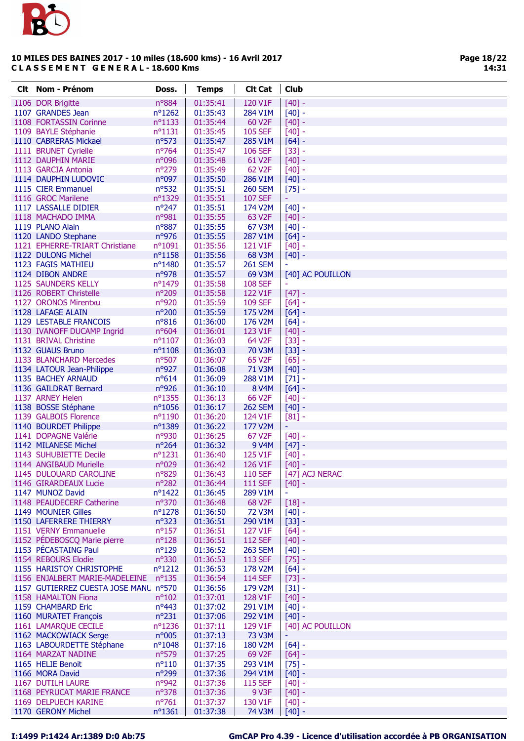## 10 MILES DES BAINES 2017 - 10 miles (18.600 kms) - 16 Avril 2017

**C L A S S E M E N T   G E N E R A L - 18.600 Kms**

| Clt | Nom - Prénom | Doss. | Temps | Clt Cat | Club |
|---|---|---|---|---|---|
| 1106 | DOR Brigitte | n°884 | 01:35:41 | 120 V1F | [40] - |
| 1107 | GRANDES Jean | n°1262 | 01:35:43 | 284 V1M | [40] - |
| 1108 | FORTASSIN Corinne | n°1133 | 01:35:44 | 60 V2F | [40] - |
| 1109 | BAYLE Stéphanie | n°1131 | 01:35:45 | 105 SEF | [40] - |
| 1110 | CABRERAS Mickael | n°573 | 01:35:47 | 285 V1M | [64] - |
| 1111 | BRUNET Cyrielle | n°764 | 01:35:47 | 106 SEF | [33] - |
| 1112 | DAUPHIN MARIE | n°096 | 01:35:48 | 61 V2F | [40] - |
| 1113 | GARCIA Antonia | n°279 | 01:35:49 | 62 V2F | [40] - |
| 1114 | DAUPHIN LUDOVIC | n°097 | 01:35:50 | 286 V1M | [40] - |
| 1115 | CIER Emmanuel | n°532 | 01:35:51 | 260 SEM | [75] - |
| 1116 | GROC Marilene | n°1329 | 01:35:51 | 107 SEF | - |
| 1117 | LASSALLE DIDIER | n°247 | 01:35:51 | 174 V2M | [40] - |
| 1118 | MACHADO IMMA | n°981 | 01:35:55 | 63 V2F | [40] - |
| 1119 | PLANO Alain | n°887 | 01:35:55 | 67 V3M | [40] - |
| 1120 | LANDO Stephane | n°976 | 01:35:55 | 287 V1M | [64] - |
| 1121 | EPHERRE-TRIART Christiane | n°1091 | 01:35:56 | 121 V1F | [40] - |
| 1122 | DULONG Michel | n°1158 | 01:35:56 | 68 V3M | [40] - |
| 1123 | FAGIS MATHIEU | n°1480 | 01:35:57 | 261 SEM | - |
| 1124 | DIBON ANDRE | n°978 | 01:35:57 | 69 V3M | [40] AC POUILLON |
| 1125 | SAUNDERS KELLY | n°1479 | 01:35:58 | 108 SEF | - |
| 1126 | ROBERT Christelle | n°209 | 01:35:58 | 122 V1F | [47] - |
| 1127 | ORONOS Mirentxu | n°920 | 01:35:59 | 109 SEF | [64] - |
| 1128 | LAFAGE ALAIN | n°200 | 01:35:59 | 175 V2M | [64] - |
| 1129 | LESTABLE FRANCOIS | n°816 | 01:36:00 | 176 V2M | [64] - |
| 1130 | IVANOFF DUCAMP Ingrid | n°604 | 01:36:01 | 123 V1F | [40] - |
| 1131 | BRIVAL Christine | n°1107 | 01:36:03 | 64 V2F | [33] - |
| 1132 | GUAUS Bruno | n°1108 | 01:36:03 | 70 V3M | [33] - |
| 1133 | BLANCHARD Mercedes | n°507 | 01:36:07 | 65 V2F | [65] - |
| 1134 | LATOUR Jean-Philippe | n°927 | 01:36:08 | 71 V3M | [40] - |
| 1135 | BACHEY ARNAUD | n°614 | 01:36:09 | 288 V1M | [71] - |
| 1136 | GAILDRAT Bernard | n°926 | 01:36:10 | 8 V4M | [64] - |
| 1137 | ARNEY Helen | n°1355 | 01:36:13 | 66 V2F | [40] - |
| 1138 | BOSSE Stéphane | n°1056 | 01:36:17 | 262 SEM | [40] - |
| 1139 | GALBOIS Florence | n°1190 | 01:36:20 | 124 V1F | [81] - |
| 1140 | BOURDET Philippe | n°1389 | 01:36:22 | 177 V2M | - |
| 1141 | DOPAGNE Valérie | n°930 | 01:36:25 | 67 V2F | [40] - |
| 1142 | MILANESE Michel | n°264 | 01:36:32 | 9 V4M | [47] - |
| 1143 | SUHUBIETTE Decile | n°1231 | 01:36:40 | 125 V1F | [40] - |
| 1144 | ANGIBAUD Murielle | n°029 | 01:36:42 | 126 V1F | [40] - |
| 1145 | DULOUARD CAROLINE | n°829 | 01:36:43 | 110 SEF | [47] ACJ NERAC |
| 1146 | GIRARDEAUX Lucie | n°282 | 01:36:44 | 111 SEF | [40] - |
| 1147 | MUNOZ David | n°1422 | 01:36:45 | 289 V1M | - |
| 1148 | PEAUDECERF Catherine | n°370 | 01:36:48 | 68 V2F | [18] - |
| 1149 | MOUNIER Gilles | n°1278 | 01:36:50 | 72 V3M | [40] - |
| 1150 | LAFERRERE THIERRY | n°323 | 01:36:51 | 290 V1M | [33] - |
| 1151 | VERNY Emmanuelle | n°157 | 01:36:51 | 127 V1F | [64] - |
| 1152 | PÉDEBOSCQ Marie pierre | n°128 | 01:36:51 | 112 SEF | [40] - |
| 1153 | PÉCASTAING Paul | n°129 | 01:36:52 | 263 SEM | [40] - |
| 1154 | REBOURS Elodie | n°330 | 01:36:53 | 113 SEF | [75] - |
| 1155 | HARISTOY CHRISTOPHE | n°1212 | 01:36:53 | 178 V2M | [64] - |
| 1156 | ENJALBERT MARIE-MADELEINE | n°135 | 01:36:54 | 114 SEF | [73] - |
| 1157 | GUTIERREZ CUESTA JOSE MANL | n°570 | 01:36:56 | 179 V2M | [31] - |
| 1158 | HAMALTON Fiona | n°102 | 01:37:01 | 128 V1F | [40] - |
| 1159 | CHAMBARD Eric | n°443 | 01:37:02 | 291 V1M | [40] - |
| 1160 | MURATET François | n°231 | 01:37:06 | 292 V1M | [40] - |
| 1161 | LAMARQUE CECILE | n°1236 | 01:37:11 | 129 V1F | [40] AC POUILLON |
| 1162 | MACKOWIACK Serge | n°005 | 01:37:13 | 73 V3M | - |
| 1163 | LABOURDETTE Stéphane | n°1048 | 01:37:16 | 180 V2M | [64] - |
| 1164 | MARZAT NADINE | n°579 | 01:37:25 | 69 V2F | [64] - |
| 1165 | HELIE Benoit | n°110 | 01:37:35 | 293 V1M | [75] - |
| 1166 | MORA David | n°299 | 01:37:36 | 294 V1M | [40] - |
| 1167 | DUTILH LAURE | n°942 | 01:37:36 | 115 SEF | [40] - |
| 1168 | PEYRUCAT MARIE FRANCE | n°378 | 01:37:36 | 9 V3F | [40] - |
| 1169 | DELPUECH KARINE | n°761 | 01:37:37 | 130 V1F | [40] - |
| 1170 | GERONY Michel | n°1361 | 01:37:38 | 74 V3M | [40] - |

I:1499 P:1424 Ar:1389 D:0 Ab:75

GmCAP Pro 4.39 - Licence d'utilisation accordée à PB ORGANISATION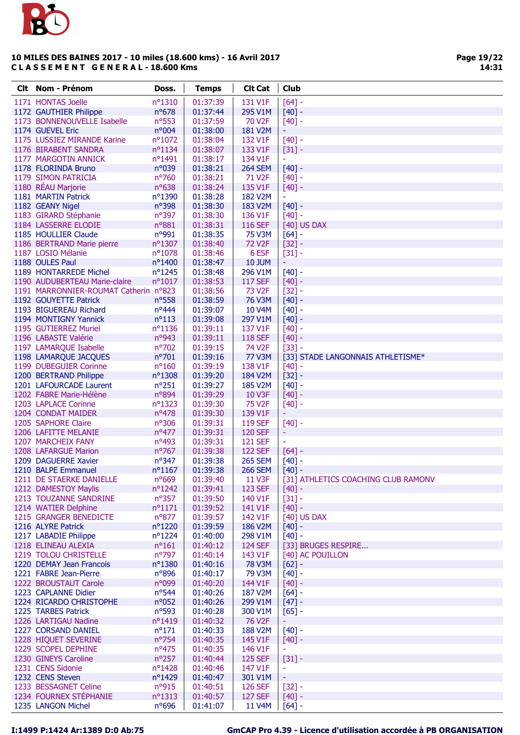**10 MILES DES BAINES 2017 - 10 miles (18.600 kms) - 16 Avril 2017**
**C L A S S E M E N T   G E N E R A L - 18.600 Kms**

| Clt | Nom - Prénom | Doss. | Temps | Clt Cat | Club |
|---|---|---|---|---|---|
| 1171 | HONTAS Joelle | n°1310 | 01:37:39 | 131 V1F | [64] - |
| 1172 | GAUTHIER Philippe | n°678 | 01:37:44 | 295 V1M | [40] - |
| 1173 | BONNENOUVELLE Isabelle | n°553 | 01:37:59 | 70 V2F | [40] - |
| 1174 | GUEVEL Eric | n°004 | 01:38:00 | 181 V2M | - |
| 1175 | LUSSIEZ MIRANDE Karine | n°1072 | 01:38:04 | 132 V1F | [40] - |
| 1176 | BIRABENT SANDRA | n°1134 | 01:38:07 | 133 V1F | [31] - |
| 1177 | MARGOTIN ANNICK | n°1491 | 01:38:17 | 134 V1F | - |
| 1178 | FLORINDA Bruno | n°039 | 01:38:21 | 264 SEM | [40] - |
| 1179 | SIMON PATRICIA | n°760 | 01:38:21 | 71 V2F | [40] - |
| 1180 | RÉAU Marjorie | n°638 | 01:38:24 | 135 V1F | [40] - |
| 1181 | MARTIN Patrick | n°1390 | 01:38:28 | 182 V2M | - |
| 1182 | GEANY Nigel | n°398 | 01:38:30 | 183 V2M | [40] - |
| 1183 | GIRARD Stéphanie | n°397 | 01:38:30 | 136 V1F | [40] - |
| 1184 | LASSERRE ELODIE | n°881 | 01:38:31 | 116 SEF | [40] US DAX |
| 1185 | HOULLIER Claude | n°991 | 01:38:35 | 75 V3M | [64] - |
| 1186 | BERTRAND Marie pierre | n°1307 | 01:38:40 | 72 V2F | [32] - |
| 1187 | LOSIO Mélanie | n°1078 | 01:38:46 | 6 ESF | [31] - |
| 1188 | OULES Paul | n°1400 | 01:38:47 | 10 JUM | - |
| 1189 | HONTARREDE Michel | n°1245 | 01:38:48 | 296 V1M | [40] - |
| 1190 | AUDUBERTEAU Marie-claire | n°1017 | 01:38:53 | 117 SEF | [40] - |
| 1191 | MARRONNIER-ROUMAT Catherin | n°823 | 01:38:56 | 73 V2F | [32] - |
| 1192 | GOUYETTE Patrick | n°558 | 01:38:59 | 76 V3M | [40] - |
| 1193 | BIGUEREAU Richard | n°444 | 01:39:07 | 10 V4M | [40] - |
| 1194 | MONTIGNY Yannick | n°113 | 01:39:08 | 297 V1M | [40] - |
| 1195 | GUTIERREZ Muriel | n°1136 | 01:39:11 | 137 V1F | [40] - |
| 1196 | LABASTE Valérie | n°943 | 01:39:11 | 118 SEF | [40] - |
| 1197 | LAMARQUE Isabelle | n°702 | 01:39:15 | 74 V2F | [33] - |
| 1198 | LAMARQUE JACQUES | n°701 | 01:39:16 | 77 V3M | [33] STADE LANGONNAIS ATHLETISME* |
| 1199 | DUBEGUIER Corinne | n°160 | 01:39:19 | 138 V1F | [40] - |
| 1200 | BERTRAND Philippe | n°1308 | 01:39:20 | 184 V2M | [32] - |
| 1201 | LAFOURCADE Laurent | n°251 | 01:39:27 | 185 V2M | [40] - |
| 1202 | FABRE Marie-Hélène | n°894 | 01:39:29 | 10 V3F | [40] - |
| 1203 | LAPLACE Corinne | n°1323 | 01:39:30 | 75 V2F | [40] - |
| 1204 | CONDAT MAIDER | n°478 | 01:39:30 | 139 V1F | - |
| 1205 | SAPHORE Claire | n°306 | 01:39:31 | 119 SEF | [40] - |
| 1206 | LAFITTE MELANIE | n°477 | 01:39:31 | 120 SEF | - |
| 1207 | MARCHEIX FANY | n°493 | 01:39:31 | 121 SEF | - |
| 1208 | LAFARGUE Marion | n°767 | 01:39:38 | 122 SEF | [64] - |
| 1209 | DAGUERRE Xavier | n°347 | 01:39:38 | 265 SEM | [40] - |
| 1210 | BALPE Emmanuel | n°1167 | 01:39:38 | 266 SEM | [40] - |
| 1211 | DE STAERKE DANIELLE | n°669 | 01:39:40 | 11 V3F | [31] ATHLETICS COACHING CLUB RAMONV |
| 1212 | DAMESTOY Maylis | n°1242 | 01:39:41 | 123 SEF | [40] - |
| 1213 | TOUZANNE SANDRINE | n°357 | 01:39:50 | 140 V1F | [31] - |
| 1214 | WATIER Delphine | n°1171 | 01:39:52 | 141 V1F | [40] - |
| 1215 | GRANGER BENEDICTE | n°877 | 01:39:57 | 142 V1F | [40] US DAX |
| 1216 | ALYRE Patrick | n°1220 | 01:39:59 | 186 V2M | [40] - |
| 1217 | LABADIE Philippe | n°1224 | 01:40:00 | 298 V1M | [40] - |
| 1218 | ELINEAU ALEXIA | n°161 | 01:40:12 | 124 SEF | [33] BRUGES RESPIRE... |
| 1219 | TOLOU CHRISTELLE | n°797 | 01:40:14 | 143 V1F | [40] AC POUILLON |
| 1220 | DEMAY Jean Francois | n°1380 | 01:40:16 | 78 V3M | [62] - |
| 1221 | FABRE Jean-Pierre | n°896 | 01:40:17 | 79 V3M | [40] - |
| 1222 | BROUSTAUT Carole | n°099 | 01:40:20 | 144 V1F | [40] - |
| 1223 | CAPLANNE Didier | n°544 | 01:40:26 | 187 V2M | [64] - |
| 1224 | RICARDO CHRISTOPHE | n°052 | 01:40:26 | 299 V1M | [47] - |
| 1225 | TARBES Patrick | n°593 | 01:40:28 | 300 V1M | [65] - |
| 1226 | LARTIGAU Nadine | n°1419 | 01:40:32 | 76 V2F | - |
| 1227 | CORSAND DANIEL | n°171 | 01:40:33 | 188 V2M | [40] - |
| 1228 | HIQUET SEVERINE | n°754 | 01:40:35 | 145 V1F | [40] - |
| 1229 | SCOPEL DEPHINE | n°475 | 01:40:35 | 146 V1F | - |
| 1230 | GINEYS Caroline | n°257 | 01:40:44 | 125 SEF | [31] - |
| 1231 | CENS Sidonie | n°1428 | 01:40:46 | 147 V1F | - |
| 1232 | CENS Steven | n°1429 | 01:40:47 | 301 V1M | - |
| 1233 | BESSAGNET Celine | n°915 | 01:40:51 | 126 SEF | [32] - |
| 1234 | FOURNEX STÉPHANIE | n°1313 | 01:40:57 | 127 SEF | [40] - |
| 1235 | LANGON Michel | n°696 | 01:41:07 | 11 V4M | [64] - |

I:1499 P:1424 Ar:1389 D:0 Ab:75 — GmCAP Pro 4.39 - Licence d'utilisation accordée à PB ORGANISATION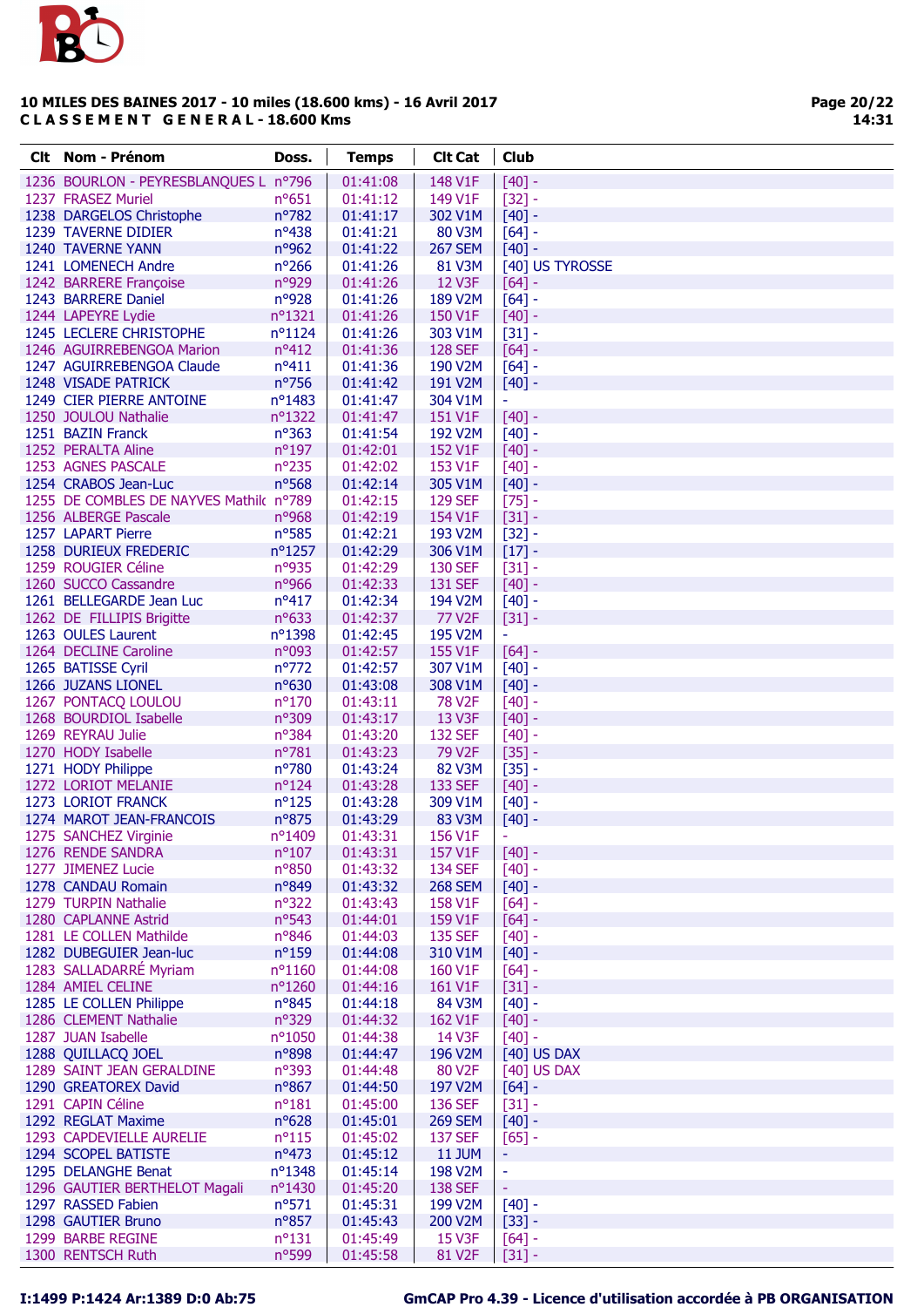**10 MILES DES BAINES 2017 - 10 miles (18.600 kms) - 16 Avril 2017**
**CLASSEMENT GENERAL - 18.600 Kms**

| Clt | Nom - Prénom | Doss. | Temps | Clt Cat | Club |
|---|---|---|---|---|---|
| 1236 | BOURLON - PEYRESBLANQUES L | n°796 | 01:41:08 | 148 V1F | [40] - |
| 1237 | FRASEZ Muriel | n°651 | 01:41:12 | 149 V1F | [32] - |
| 1238 | DARGELOS Christophe | n°782 | 01:41:17 | 302 V1M | [40] - |
| 1239 | TAVERNE DIDIER | n°438 | 01:41:21 | 80 V3M | [64] - |
| 1240 | TAVERNE YANN | n°962 | 01:41:22 | 267 SEM | [40] - |
| 1241 | LOMENECH Andre | n°266 | 01:41:26 | 81 V3M | [40] US TYROSSE |
| 1242 | BARRERE Françoise | n°929 | 01:41:26 | 12 V3F | [64] - |
| 1243 | BARRERE Daniel | n°928 | 01:41:26 | 189 V2M | [64] - |
| 1244 | LAPEYRE Lydie | n°1321 | 01:41:26 | 150 V1F | [40] - |
| 1245 | LECLERE CHRISTOPHE | n°1124 | 01:41:26 | 303 V1M | [31] - |
| 1246 | AGUIRREBENGOA Marion | n°412 | 01:41:36 | 128 SEF | [64] - |
| 1247 | AGUIRREBENGOA Claude | n°411 | 01:41:36 | 190 V2M | [64] - |
| 1248 | VISADE PATRICK | n°756 | 01:41:42 | 191 V2M | [40] - |
| 1249 | CIER PIERRE ANTOINE | n°1483 | 01:41:47 | 304 V1M | - |
| 1250 | JOULOU Nathalie | n°1322 | 01:41:47 | 151 V1F | [40] - |
| 1251 | BAZIN Franck | n°363 | 01:41:54 | 192 V2M | [40] - |
| 1252 | PERALTA Aline | n°197 | 01:42:01 | 152 V1F | [40] - |
| 1253 | AGNES PASCALE | n°235 | 01:42:02 | 153 V1F | [40] - |
| 1254 | CRABOS Jean-Luc | n°568 | 01:42:14 | 305 V1M | [40] - |
| 1255 | DE COMBLES DE NAYVES Mathilc | n°789 | 01:42:15 | 129 SEF | [75] - |
| 1256 | ALBERGE Pascale | n°968 | 01:42:19 | 154 V1F | [31] - |
| 1257 | LAPART Pierre | n°585 | 01:42:21 | 193 V2M | [32] - |
| 1258 | DURIEUX FREDERIC | n°1257 | 01:42:29 | 306 V1M | [17] - |
| 1259 | ROUGIER Céline | n°935 | 01:42:29 | 130 SEF | [31] - |
| 1260 | SUCCO Cassandre | n°966 | 01:42:33 | 131 SEF | [40] - |
| 1261 | BELLEGARDE Jean Luc | n°417 | 01:42:34 | 194 V2M | [40] - |
| 1262 | DE FILLIPIS Brigitte | n°633 | 01:42:37 | 77 V2F | [31] - |
| 1263 | OULES Laurent | n°1398 | 01:42:45 | 195 V2M | - |
| 1264 | DECLINE Caroline | n°093 | 01:42:57 | 155 V1F | [64] - |
| 1265 | BATISSE Cyril | n°772 | 01:42:57 | 307 V1M | [40] - |
| 1266 | JUZANS LIONEL | n°630 | 01:43:08 | 308 V1M | [40] - |
| 1267 | PONTACQ LOULOU | n°170 | 01:43:11 | 78 V2F | [40] - |
| 1268 | BOURDIOL Isabelle | n°309 | 01:43:17 | 13 V3F | [40] - |
| 1269 | REYRAU Julie | n°384 | 01:43:20 | 132 SEF | [40] - |
| 1270 | HODY Isabelle | n°781 | 01:43:23 | 79 V2F | [35] - |
| 1271 | HODY Philippe | n°780 | 01:43:24 | 82 V3M | [35] - |
| 1272 | LORIOT MELANIE | n°124 | 01:43:28 | 133 SEF | [40] - |
| 1273 | LORIOT FRANCK | n°125 | 01:43:28 | 309 V1M | [40] - |
| 1274 | MAROT JEAN-FRANCOIS | n°875 | 01:43:29 | 83 V3M | [40] - |
| 1275 | SANCHEZ Virginie | n°1409 | 01:43:31 | 156 V1F | - |
| 1276 | RENDE SANDRA | n°107 | 01:43:31 | 157 V1F | [40] - |
| 1277 | JIMENEZ Lucie | n°850 | 01:43:32 | 134 SEF | [40] - |
| 1278 | CANDAU Romain | n°849 | 01:43:32 | 268 SEM | [40] - |
| 1279 | TURPIN Nathalie | n°322 | 01:43:43 | 158 V1F | [64] - |
| 1280 | CAPLANNE Astrid | n°543 | 01:44:01 | 159 V1F | [64] - |
| 1281 | LE COLLEN Mathilde | n°846 | 01:44:03 | 135 SEF | [40] - |
| 1282 | DUBEGUIER Jean-luc | n°159 | 01:44:08 | 310 V1M | [40] - |
| 1283 | SALLADARRÉ Myriam | n°1160 | 01:44:08 | 160 V1F | [64] - |
| 1284 | AMIEL CELINE | n°1260 | 01:44:16 | 161 V1F | [31] - |
| 1285 | LE COLLEN Philippe | n°845 | 01:44:18 | 84 V3M | [40] - |
| 1286 | CLEMENT Nathalie | n°329 | 01:44:32 | 162 V1F | [40] - |
| 1287 | JUAN Isabelle | n°1050 | 01:44:38 | 14 V3F | [40] - |
| 1288 | QUILLACQ JOEL | n°898 | 01:44:47 | 196 V2M | [40] US DAX |
| 1289 | SAINT JEAN GERALDINE | n°393 | 01:44:48 | 80 V2F | [40] US DAX |
| 1290 | GREATOREX David | n°867 | 01:44:50 | 197 V2M | [64] - |
| 1291 | CAPIN Céline | n°181 | 01:45:00 | 136 SEF | [31] - |
| 1292 | REGLAT Maxime | n°628 | 01:45:01 | 269 SEM | [40] - |
| 1293 | CAPDEVIELLE AURELIE | n°115 | 01:45:02 | 137 SEF | [65] - |
| 1294 | SCOPEL BATISTE | n°473 | 01:45:12 | 11 JUM | - |
| 1295 | DELANGHE Benat | n°1348 | 01:45:14 | 198 V2M | - |
| 1296 | GAUTIER BERTHELOT Magali | n°1430 | 01:45:20 | 138 SEF | - |
| 1297 | RASSED Fabien | n°571 | 01:45:31 | 199 V2M | [40] - |
| 1298 | GAUTIER Bruno | n°857 | 01:45:43 | 200 V2M | [33] - |
| 1299 | BARBE REGINE | n°131 | 01:45:49 | 15 V3F | [64] - |
| 1300 | RENTSCH Ruth | n°599 | 01:45:58 | 81 V2F | [31] - |

I:1499 P:1424 Ar:1389 D:0 Ab:75 — GmCAP Pro 4.39 - Licence d'utilisation accordée à PB ORGANISATION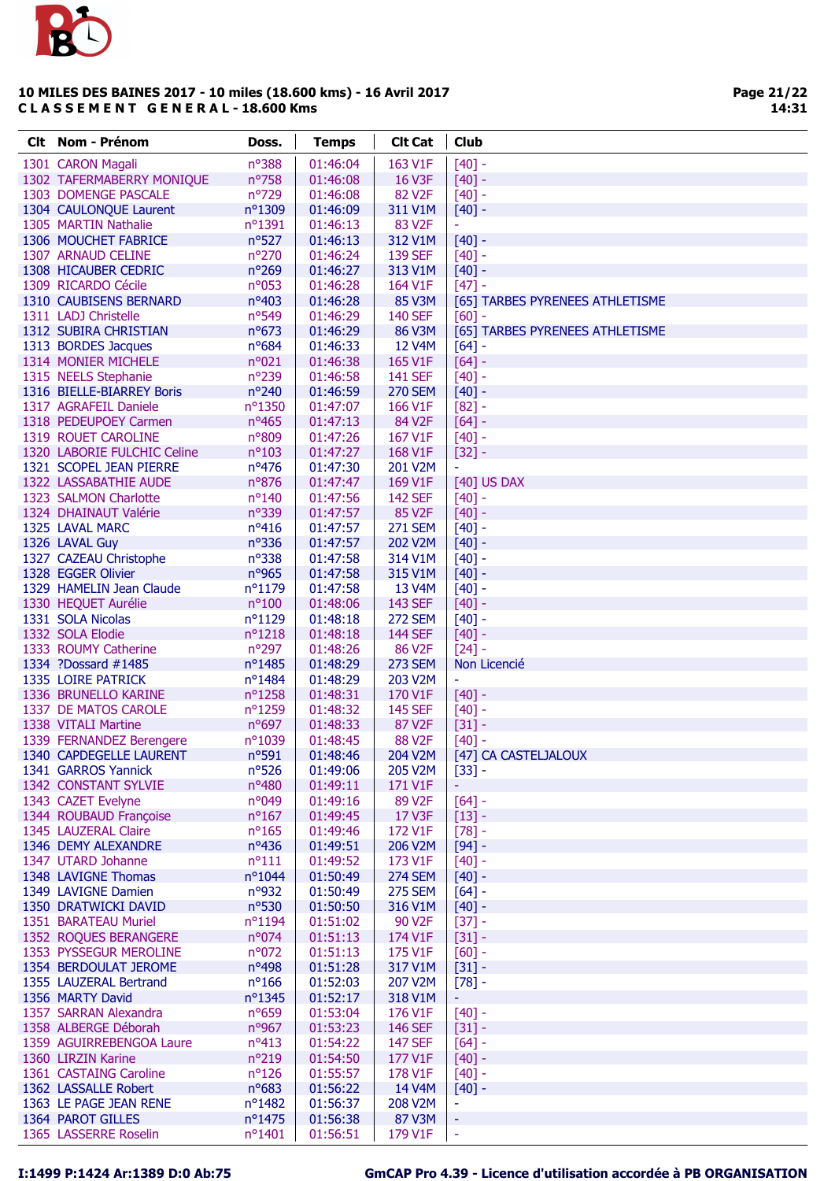**10 MILES DES BAINES 2017 - 10 miles (18.600 kms) - 16 Avril 2017**
**C L A S S E M E N T   G E N E R A L - 18.600 Kms**

| Clt | Nom - Prénom | Doss. | Temps | Clt Cat | Club |
|---|---|---|---|---|---|
| 1301 | CARON Magali | n°388 | 01:46:04 | 163 V1F | [40] - |
| 1302 | TAFERMABERRY MONIQUE | n°758 | 01:46:08 | 16 V3F | [40] - |
| 1303 | DOMENGE PASCALE | n°729 | 01:46:08 | 82 V2F | [40] - |
| 1304 | CAULONQUE Laurent | n°1309 | 01:46:09 | 311 V1M | [40] - |
| 1305 | MARTIN Nathalie | n°1391 | 01:46:13 | 83 V2F | - |
| 1306 | MOUCHET FABRICE | n°527 | 01:46:13 | 312 V1M | [40] - |
| 1307 | ARNAUD CELINE | n°270 | 01:46:24 | 139 SEF | [40] - |
| 1308 | HICAUBER CEDRIC | n°269 | 01:46:27 | 313 V1M | [40] - |
| 1309 | RICARDO Cécile | n°053 | 01:46:28 | 164 V1F | [47] - |
| 1310 | CAUBISENS BERNARD | n°403 | 01:46:28 | 85 V3M | [65] TARBES PYRENEES ATHLETISME |
| 1311 | LADJ Christelle | n°549 | 01:46:29 | 140 SEF | [60] - |
| 1312 | SUBIRA CHRISTIAN | n°673 | 01:46:29 | 86 V3M | [65] TARBES PYRENEES ATHLETISME |
| 1313 | BORDES Jacques | n°684 | 01:46:33 | 12 V4M | [64] - |
| 1314 | MONIER MICHELE | n°021 | 01:46:38 | 165 V1F | [64] - |
| 1315 | NEELS Stephanie | n°239 | 01:46:58 | 141 SEF | [40] - |
| 1316 | BIELLE-BIARREY Boris | n°240 | 01:46:59 | 270 SEM | [40] - |
| 1317 | AGRAFEIL Daniele | n°1350 | 01:47:07 | 166 V1F | [82] - |
| 1318 | PEDEUPOEY Carmen | n°465 | 01:47:13 | 84 V2F | [64] - |
| 1319 | ROUET CAROLINE | n°809 | 01:47:26 | 167 V1F | [40] - |
| 1320 | LABORIE FULCHIC Celine | n°103 | 01:47:27 | 168 V1F | [32] - |
| 1321 | SCOPEL JEAN PIERRE | n°476 | 01:47:30 | 201 V2M | - |
| 1322 | LASSABATHIE AUDE | n°876 | 01:47:47 | 169 V1F | [40] US DAX |
| 1323 | SALMON Charlotte | n°140 | 01:47:56 | 142 SEF | [40] - |
| 1324 | DHAINAUT Valérie | n°339 | 01:47:57 | 85 V2F | [40] - |
| 1325 | LAVAL MARC | n°416 | 01:47:57 | 271 SEM | [40] - |
| 1326 | LAVAL Guy | n°336 | 01:47:57 | 202 V2M | [40] - |
| 1327 | CAZEAU Christophe | n°338 | 01:47:58 | 314 V1M | [40] - |
| 1328 | EGGER Olivier | n°965 | 01:47:58 | 315 V1M | [40] - |
| 1329 | HAMELIN Jean Claude | n°1179 | 01:47:58 | 13 V4M | [40] - |
| 1330 | HEQUET Aurélie | n°100 | 01:48:06 | 143 SEF | [40] - |
| 1331 | SOLA Nicolas | n°1129 | 01:48:18 | 272 SEM | [40] - |
| 1332 | SOLA Elodie | n°1218 | 01:48:18 | 144 SEF | [40] - |
| 1333 | ROUMY Catherine | n°297 | 01:48:26 | 86 V2F | [24] - |
| 1334 | ?Dossard #1485 | n°1485 | 01:48:29 | 273 SEM | Non Licencié |
| 1335 | LOIRE PATRICK | n°1484 | 01:48:29 | 203 V2M | - |
| 1336 | BRUNELLO KARINE | n°1258 | 01:48:31 | 170 V1F | [40] - |
| 1337 | DE MATOS CAROLE | n°1259 | 01:48:32 | 145 SEF | [40] - |
| 1338 | VITALI Martine | n°697 | 01:48:33 | 87 V2F | [31] - |
| 1339 | FERNANDEZ Berengere | n°1039 | 01:48:45 | 88 V2F | [40] - |
| 1340 | CAPDEGELLE LAURENT | n°591 | 01:48:46 | 204 V2M | [47] CA CASTELJALOUX |
| 1341 | GARROS Yannick | n°526 | 01:49:06 | 205 V2M | [33] - |
| 1342 | CONSTANT SYLVIE | n°480 | 01:49:11 | 171 V1F | - |
| 1343 | CAZET Evelyne | n°049 | 01:49:16 | 89 V2F | [64] - |
| 1344 | ROUBAUD Françoise | n°167 | 01:49:45 | 17 V3F | [13] - |
| 1345 | LAUZERAL Claire | n°165 | 01:49:46 | 172 V1F | [78] - |
| 1346 | DEMY ALEXANDRE | n°436 | 01:49:51 | 206 V2M | [94] - |
| 1347 | UTARD Johanne | n°111 | 01:49:52 | 173 V1F | [40] - |
| 1348 | LAVIGNE Thomas | n°1044 | 01:50:49 | 274 SEM | [40] - |
| 1349 | LAVIGNE Damien | n°932 | 01:50:49 | 275 SEM | [64] - |
| 1350 | DRATWICKI DAVID | n°530 | 01:50:50 | 316 V1M | [40] - |
| 1351 | BARATEAU Muriel | n°1194 | 01:51:02 | 90 V2F | [37] - |
| 1352 | ROQUES BERANGERE | n°074 | 01:51:13 | 174 V1F | [31] - |
| 1353 | PYSSEGUR MEROLINE | n°072 | 01:51:13 | 175 V1F | [60] - |
| 1354 | BERDOULAT JEROME | n°498 | 01:51:28 | 317 V1M | [31] - |
| 1355 | LAUZERAL Bertrand | n°166 | 01:52:03 | 207 V2M | [78] - |
| 1356 | MARTY David | n°1345 | 01:52:17 | 318 V1M | - |
| 1357 | SARRAN Alexandra | n°659 | 01:53:04 | 176 V1F | [40] - |
| 1358 | ALBERGE Déborah | n°967 | 01:53:23 | 146 SEF | [31] - |
| 1359 | AGUIRREBENGOA Laure | n°413 | 01:54:22 | 147 SEF | [64] - |
| 1360 | LIRZIN Karine | n°219 | 01:54:50 | 177 V1F | [40] - |
| 1361 | CASTAING Caroline | n°126 | 01:55:57 | 178 V1F | [40] - |
| 1362 | LASSALLE Robert | n°683 | 01:56:22 | 14 V4M | [40] - |
| 1363 | LE PAGE JEAN RENE | n°1482 | 01:56:37 | 208 V2M | - |
| 1364 | PAROT GILLES | n°1475 | 01:56:38 | 87 V3M | - |
| 1365 | LASSERRE Roselin | n°1401 | 01:56:51 | 179 V1F | - |

I:1499 P:1424 Ar:1389 D:0 Ab:75

GmCAP Pro 4.39 - Licence d'utilisation accordée à PB ORGANISATION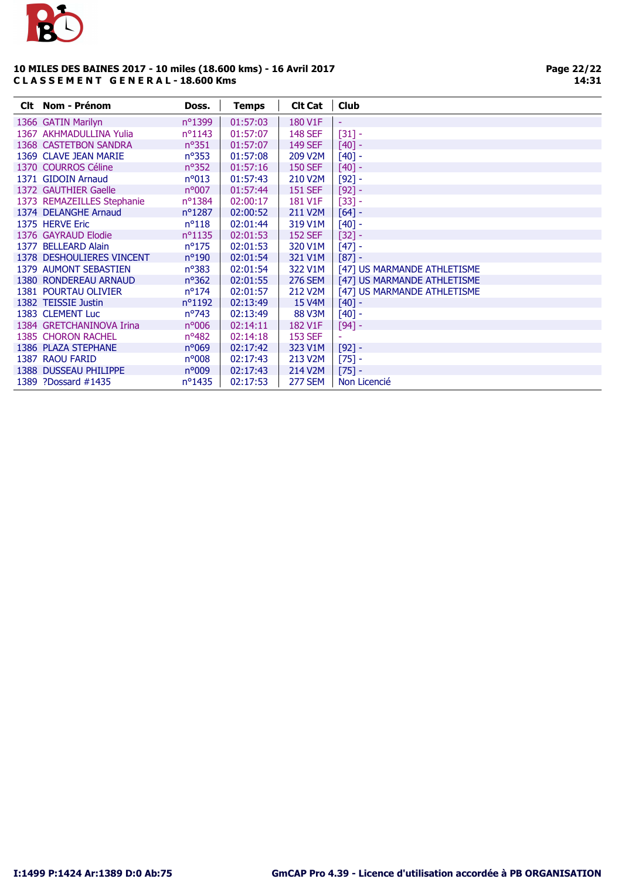**10 MILES DES BAINES 2017 - 10 miles (18.600 kms) - 16 Avril 2017**
**C L A S S E M E N T   G E N E R A L - 18.600 Kms**

| Clt | Nom - Prénom | Doss. | Temps | Clt Cat | Club |
|---|---|---|---|---|---|
| 1366 | GATIN Marilyn | n°1399 | 01:57:03 | 180 V1F | - |
| 1367 | AKHMADULLINA Yulia | n°1143 | 01:57:07 | 148 SEF | [31] - |
| 1368 | CASTETBON SANDRA | n°351 | 01:57:07 | 149 SEF | [40] - |
| 1369 | CLAVE JEAN MARIE | n°353 | 01:57:08 | 209 V2M | [40] - |
| 1370 | COURROS Céline | n°352 | 01:57:16 | 150 SEF | [40] - |
| 1371 | GIDOIN Arnaud | n°013 | 01:57:43 | 210 V2M | [92] - |
| 1372 | GAUTHIER Gaelle | n°007 | 01:57:44 | 151 SEF | [92] - |
| 1373 | REMAZEILLES Stephanie | n°1384 | 02:00:17 | 181 V1F | [33] - |
| 1374 | DELANGHE Arnaud | n°1287 | 02:00:52 | 211 V2M | [64] - |
| 1375 | HERVE Eric | n°118 | 02:01:44 | 319 V1M | [40] - |
| 1376 | GAYRAUD Elodie | n°1135 | 02:01:53 | 152 SEF | [32] - |
| 1377 | BELLEARD Alain | n°175 | 02:01:53 | 320 V1M | [47] - |
| 1378 | DESHOULIERES VINCENT | n°190 | 02:01:54 | 321 V1M | [87] - |
| 1379 | AUMONT SEBASTIEN | n°383 | 02:01:54 | 322 V1M | [47] US MARMANDE ATHLETISME |
| 1380 | RONDEREAU ARNAUD | n°362 | 02:01:55 | 276 SEM | [47] US MARMANDE ATHLETISME |
| 1381 | POURTAU OLIVIER | n°174 | 02:01:57 | 212 V2M | [47] US MARMANDE ATHLETISME |
| 1382 | TEISSIE Justin | n°1192 | 02:13:49 | 15 V4M | [40] - |
| 1383 | CLEMENT Luc | n°743 | 02:13:49 | 88 V3M | [40] - |
| 1384 | GRETCHANINOVA Irina | n°006 | 02:14:11 | 182 V1F | [94] - |
| 1385 | CHORON RACHEL | n°482 | 02:14:18 | 153 SEF | - |
| 1386 | PLAZA STEPHANE | n°069 | 02:17:42 | 323 V1M | [92] - |
| 1387 | RAOU FARID | n°008 | 02:17:43 | 213 V2M | [75] - |
| 1388 | DUSSEAU PHILIPPE | n°009 | 02:17:43 | 214 V2M | [75] - |
| 1389 | ?Dossard #1435 | n°1435 | 02:17:53 | 277 SEM | Non Licencié |

I:1499 P:1424 Ar:1389 D:0 Ab:75

GmCAP Pro 4.39 - Licence d'utilisation accordée à PB ORGANISATION